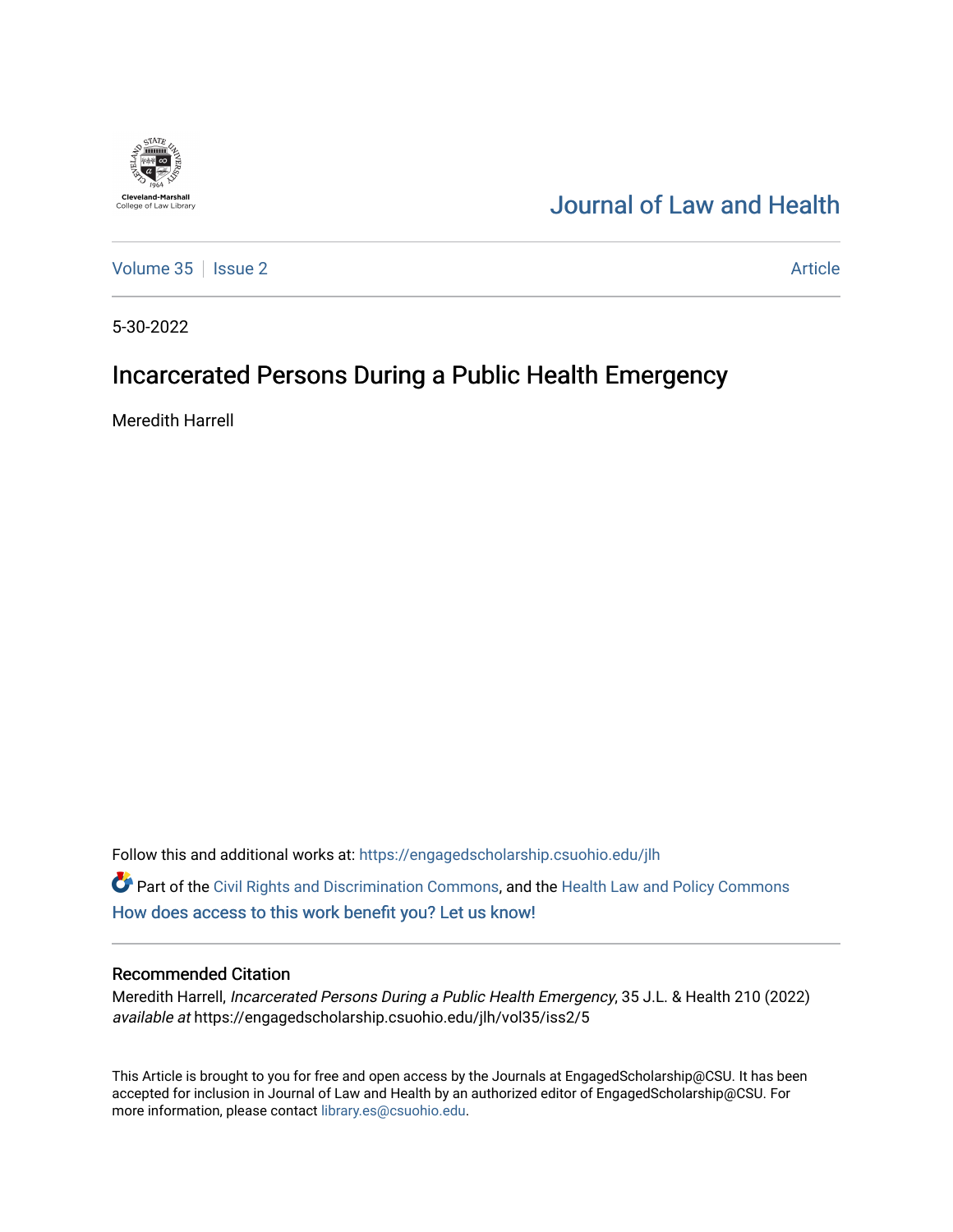Cleveland-Marshall College of Law Library

# Journal of Law and Health

Volume 35 | Issue 2 — Article

5-30-2022

## Incarcerated Persons During a Public Health Emergency

Meredith Harrell

Follow this and additional works at: https://engagedscholarship.csuohio.edu/jlh

Part of the Civil Rights and Discrimination Commons, and the Health Law and Policy Commons

How does access to this work benefit you? Let us know!

### Recommended Citation

Meredith Harrell, *Incarcerated Persons During a Public Health Emergency*, 35 J.L. & Health 210 (2022) *available at* https://engagedscholarship.csuohio.edu/jlh/vol35/iss2/5

This Article is brought to you for free and open access by the Journals at EngagedScholarship@CSU. It has been accepted for inclusion in Journal of Law and Health by an authorized editor of EngagedScholarship@CSU. For more information, please contact library.es@csuohio.edu.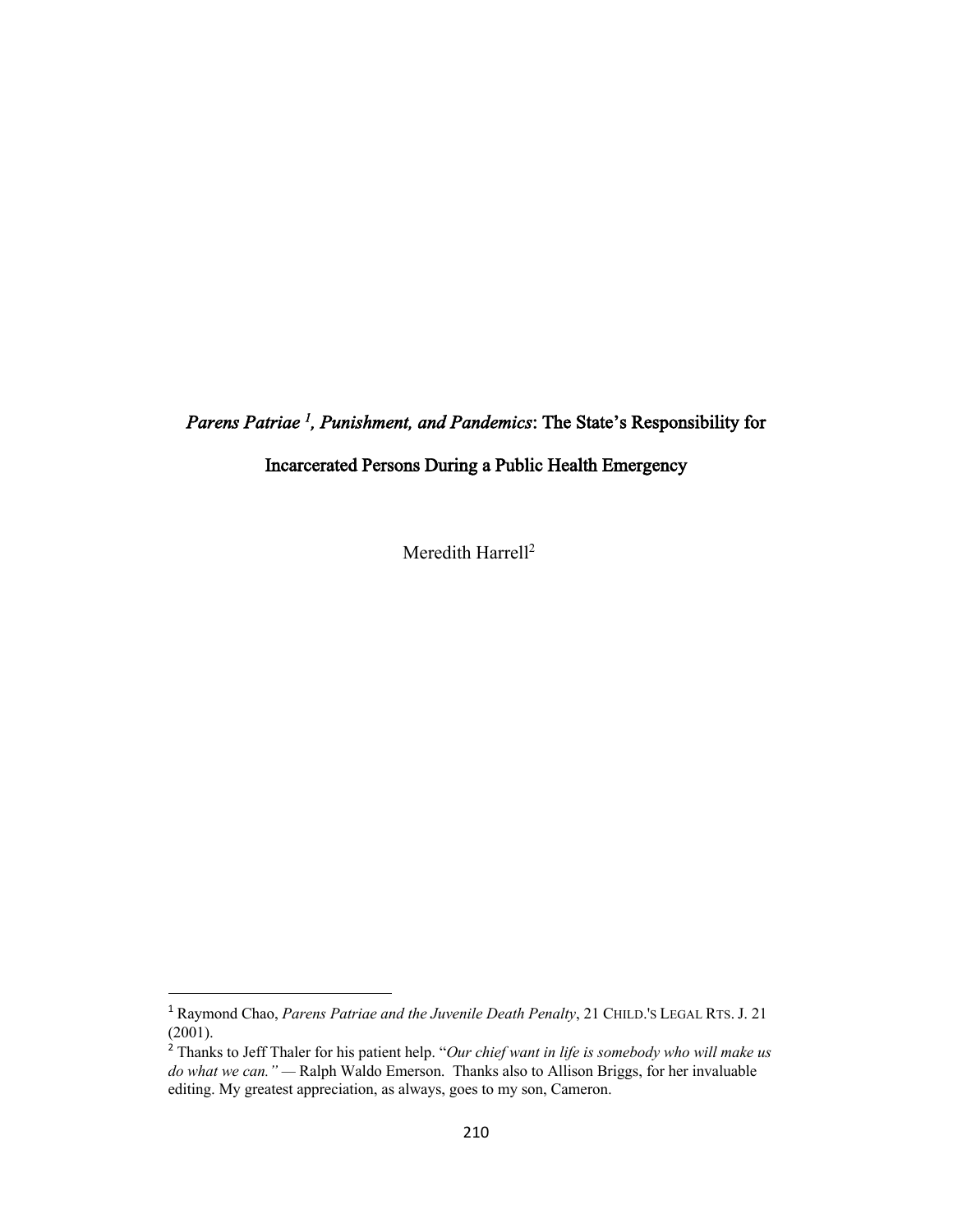# *Parens Patriae* [1], *Punishment, and Pandemics*: The State's Responsibility for Incarcerated Persons During a Public Health Emergency

Meredith Harrell[2]

---

[1] Raymond Chao, *Parens Patriae and the Juvenile Death Penalty*, 21 CHILD.'S LEGAL RTS. J. 21 (2001).

[2] Thanks to Jeff Thaler for his patient help. "*Our chief want in life is somebody who will make us do what we can."* — Ralph Waldo Emerson. Thanks also to Allison Briggs, for her invaluable editing. My greatest appreciation, as always, goes to my son, Cameron.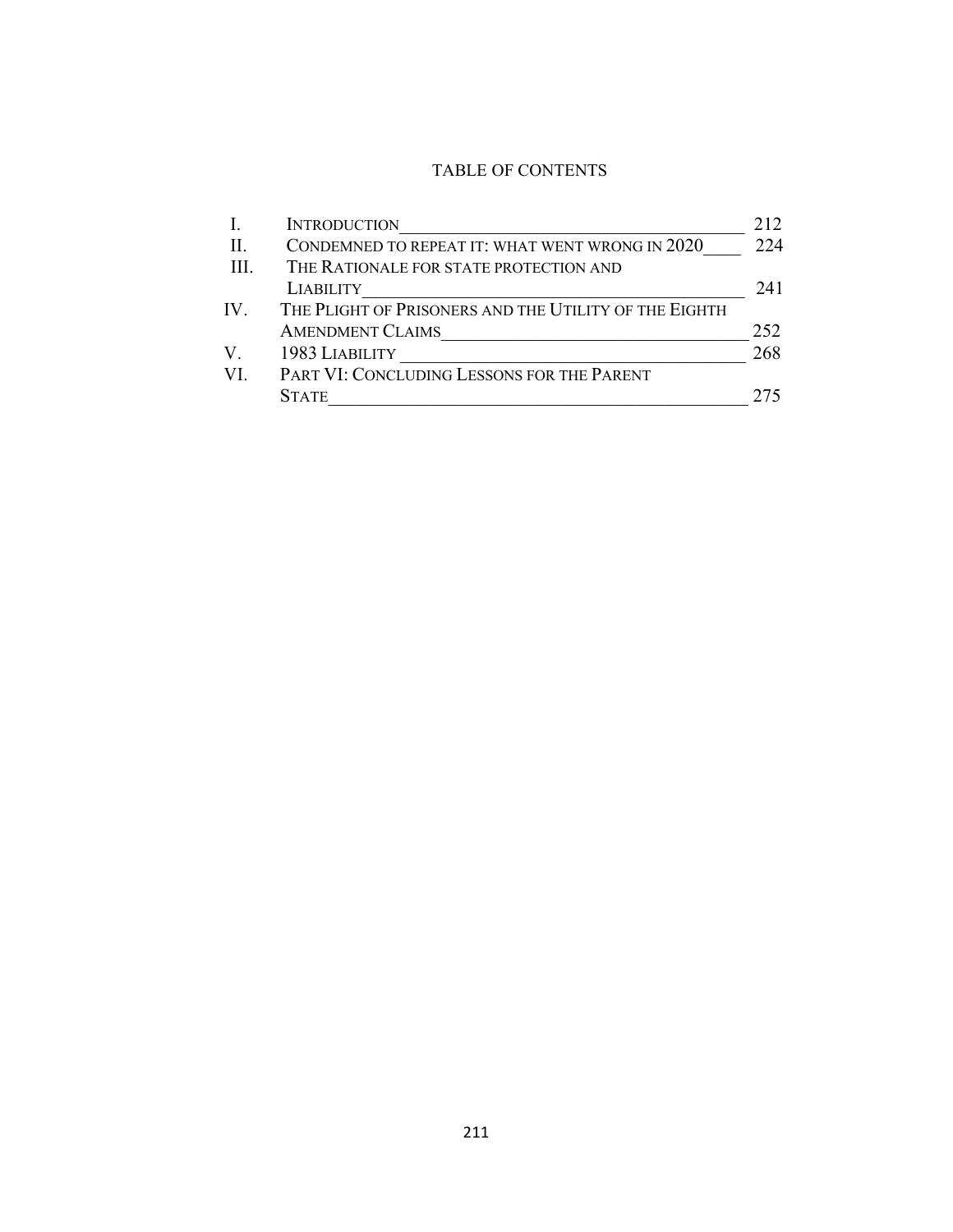## TABLE OF CONTENTS

| | | |
|---|---|---|
| I. | INTRODUCTION | 212 |
| II. | CONDEMNED TO REPEAT IT: WHAT WENT WRONG IN 2020 | 224 |
| III. | THE RATIONALE FOR STATE PROTECTION AND LIABILITY | 241 |
| IV. | THE PLIGHT OF PRISONERS AND THE UTILITY OF THE EIGHTH AMENDMENT CLAIMS | 252 |
| V. | 1983 LIABILITY | 268 |
| VI. | PART VI: CONCLUDING LESSONS FOR THE PARENT STATE | 275 |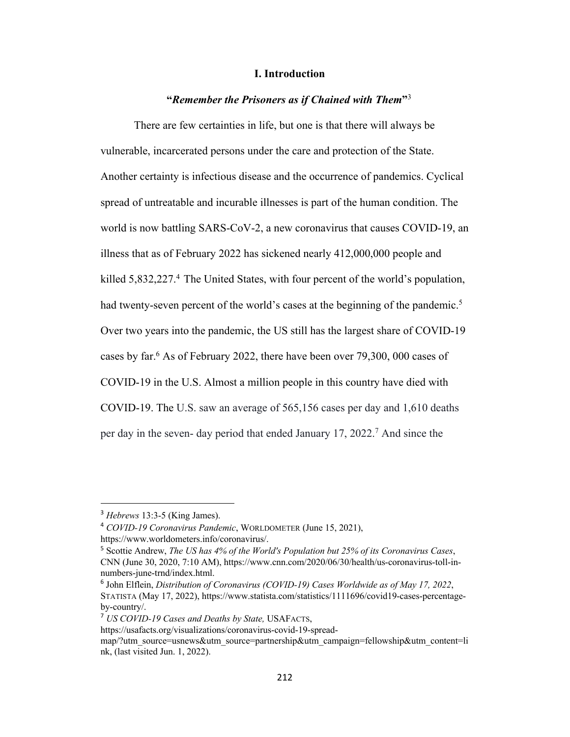## I. Introduction

### "*Remember the Prisoners as if Chained with Them*"[3]

There are few certainties in life, but one is that there will always be vulnerable, incarcerated persons under the care and protection of the State. Another certainty is infectious disease and the occurrence of pandemics. Cyclical spread of untreatable and incurable illnesses is part of the human condition. The world is now battling SARS-CoV-2, a new coronavirus that causes COVID-19, an illness that as of February 2022 has sickened nearly 412,000,000 people and killed 5,832,227.[4] The United States, with four percent of the world's population, had twenty-seven percent of the world's cases at the beginning of the pandemic.[5] Over two years into the pandemic, the US still has the largest share of COVID-19 cases by far.[6] As of February 2022, there have been over 79,300, 000 cases of COVID-19 in the U.S. Almost a million people in this country have died with COVID-19. The U.S. saw an average of 565,156 cases per day and 1,610 deaths per day in the seven- day period that ended January 17, 2022.[7] And since the

---

[3] *Hebrews* 13:3-5 (King James).

[4] *COVID-19 Coronavirus Pandemic*, WORLDOMETER (June 15, 2021), https://www.worldometers.info/coronavirus/.

[5] Scottie Andrew, *The US has 4% of the World's Population but 25% of its Coronavirus Cases*, CNN (June 30, 2020, 7:10 AM), https://www.cnn.com/2020/06/30/health/us-coronavirus-toll-in-numbers-june-trnd/index.html.

[6] John Elflein, *Distribution of Coronavirus (COVID-19) Cases Worldwide as of May 17, 2022*, STATISTA (May 17, 2022), https://www.statista.com/statistics/1111696/covid19-cases-percentage-by-country/.

[7] *US COVID-19 Cases and Deaths by State,* USAFACTS, https://usafacts.org/visualizations/coronavirus-covid-19-spread-map/?utm_source=usnews&utm_source=partnership&utm_campaign=fellowship&utm_content=link, (last visited Jun. 1, 2022).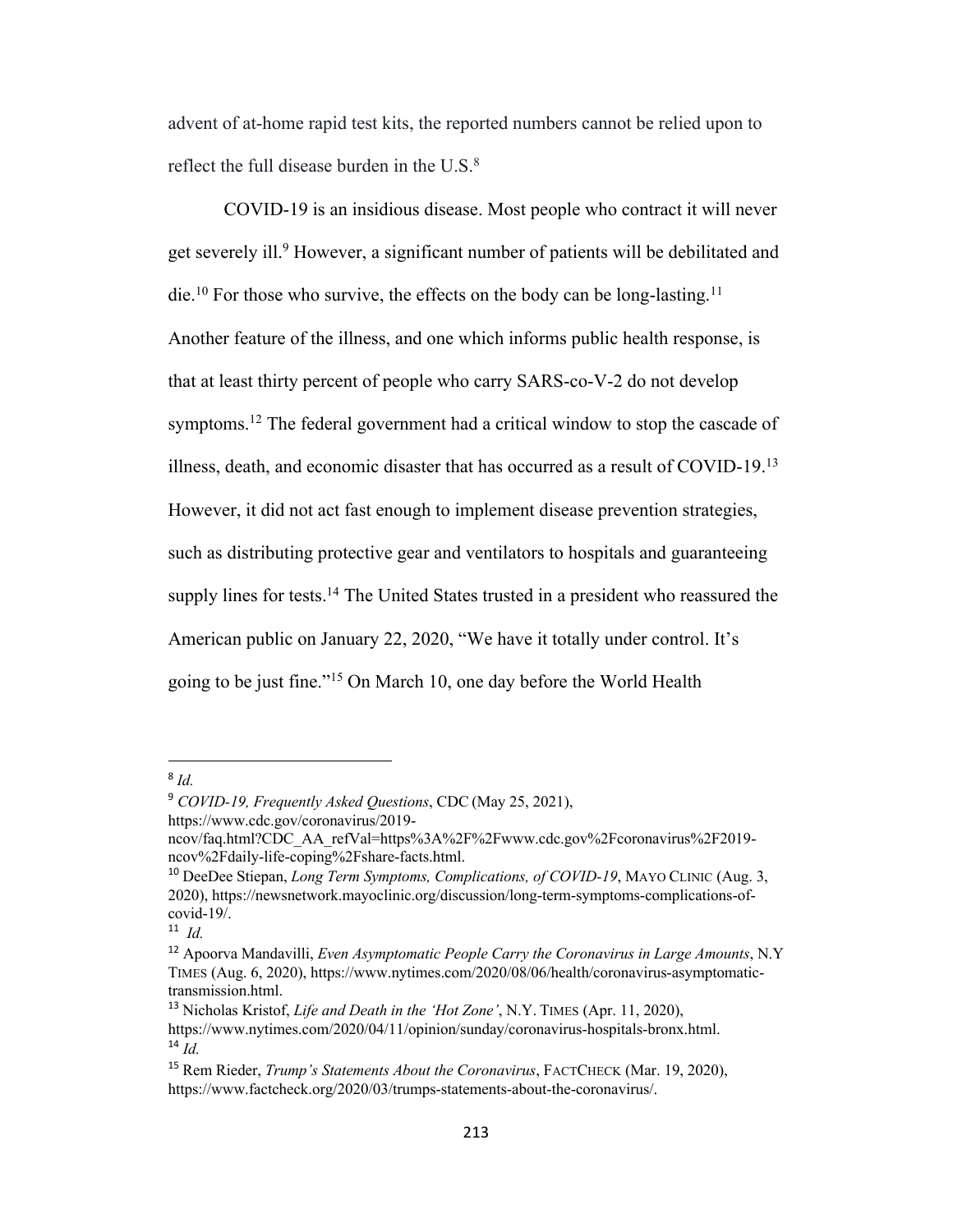advent of at-home rapid test kits, the reported numbers cannot be relied upon to reflect the full disease burden in the U.S.[8]

COVID-19 is an insidious disease. Most people who contract it will never get severely ill.[9] However, a significant number of patients will be debilitated and die.[10] For those who survive, the effects on the body can be long-lasting.[11] Another feature of the illness, and one which informs public health response, is that at least thirty percent of people who carry SARS-co-V-2 do not develop symptoms.[12] The federal government had a critical window to stop the cascade of illness, death, and economic disaster that has occurred as a result of COVID-19.[13] However, it did not act fast enough to implement disease prevention strategies, such as distributing protective gear and ventilators to hospitals and guaranteeing supply lines for tests.[14] The United States trusted in a president who reassured the American public on January 22, 2020, "We have it totally under control. It's going to be just fine."[15] On March 10, one day before the World Health

---

[8] *Id.*

[9] *COVID-19, Frequently Asked Questions*, CDC (May 25, 2021), https://www.cdc.gov/coronavirus/2019-ncov/faq.html?CDC_AA_refVal=https%3A%2F%2Fwww.cdc.gov%2Fcoronavirus%2F2019-ncov%2Fdaily-life-coping%2Fshare-facts.html.

[10] DeeDee Stiepan, *Long Term Symptoms, Complications, of COVID-19*, MAYO CLINIC (Aug. 3, 2020), https://newsnetwork.mayoclinic.org/discussion/long-term-symptoms-complications-of-covid-19/.

[11] *Id.*

[12] Apoorva Mandavilli, *Even Asymptomatic People Carry the Coronavirus in Large Amounts*, N.Y TIMES (Aug. 6, 2020), https://www.nytimes.com/2020/08/06/health/coronavirus-asymptomatic-transmission.html.

[13] Nicholas Kristof, *Life and Death in the 'Hot Zone'*, N.Y. TIMES (Apr. 11, 2020), https://www.nytimes.com/2020/04/11/opinion/sunday/coronavirus-hospitals-bronx.html.

[14] *Id.*

[15] Rem Rieder, *Trump's Statements About the Coronavirus*, FACTCHECK (Mar. 19, 2020), https://www.factcheck.org/2020/03/trumps-statements-about-the-coronavirus/.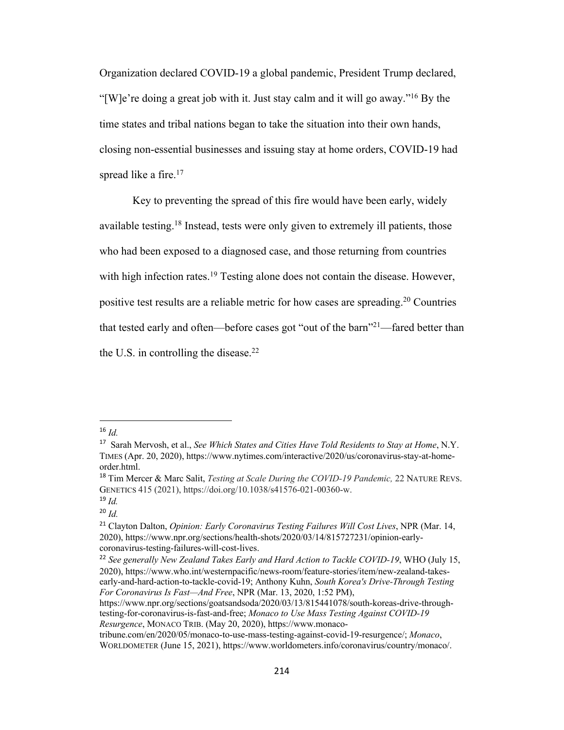Organization declared COVID-19 a global pandemic, President Trump declared, "[W]e're doing a great job with it. Just stay calm and it will go away."[16] By the time states and tribal nations began to take the situation into their own hands, closing non-essential businesses and issuing stay at home orders, COVID-19 had spread like a fire.[17]

Key to preventing the spread of this fire would have been early, widely available testing.[18] Instead, tests were only given to extremely ill patients, those who had been exposed to a diagnosed case, and those returning from countries with high infection rates.[19] Testing alone does not contain the disease. However, positive test results are a reliable metric for how cases are spreading.[20] Countries that tested early and often—before cases got "out of the barn"[21]—fared better than the U.S. in controlling the disease.[22]

---

[16] *Id.*

[17] Sarah Mervosh, et al., *See Which States and Cities Have Told Residents to Stay at Home*, N.Y. TIMES (Apr. 20, 2020), https://www.nytimes.com/interactive/2020/us/coronavirus-stay-at-home-order.html.

[18] Tim Mercer & Marc Salit, *Testing at Scale During the COVID-19 Pandemic,* 22 NATURE REVS. GENETICS 415 (2021), https://doi.org/10.1038/s41576-021-00360-w.

[19] *Id.*

[20] *Id.*

[21] Clayton Dalton, *Opinion: Early Coronavirus Testing Failures Will Cost Lives*, NPR (Mar. 14, 2020), https://www.npr.org/sections/health-shots/2020/03/14/815727231/opinion-early-coronavirus-testing-failures-will-cost-lives.

[22] *See generally New Zealand Takes Early and Hard Action to Tackle COVID-19*, WHO (July 15, 2020), https://www.who.int/westernpacific/news-room/feature-stories/item/new-zealand-takes-early-and-hard-action-to-tackle-covid-19; Anthony Kuhn, *South Korea's Drive-Through Testing For Coronavirus Is Fast—And Free*, NPR (Mar. 13, 2020, 1:52 PM), https://www.npr.org/sections/goatsandsoda/2020/03/13/815441078/south-koreas-drive-through-testing-for-coronavirus-is-fast-and-free; *Monaco to Use Mass Testing Against COVID-19 Resurgence*, MONACO TRIB. (May 20, 2020), https://www.monaco-tribune.com/en/2020/05/monaco-to-use-mass-testing-against-covid-19-resurgence/; *Monaco*, WORLDOMETER (June 15, 2021), https://www.worldometers.info/coronavirus/country/monaco/.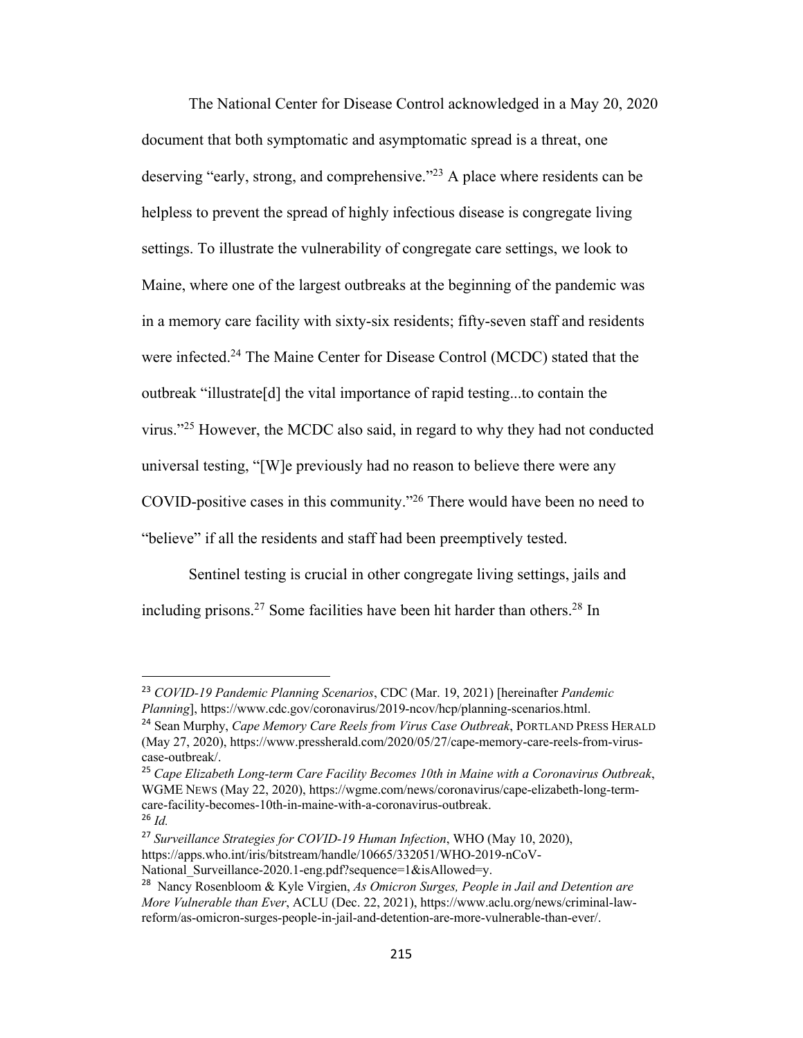The National Center for Disease Control acknowledged in a May 20, 2020 document that both symptomatic and asymptomatic spread is a threat, one deserving "early, strong, and comprehensive."[23] A place where residents can be helpless to prevent the spread of highly infectious disease is congregate living settings. To illustrate the vulnerability of congregate care settings, we look to Maine, where one of the largest outbreaks at the beginning of the pandemic was in a memory care facility with sixty-six residents; fifty-seven staff and residents were infected.[24] The Maine Center for Disease Control (MCDC) stated that the outbreak "illustrate[d] the vital importance of rapid testing...to contain the virus."[25] However, the MCDC also said, in regard to why they had not conducted universal testing, "[W]e previously had no reason to believe there were any COVID-positive cases in this community."[26] There would have been no need to "believe" if all the residents and staff had been preemptively tested.

Sentinel testing is crucial in other congregate living settings, jails and including prisons.[27] Some facilities have been hit harder than others.[28] In

---

[23] *COVID-19 Pandemic Planning Scenarios*, CDC (Mar. 19, 2021) [hereinafter *Pandemic Planning*], https://www.cdc.gov/coronavirus/2019-ncov/hcp/planning-scenarios.html.

[24] Sean Murphy, *Cape Memory Care Reels from Virus Case Outbreak*, PORTLAND PRESS HERALD (May 27, 2020), https://www.pressherald.com/2020/05/27/cape-memory-care-reels-from-virus-case-outbreak/.

[25] *Cape Elizabeth Long-term Care Facility Becomes 10th in Maine with a Coronavirus Outbreak*, WGME NEWS (May 22, 2020), https://wgme.com/news/coronavirus/cape-elizabeth-long-term-care-facility-becomes-10th-in-maine-with-a-coronavirus-outbreak.

[26] *Id.*

[27] *Surveillance Strategies for COVID-19 Human Infection*, WHO (May 10, 2020), https://apps.who.int/iris/bitstream/handle/10665/332051/WHO-2019-nCoV-National_Surveillance-2020.1-eng.pdf?sequence=1&isAllowed=y.

[28] Nancy Rosenbloom & Kyle Virgien, *As Omicron Surges, People in Jail and Detention are More Vulnerable than Ever*, ACLU (Dec. 22, 2021), https://www.aclu.org/news/criminal-law-reform/as-omicron-surges-people-in-jail-and-detention-are-more-vulnerable-than-ever/.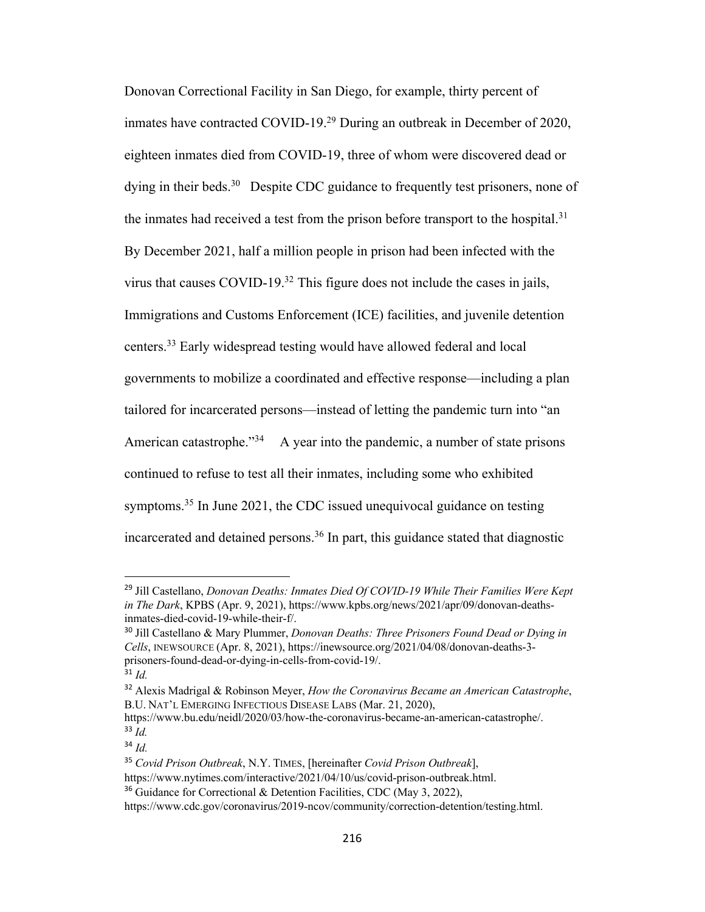Donovan Correctional Facility in San Diego, for example, thirty percent of inmates have contracted COVID-19.[29] During an outbreak in December of 2020, eighteen inmates died from COVID-19, three of whom were discovered dead or dying in their beds.[30] Despite CDC guidance to frequently test prisoners, none of the inmates had received a test from the prison before transport to the hospital.[31] By December 2021, half a million people in prison had been infected with the virus that causes COVID-19.[32] This figure does not include the cases in jails, Immigrations and Customs Enforcement (ICE) facilities, and juvenile detention centers.[33] Early widespread testing would have allowed federal and local governments to mobilize a coordinated and effective response—including a plan tailored for incarcerated persons—instead of letting the pandemic turn into "an American catastrophe."[34] A year into the pandemic, a number of state prisons continued to refuse to test all their inmates, including some who exhibited symptoms.[35] In June 2021, the CDC issued unequivocal guidance on testing incarcerated and detained persons.[36] In part, this guidance stated that diagnostic

---

[29] Jill Castellano, *Donovan Deaths: Inmates Died Of COVID-19 While Their Families Were Kept in The Dark*, KPBS (Apr. 9, 2021), https://www.kpbs.org/news/2021/apr/09/donovan-deaths-inmates-died-covid-19-while-their-f/.

[30] Jill Castellano & Mary Plummer, *Donovan Deaths: Three Prisoners Found Dead or Dying in Cells*, INEWSOURCE (Apr. 8, 2021), https://inewsource.org/2021/04/08/donovan-deaths-3-prisoners-found-dead-or-dying-in-cells-from-covid-19/.

[31] *Id.*

[32] Alexis Madrigal & Robinson Meyer, *How the Coronavirus Became an American Catastrophe*, B.U. NAT'L EMERGING INFECTIOUS DISEASE LABS (Mar. 21, 2020), https://www.bu.edu/neidl/2020/03/how-the-coronavirus-became-an-american-catastrophe/.

[33] *Id.*

[34] *Id.*

[35] *Covid Prison Outbreak*, N.Y. TIMES, [hereinafter *Covid Prison Outbreak*], https://www.nytimes.com/interactive/2021/04/10/us/covid-prison-outbreak.html.

[36] Guidance for Correctional & Detention Facilities, CDC (May 3, 2022), https://www.cdc.gov/coronavirus/2019-ncov/community/correction-detention/testing.html.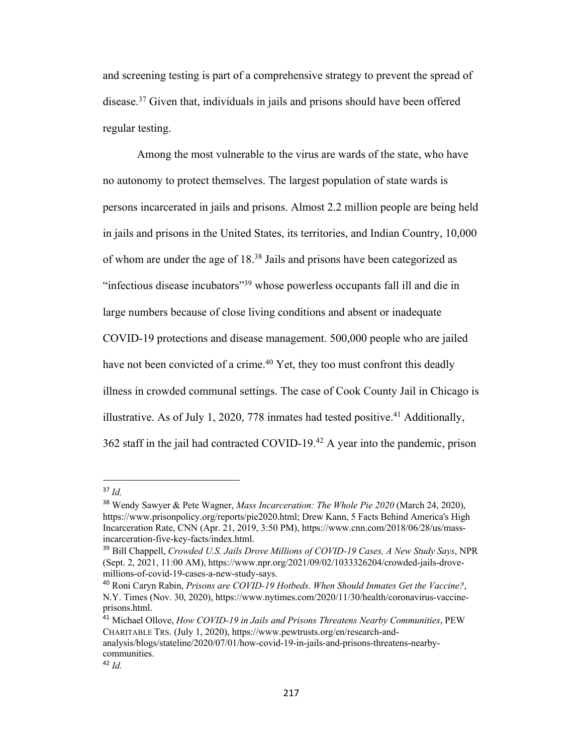and screening testing is part of a comprehensive strategy to prevent the spread of disease.[37] Given that, individuals in jails and prisons should have been offered regular testing.

Among the most vulnerable to the virus are wards of the state, who have no autonomy to protect themselves. The largest population of state wards is persons incarcerated in jails and prisons. Almost 2.2 million people are being held in jails and prisons in the United States, its territories, and Indian Country, 10,000 of whom are under the age of 18.[38] Jails and prisons have been categorized as "infectious disease incubators"[39] whose powerless occupants fall ill and die in large numbers because of close living conditions and absent or inadequate COVID-19 protections and disease management. 500,000 people who are jailed have not been convicted of a crime.[40] Yet, they too must confront this deadly illness in crowded communal settings. The case of Cook County Jail in Chicago is illustrative. As of July 1, 2020, 778 inmates had tested positive.[41] Additionally, 362 staff in the jail had contracted COVID-19.[42] A year into the pandemic, prison

---

[37] *Id.*

[38] Wendy Sawyer & Pete Wagner, *Mass Incarceration: The Whole Pie 2020* (March 24, 2020), https://www.prisonpolicy.org/reports/pie2020.html; Drew Kann, 5 Facts Behind America's High Incarceration Rate, CNN (Apr. 21, 2019, 3:50 PM), https://www.cnn.com/2018/06/28/us/mass-incarceration-five-key-facts/index.html.

[39] Bill Chappell, *Crowded U.S. Jails Drove Millions of COVID-19 Cases, A New Study Says*, NPR (Sept. 2, 2021, 11:00 AM), https://www.npr.org/2021/09/02/1033326204/crowded-jails-drove-millions-of-covid-19-cases-a-new-study-says.

[40] Roni Caryn Rabin, *Prisons are COVID-19 Hotbeds. When Should Inmates Get the Vaccine?*, N.Y. Times (Nov. 30, 2020), https://www.nytimes.com/2020/11/30/health/coronavirus-vaccine-prisons.html.

[41] Michael Ollove, *How COVID-19 in Jails and Prisons Threatens Nearby Communities*, PEW CHARITABLE TRS. (July 1, 2020), https://www.pewtrusts.org/en/research-and-analysis/blogs/stateline/2020/07/01/how-covid-19-in-jails-and-prisons-threatens-nearby-communities.

[42] *Id.*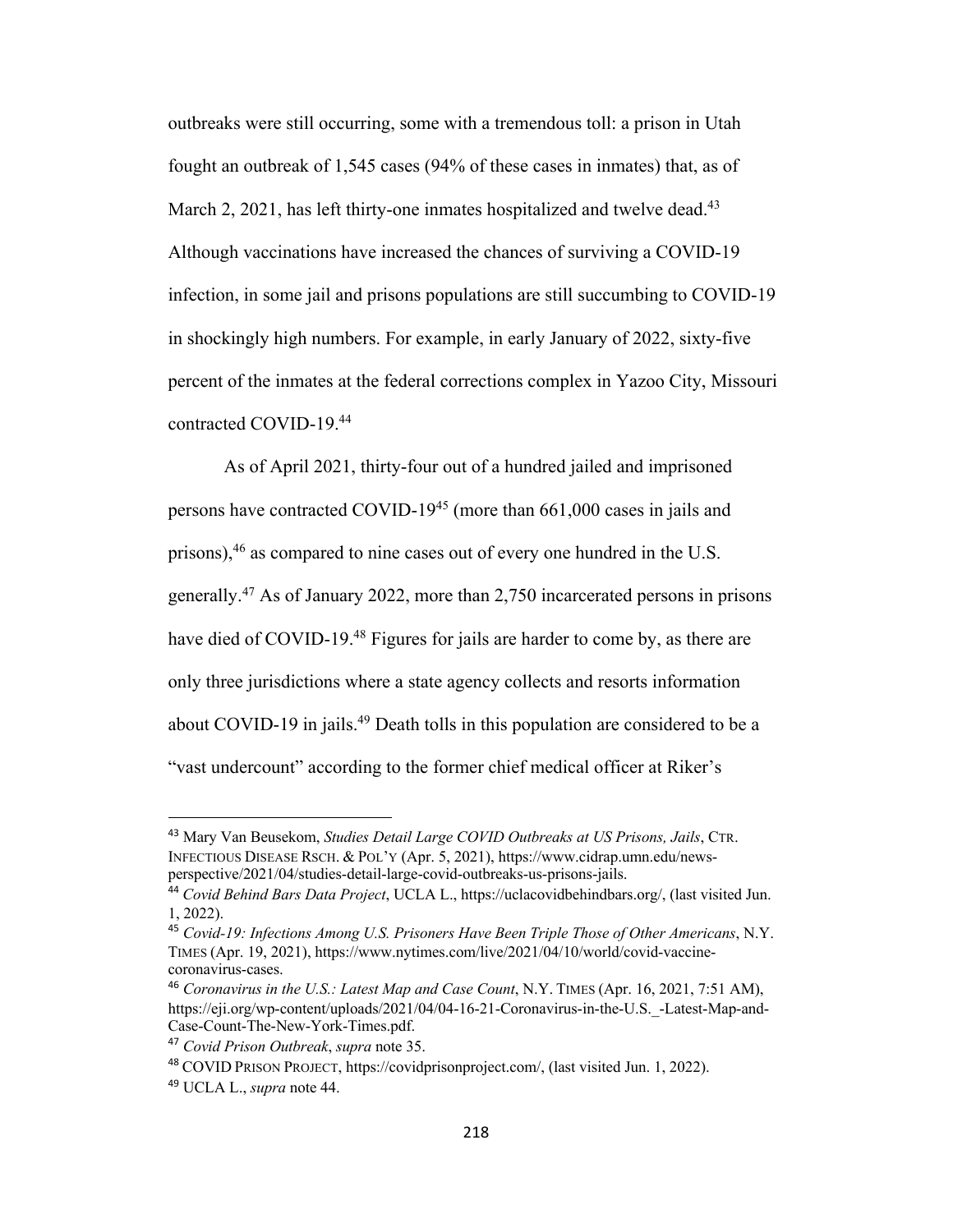outbreaks were still occurring, some with a tremendous toll: a prison in Utah fought an outbreak of 1,545 cases (94% of these cases in inmates) that, as of March 2, 2021, has left thirty-one inmates hospitalized and twelve dead.[43] Although vaccinations have increased the chances of surviving a COVID-19 infection, in some jail and prisons populations are still succumbing to COVID-19 in shockingly high numbers. For example, in early January of 2022, sixty-five percent of the inmates at the federal corrections complex in Yazoo City, Missouri contracted COVID-19.[44]

As of April 2021, thirty-four out of a hundred jailed and imprisoned persons have contracted COVID-19[45] (more than 661,000 cases in jails and prisons),[46] as compared to nine cases out of every one hundred in the U.S. generally.[47] As of January 2022, more than 2,750 incarcerated persons in prisons have died of COVID-19.[48] Figures for jails are harder to come by, as there are only three jurisdictions where a state agency collects and resorts information about COVID-19 in jails.[49] Death tolls in this population are considered to be a "vast undercount" according to the former chief medical officer at Riker's

---

[43] Mary Van Beusekom, *Studies Detail Large COVID Outbreaks at US Prisons, Jails*, CTR. INFECTIOUS DISEASE RSCH. & POL'Y (Apr. 5, 2021), https://www.cidrap.umn.edu/news-perspective/2021/04/studies-detail-large-covid-outbreaks-us-prisons-jails.

[44] *Covid Behind Bars Data Project*, UCLA L., https://uclacovidbehindbars.org/, (last visited Jun. 1, 2022).

[45] *Covid-19: Infections Among U.S. Prisoners Have Been Triple Those of Other Americans*, N.Y. TIMES (Apr. 19, 2021), https://www.nytimes.com/live/2021/04/10/world/covid-vaccine-coronavirus-cases.

[46] *Coronavirus in the U.S.: Latest Map and Case Count*, N.Y. TIMES (Apr. 16, 2021, 7:51 AM), https://eji.org/wp-content/uploads/2021/04/04-16-21-Coronavirus-in-the-U.S._-Latest-Map-and-Case-Count-The-New-York-Times.pdf.

[47] *Covid Prison Outbreak*, *supra* note 35.

[48] COVID PRISON PROJECT, https://covidprisonproject.com/, (last visited Jun. 1, 2022).

[49] UCLA L., *supra* note 44.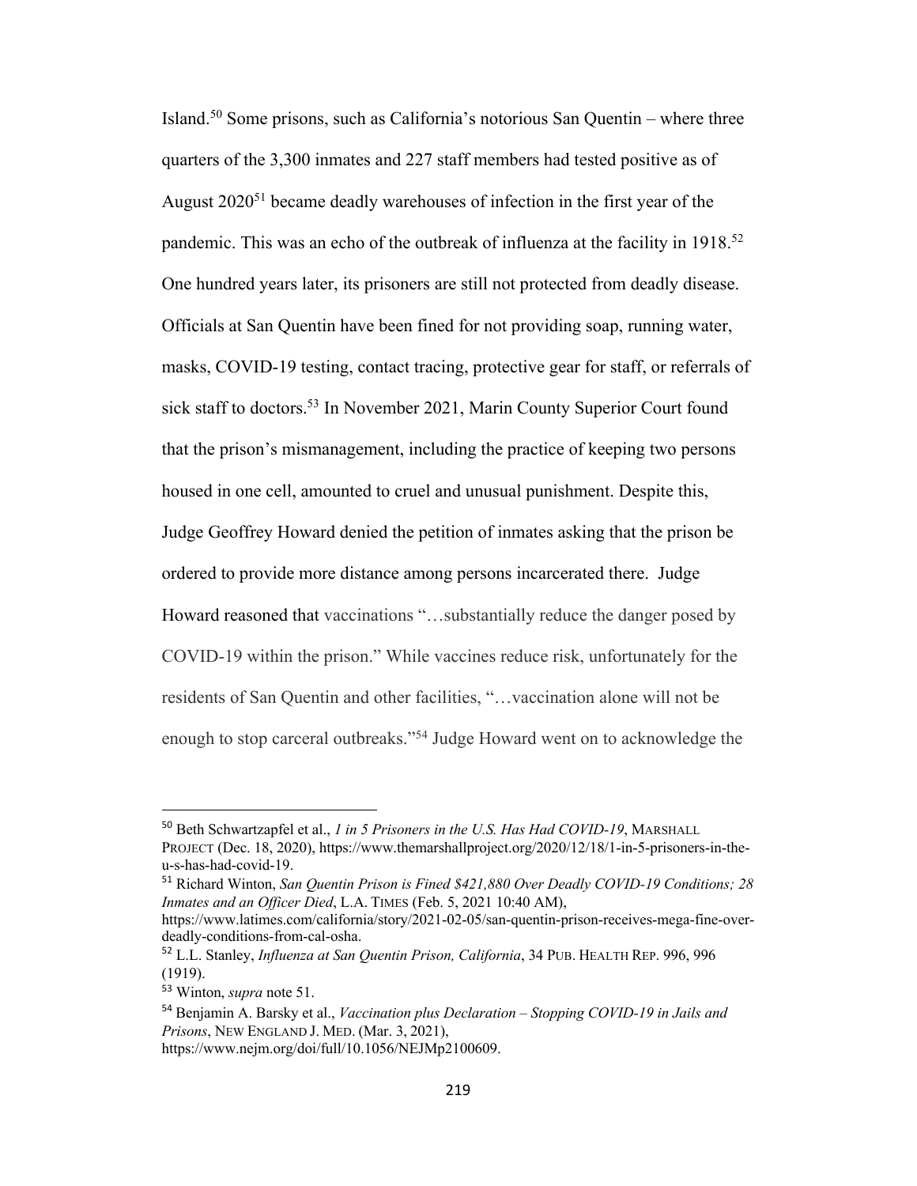Island.[50] Some prisons, such as California's notorious San Quentin – where three quarters of the 3,300 inmates and 227 staff members had tested positive as of August 2020[51] became deadly warehouses of infection in the first year of the pandemic. This was an echo of the outbreak of influenza at the facility in 1918.[52] One hundred years later, its prisoners are still not protected from deadly disease. Officials at San Quentin have been fined for not providing soap, running water, masks, COVID-19 testing, contact tracing, protective gear for staff, or referrals of sick staff to doctors.[53] In November 2021, Marin County Superior Court found that the prison's mismanagement, including the practice of keeping two persons housed in one cell, amounted to cruel and unusual punishment. Despite this, Judge Geoffrey Howard denied the petition of inmates asking that the prison be ordered to provide more distance among persons incarcerated there. Judge Howard reasoned that vaccinations "…substantially reduce the danger posed by COVID-19 within the prison." While vaccines reduce risk, unfortunately for the residents of San Quentin and other facilities, "…vaccination alone will not be enough to stop carceral outbreaks."[54] Judge Howard went on to acknowledge the

---

[50] Beth Schwartzapfel et al., *1 in 5 Prisoners in the U.S. Has Had COVID-19*, MARSHALL PROJECT (Dec. 18, 2020), https://www.themarshallproject.org/2020/12/18/1-in-5-prisoners-in-the-u-s-has-had-covid-19.

[51] Richard Winton, *San Quentin Prison is Fined $421,880 Over Deadly COVID-19 Conditions; 28 Inmates and an Officer Died*, L.A. TIMES (Feb. 5, 2021 10:40 AM), https://www.latimes.com/california/story/2021-02-05/san-quentin-prison-receives-mega-fine-over-deadly-conditions-from-cal-osha.

[52] L.L. Stanley, *Influenza at San Quentin Prison, California*, 34 PUB. HEALTH REP. 996, 996 (1919).

[53] Winton, *supra* note 51.

[54] Benjamin A. Barsky et al., *Vaccination plus Declaration – Stopping COVID-19 in Jails and Prisons*, NEW ENGLAND J. MED. (Mar. 3, 2021), https://www.nejm.org/doi/full/10.1056/NEJMp2100609.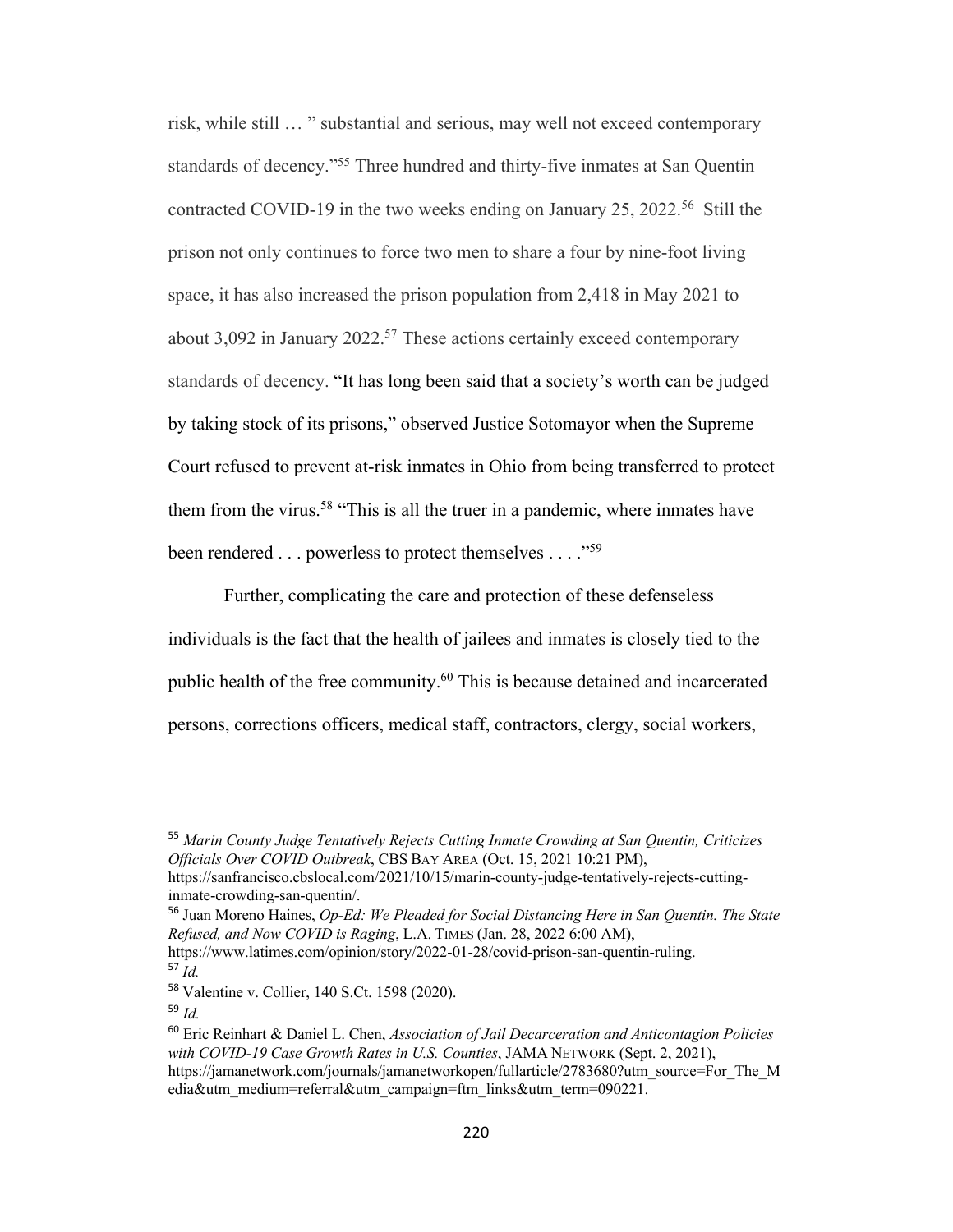risk, while still … " substantial and serious, may well not exceed contemporary standards of decency."[55] Three hundred and thirty-five inmates at San Quentin contracted COVID-19 in the two weeks ending on January 25, 2022.[56] Still the prison not only continues to force two men to share a four by nine-foot living space, it has also increased the prison population from 2,418 in May 2021 to about 3,092 in January 2022.[57] These actions certainly exceed contemporary standards of decency. "It has long been said that a society's worth can be judged by taking stock of its prisons," observed Justice Sotomayor when the Supreme Court refused to prevent at-risk inmates in Ohio from being transferred to protect them from the virus.[58] "This is all the truer in a pandemic, where inmates have been rendered . . . powerless to protect themselves . . . ."[59]

Further, complicating the care and protection of these defenseless individuals is the fact that the health of jailees and inmates is closely tied to the public health of the free community.[60] This is because detained and incarcerated persons, corrections officers, medical staff, contractors, clergy, social workers,

---

[55] *Marin County Judge Tentatively Rejects Cutting Inmate Crowding at San Quentin, Criticizes Officials Over COVID Outbreak*, CBS BAY AREA (Oct. 15, 2021 10:21 PM), https://sanfrancisco.cbslocal.com/2021/10/15/marin-county-judge-tentatively-rejects-cutting-inmate-crowding-san-quentin/.

[56] Juan Moreno Haines, *Op-Ed: We Pleaded for Social Distancing Here in San Quentin. The State Refused, and Now COVID is Raging*, L.A. TIMES (Jan. 28, 2022 6:00 AM), https://www.latimes.com/opinion/story/2022-01-28/covid-prison-san-quentin-ruling.

[57] *Id.*

[58] Valentine v. Collier, 140 S.Ct. 1598 (2020).

[59] *Id.*

[60] Eric Reinhart & Daniel L. Chen, *Association of Jail Decarceration and Anticontagion Policies with COVID-19 Case Growth Rates in U.S. Counties*, JAMA NETWORK (Sept. 2, 2021), https://jamanetwork.com/journals/jamanetworkopen/fullarticle/2783680?utm_source=For_The_Media&utm_medium=referral&utm_campaign=ftm_links&utm_term=090221.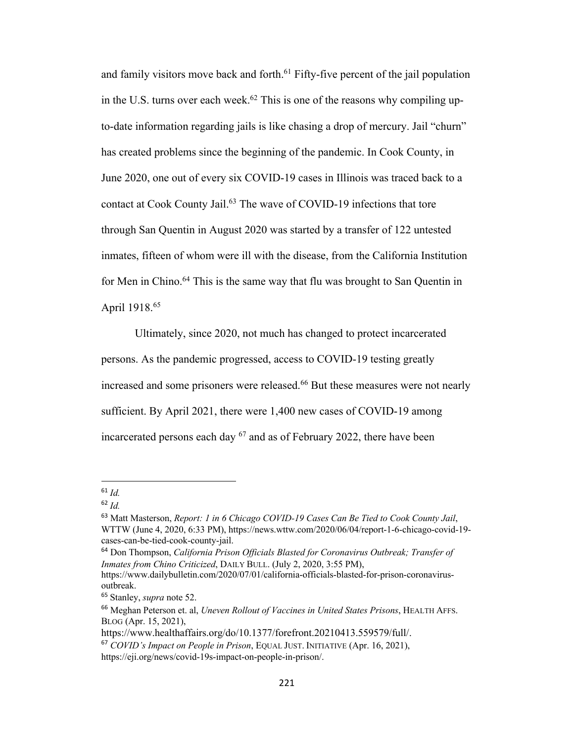and family visitors move back and forth.[61] Fifty-five percent of the jail population in the U.S. turns over each week.[62] This is one of the reasons why compiling up-to-date information regarding jails is like chasing a drop of mercury. Jail "churn" has created problems since the beginning of the pandemic. In Cook County, in June 2020, one out of every six COVID-19 cases in Illinois was traced back to a contact at Cook County Jail.[63] The wave of COVID-19 infections that tore through San Quentin in August 2020 was started by a transfer of 122 untested inmates, fifteen of whom were ill with the disease, from the California Institution for Men in Chino.[64] This is the same way that flu was brought to San Quentin in April 1918.[65]

Ultimately, since 2020, not much has changed to protect incarcerated persons. As the pandemic progressed, access to COVID-19 testing greatly increased and some prisoners were released.[66] But these measures were not nearly sufficient. By April 2021, there were 1,400 new cases of COVID-19 among incarcerated persons each day [67] and as of February 2022, there have been

---

[61] *Id.*

[62] *Id.*

[63] Matt Masterson, *Report: 1 in 6 Chicago COVID-19 Cases Can Be Tied to Cook County Jail*, WTTW (June 4, 2020, 6:33 PM), https://news.wttw.com/2020/06/04/report-1-6-chicago-covid-19-cases-can-be-tied-cook-county-jail.

[64] Don Thompson, *California Prison Officials Blasted for Coronavirus Outbreak; Transfer of Inmates from Chino Criticized*, DAILY BULL. (July 2, 2020, 3:55 PM), https://www.dailybulletin.com/2020/07/01/california-officials-blasted-for-prison-coronavirus-outbreak.

[65] Stanley, *supra* note 52.

[66] Meghan Peterson et. al, *Uneven Rollout of Vaccines in United States Prisons*, HEALTH AFFS. BLOG (Apr. 15, 2021), https://www.healthaffairs.org/do/10.1377/forefront.20210413.559579/full/.

[67] *COVID's Impact on People in Prison*, EQUAL JUST. INITIATIVE (Apr. 16, 2021), https://eji.org/news/covid-19s-impact-on-people-in-prison/.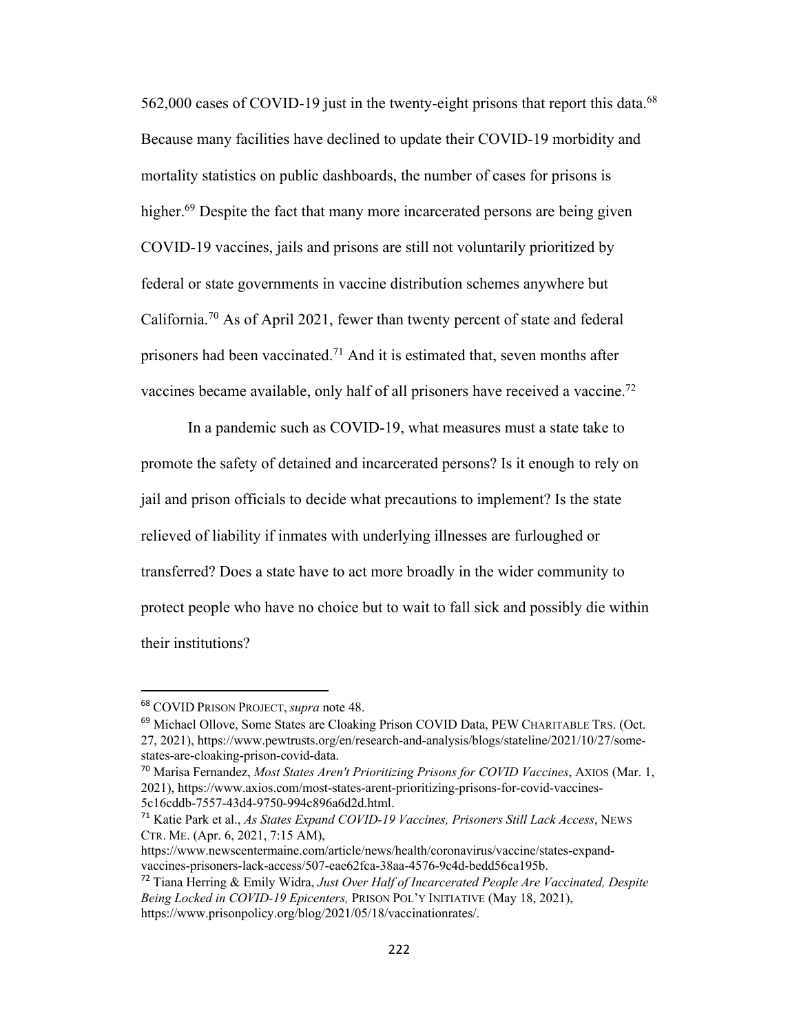562,000 cases of COVID-19 just in the twenty-eight prisons that report this data.[68] Because many facilities have declined to update their COVID-19 morbidity and mortality statistics on public dashboards, the number of cases for prisons is higher.[69] Despite the fact that many more incarcerated persons are being given COVID-19 vaccines, jails and prisons are still not voluntarily prioritized by federal or state governments in vaccine distribution schemes anywhere but California.[70] As of April 2021, fewer than twenty percent of state and federal prisoners had been vaccinated.[71] And it is estimated that, seven months after vaccines became available, only half of all prisoners have received a vaccine.[72]

In a pandemic such as COVID-19, what measures must a state take to promote the safety of detained and incarcerated persons? Is it enough to rely on jail and prison officials to decide what precautions to implement? Is the state relieved of liability if inmates with underlying illnesses are furloughed or transferred? Does a state have to act more broadly in the wider community to protect people who have no choice but to wait to fall sick and possibly die within their institutions?

---

[68] COVID PRISON PROJECT, *supra* note 48.

[69] Michael Ollove, Some States are Cloaking Prison COVID Data, PEW CHARITABLE TRS. (Oct. 27, 2021), https://www.pewtrusts.org/en/research-and-analysis/blogs/stateline/2021/10/27/some-states-are-cloaking-prison-covid-data.

[70] Marisa Fernandez, *Most States Aren't Prioritizing Prisons for COVID Vaccines*, AXIOS (Mar. 1, 2021), https://www.axios.com/most-states-arent-prioritizing-prisons-for-covid-vaccines-5c16cddb-7557-43d4-9750-994c896a6d2d.html.

[71] Katie Park et al., *As States Expand COVID-19 Vaccines, Prisoners Still Lack Access*, NEWS CTR. ME. (Apr. 6, 2021, 7:15 AM), https://www.newscentermaine.com/article/news/health/coronavirus/vaccine/states-expand-vaccines-prisoners-lack-access/507-eae62fca-38aa-4576-9c4d-bedd56ca195b.

[72] Tiana Herring & Emily Widra, *Just Over Half of Incarcerated People Are Vaccinated, Despite Being Locked in COVID-19 Epicenters,* PRISON POL'Y INITIATIVE (May 18, 2021), https://www.prisonpolicy.org/blog/2021/05/18/vaccinationrates/.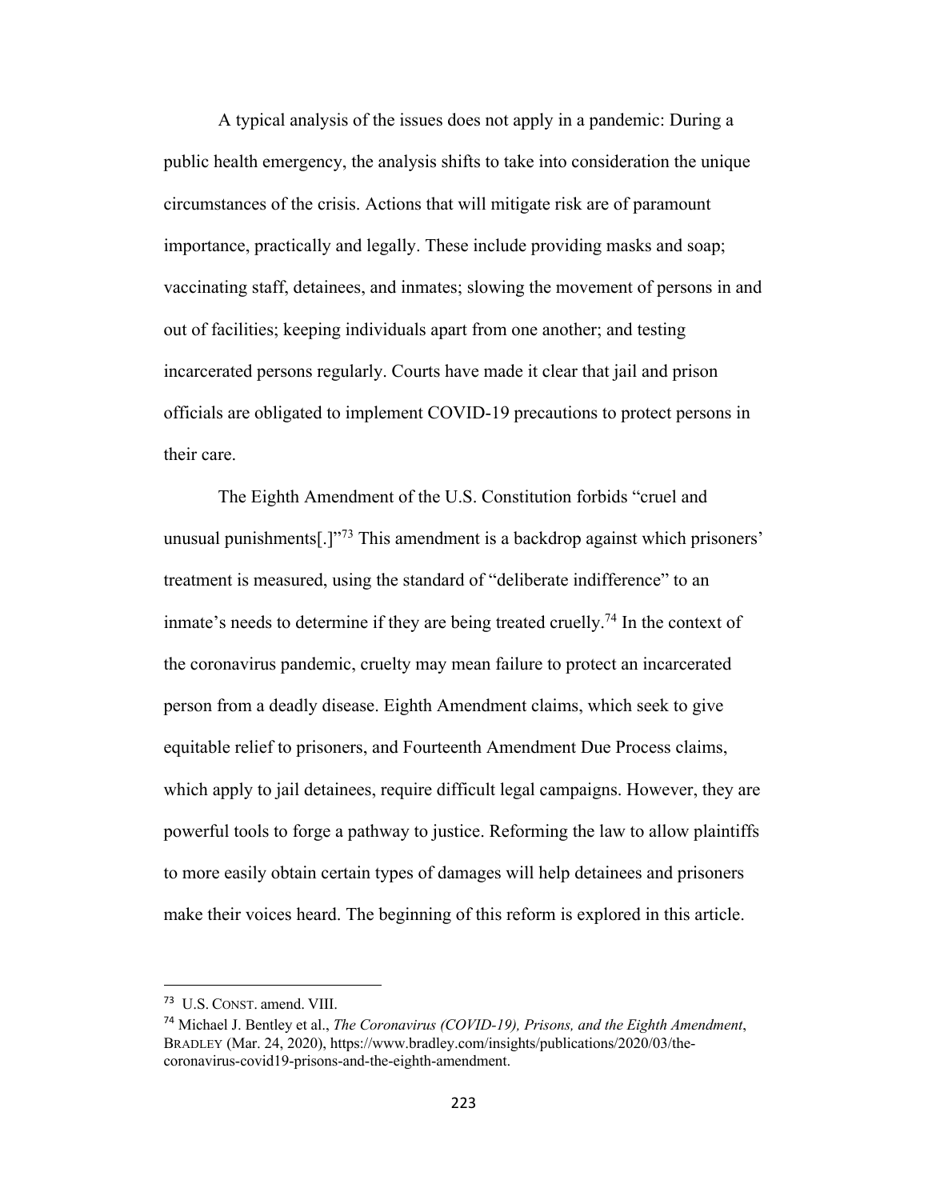A typical analysis of the issues does not apply in a pandemic: During a public health emergency, the analysis shifts to take into consideration the unique circumstances of the crisis. Actions that will mitigate risk are of paramount importance, practically and legally. These include providing masks and soap; vaccinating staff, detainees, and inmates; slowing the movement of persons in and out of facilities; keeping individuals apart from one another; and testing incarcerated persons regularly. Courts have made it clear that jail and prison officials are obligated to implement COVID-19 precautions to protect persons in their care.

The Eighth Amendment of the U.S. Constitution forbids "cruel and unusual punishments[.]"[73] This amendment is a backdrop against which prisoners' treatment is measured, using the standard of "deliberate indifference" to an inmate's needs to determine if they are being treated cruelly.[74] In the context of the coronavirus pandemic, cruelty may mean failure to protect an incarcerated person from a deadly disease. Eighth Amendment claims, which seek to give equitable relief to prisoners, and Fourteenth Amendment Due Process claims, which apply to jail detainees, require difficult legal campaigns. However, they are powerful tools to forge a pathway to justice. Reforming the law to allow plaintiffs to more easily obtain certain types of damages will help detainees and prisoners make their voices heard. The beginning of this reform is explored in this article.

---

[73] U.S. CONST. amend. VIII.

[74] Michael J. Bentley et al., *The Coronavirus (COVID-19), Prisons, and the Eighth Amendment*, BRADLEY (Mar. 24, 2020), https://www.bradley.com/insights/publications/2020/03/the-coronavirus-covid19-prisons-and-the-eighth-amendment.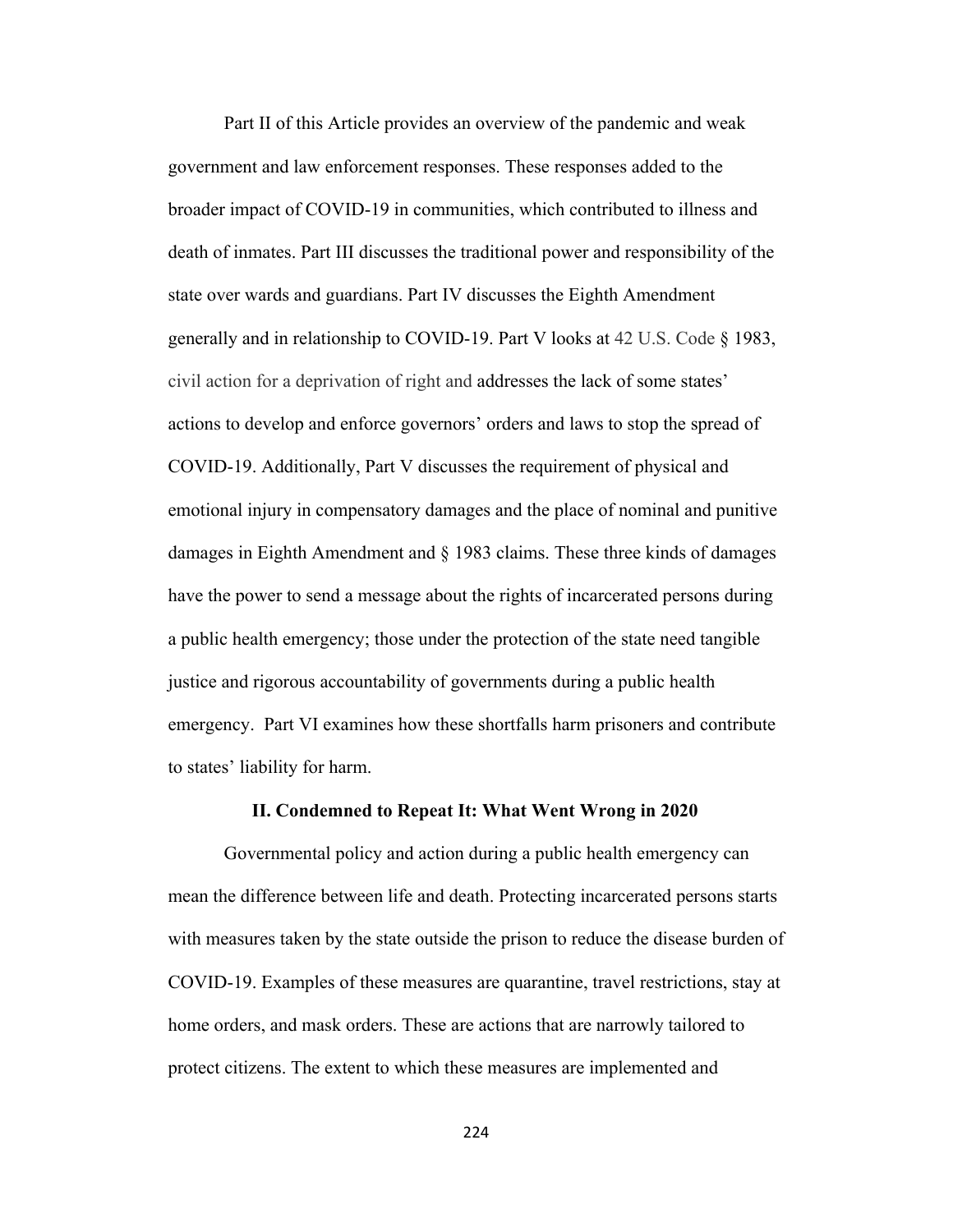Part II of this Article provides an overview of the pandemic and weak government and law enforcement responses. These responses added to the broader impact of COVID-19 in communities, which contributed to illness and death of inmates. Part III discusses the traditional power and responsibility of the state over wards and guardians. Part IV discusses the Eighth Amendment generally and in relationship to COVID-19. Part V looks at 42 U.S. Code § 1983, civil action for a deprivation of right and addresses the lack of some states' actions to develop and enforce governors' orders and laws to stop the spread of COVID-19. Additionally, Part V discusses the requirement of physical and emotional injury in compensatory damages and the place of nominal and punitive damages in Eighth Amendment and § 1983 claims. These three kinds of damages have the power to send a message about the rights of incarcerated persons during a public health emergency; those under the protection of the state need tangible justice and rigorous accountability of governments during a public health emergency. Part VI examines how these shortfalls harm prisoners and contribute to states' liability for harm.

## II. Condemned to Repeat It: What Went Wrong in 2020

Governmental policy and action during a public health emergency can mean the difference between life and death. Protecting incarcerated persons starts with measures taken by the state outside the prison to reduce the disease burden of COVID-19. Examples of these measures are quarantine, travel restrictions, stay at home orders, and mask orders. These are actions that are narrowly tailored to protect citizens. The extent to which these measures are implemented and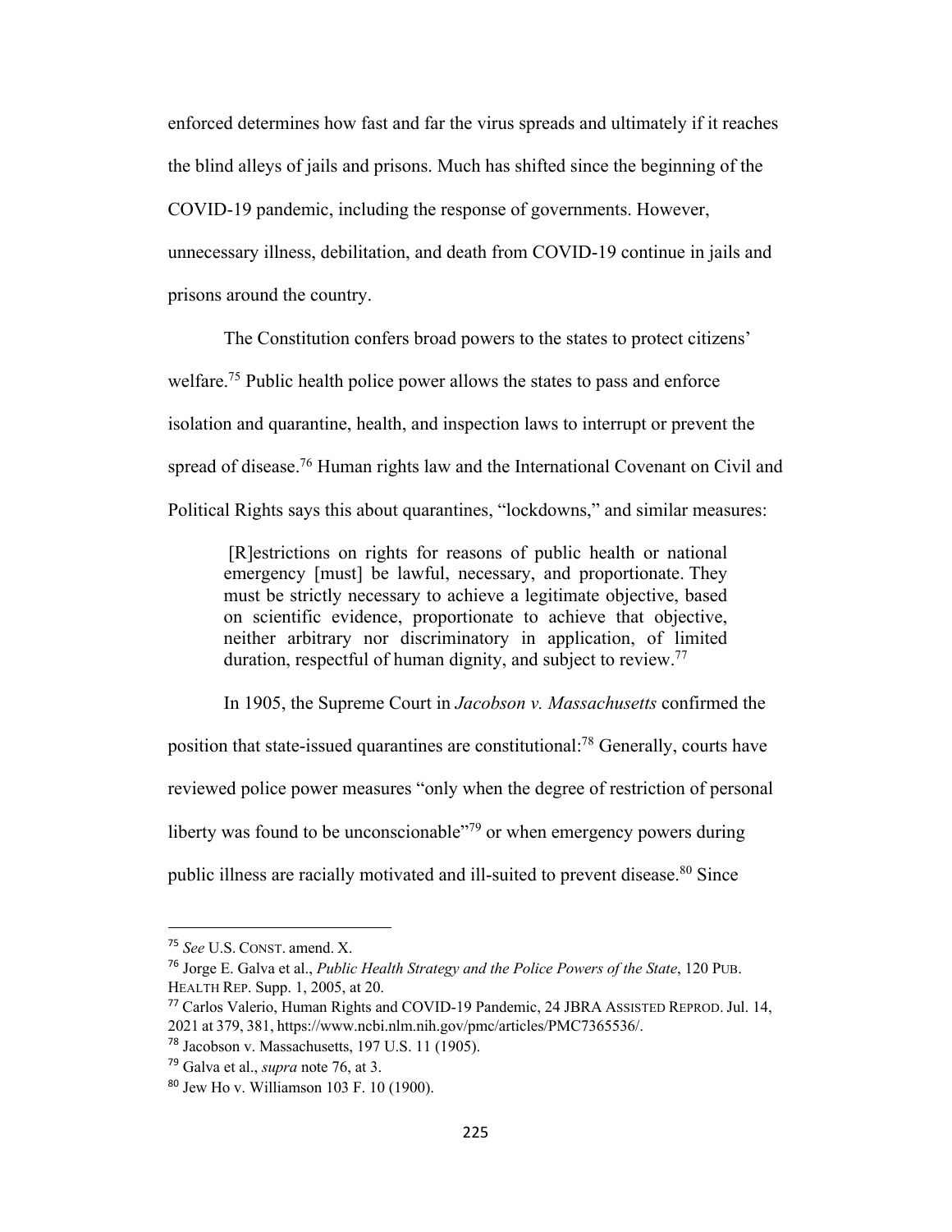enforced determines how fast and far the virus spreads and ultimately if it reaches the blind alleys of jails and prisons. Much has shifted since the beginning of the COVID-19 pandemic, including the response of governments. However, unnecessary illness, debilitation, and death from COVID-19 continue in jails and prisons around the country.

The Constitution confers broad powers to the states to protect citizens' welfare.[75] Public health police power allows the states to pass and enforce isolation and quarantine, health, and inspection laws to interrupt or prevent the spread of disease.[76] Human rights law and the International Covenant on Civil and Political Rights says this about quarantines, "lockdowns," and similar measures:

> [R]estrictions on rights for reasons of public health or national emergency [must] be lawful, necessary, and proportionate. They must be strictly necessary to achieve a legitimate objective, based on scientific evidence, proportionate to achieve that objective, neither arbitrary nor discriminatory in application, of limited duration, respectful of human dignity, and subject to review.[77]

In 1905, the Supreme Court in *Jacobson v. Massachusetts* confirmed the position that state-issued quarantines are constitutional:[78] Generally, courts have reviewed police power measures "only when the degree of restriction of personal liberty was found to be unconscionable"[79] or when emergency powers during public illness are racially motivated and ill-suited to prevent disease.[80] Since

---

[75] *See* U.S. CONST. amend. X.

[76] Jorge E. Galva et al., *Public Health Strategy and the Police Powers of the State*, 120 PUB. HEALTH REP. Supp. 1, 2005, at 20.

[77] Carlos Valerio, Human Rights and COVID-19 Pandemic, 24 JBRA ASSISTED REPROD. Jul. 14, 2021 at 379, 381, https://www.ncbi.nlm.nih.gov/pmc/articles/PMC7365536/.

[78] Jacobson v. Massachusetts, 197 U.S. 11 (1905).

[79] Galva et al., *supra* note 76, at 3.

[80] Jew Ho v. Williamson 103 F. 10 (1900).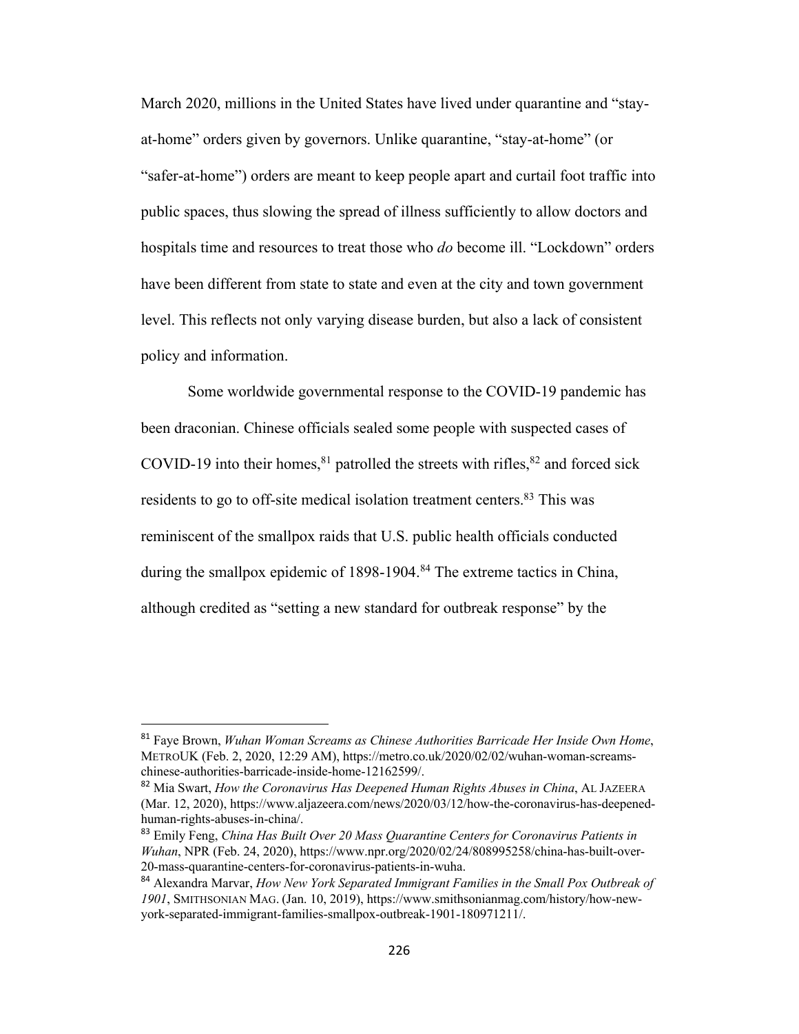March 2020, millions in the United States have lived under quarantine and "stay-at-home" orders given by governors. Unlike quarantine, "stay-at-home" (or "safer-at-home") orders are meant to keep people apart and curtail foot traffic into public spaces, thus slowing the spread of illness sufficiently to allow doctors and hospitals time and resources to treat those who *do* become ill. "Lockdown" orders have been different from state to state and even at the city and town government level. This reflects not only varying disease burden, but also a lack of consistent policy and information.

Some worldwide governmental response to the COVID-19 pandemic has been draconian. Chinese officials sealed some people with suspected cases of COVID-19 into their homes,[81] patrolled the streets with rifles,[82] and forced sick residents to go to off-site medical isolation treatment centers.[83] This was reminiscent of the smallpox raids that U.S. public health officials conducted during the smallpox epidemic of 1898-1904.[84] The extreme tactics in China, although credited as "setting a new standard for outbreak response" by the

---

[81] Faye Brown, *Wuhan Woman Screams as Chinese Authorities Barricade Her Inside Own Home*, METROUK (Feb. 2, 2020, 12:29 AM), https://metro.co.uk/2020/02/02/wuhan-woman-screams-chinese-authorities-barricade-inside-home-12162599/.

[82] Mia Swart, *How the Coronavirus Has Deepened Human Rights Abuses in China*, AL JAZEERA (Mar. 12, 2020), https://www.aljazeera.com/news/2020/03/12/how-the-coronavirus-has-deepened-human-rights-abuses-in-china/.

[83] Emily Feng, *China Has Built Over 20 Mass Quarantine Centers for Coronavirus Patients in Wuhan*, NPR (Feb. 24, 2020), https://www.npr.org/2020/02/24/808995258/china-has-built-over-20-mass-quarantine-centers-for-coronavirus-patients-in-wuha.

[84] Alexandra Marvar, *How New York Separated Immigrant Families in the Small Pox Outbreak of 1901*, SMITHSONIAN MAG. (Jan. 10, 2019), https://www.smithsonianmag.com/history/how-new-york-separated-immigrant-families-smallpox-outbreak-1901-180971211/.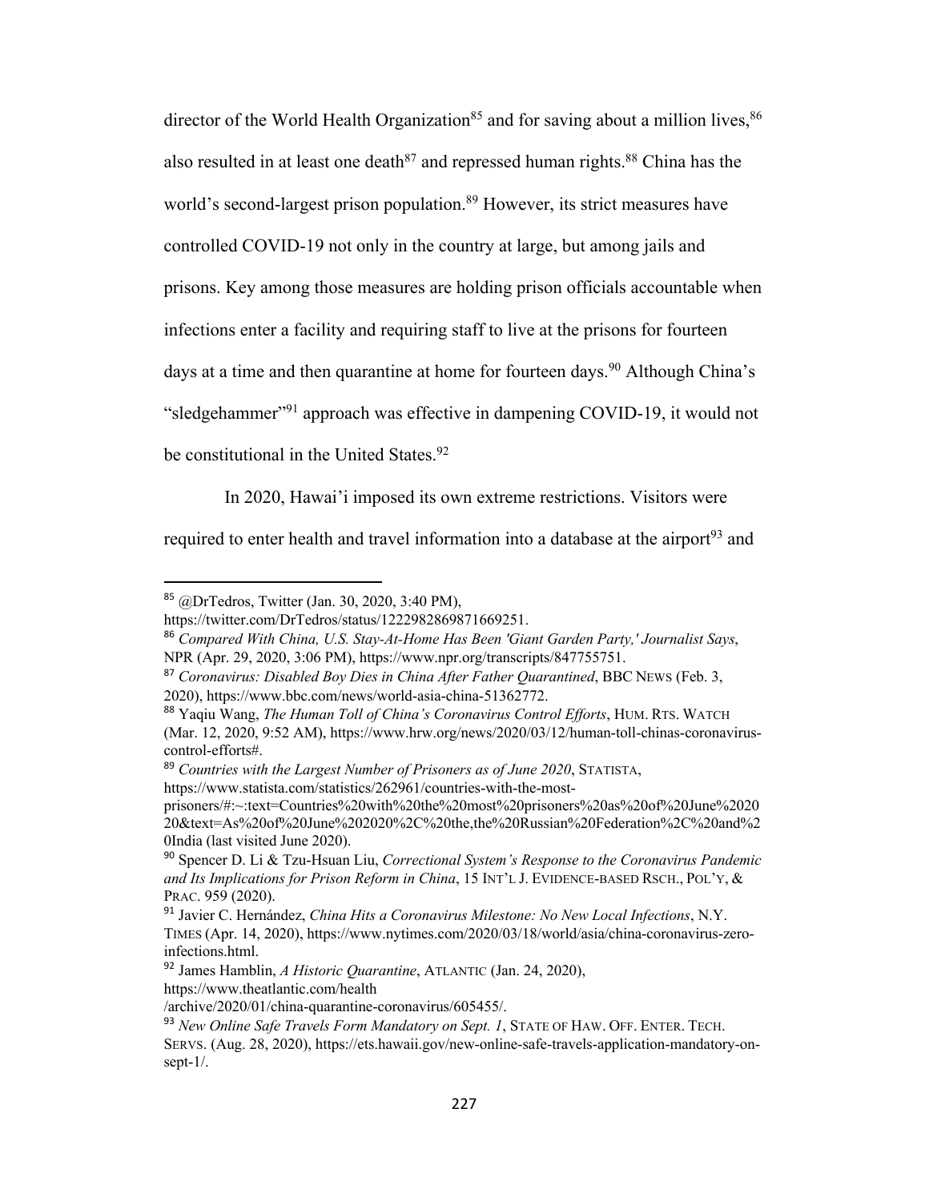director of the World Health Organization[85] and for saving about a million lives,[86] also resulted in at least one death[87] and repressed human rights.[88] China has the world's second-largest prison population.[89] However, its strict measures have controlled COVID-19 not only in the country at large, but among jails and prisons. Key among those measures are holding prison officials accountable when infections enter a facility and requiring staff to live at the prisons for fourteen days at a time and then quarantine at home for fourteen days.[90] Although China's "sledgehammer"[91] approach was effective in dampening COVID-19, it would not be constitutional in the United States.[92]

In 2020, Hawai'i imposed its own extreme restrictions. Visitors were required to enter health and travel information into a database at the airport[93] and

---

[85] @DrTedros, Twitter (Jan. 30, 2020, 3:40 PM), https://twitter.com/DrTedros/status/1222982869871669251.

[86] *Compared With China, U.S. Stay-At-Home Has Been 'Giant Garden Party,' Journalist Says*, NPR (Apr. 29, 2020, 3:06 PM), https://www.npr.org/transcripts/847755751.

[87] *Coronavirus: Disabled Boy Dies in China After Father Quarantined*, BBC NEWS (Feb. 3, 2020), https://www.bbc.com/news/world-asia-china-51362772.

[88] Yaqiu Wang, *The Human Toll of China's Coronavirus Control Efforts*, HUM. RTS. WATCH (Mar. 12, 2020, 9:52 AM), https://www.hrw.org/news/2020/03/12/human-toll-chinas-coronavirus-control-efforts#.

[89] *Countries with the Largest Number of Prisoners as of June 2020*, STATISTA, https://www.statista.com/statistics/262961/countries-with-the-most-prisoners/#:~:text=Countries%20with%20the%20most%20prisoners%20as%20of%20June%202020&text=As%20of%20June%202020%2C%20the,the%20Russian%20Federation%2C%20and%20India (last visited June 2020).

[90] Spencer D. Li & Tzu-Hsuan Liu, *Correctional System's Response to the Coronavirus Pandemic and Its Implications for Prison Reform in China*, 15 INT'L J. EVIDENCE-BASED RSCH., POL'Y, & PRAC. 959 (2020).

[91] Javier C. Hernández, *China Hits a Coronavirus Milestone: No New Local Infections*, N.Y. TIMES (Apr. 14, 2020), https://www.nytimes.com/2020/03/18/world/asia/china-coronavirus-zero-infections.html.

[92] James Hamblin, *A Historic Quarantine*, ATLANTIC (Jan. 24, 2020), https://www.theatlantic.com/health/archive/2020/01/china-quarantine-coronavirus/605455/.

[93] *New Online Safe Travels Form Mandatory on Sept. 1*, STATE OF HAW. OFF. ENTER. TECH. SERVS. (Aug. 28, 2020), https://ets.hawaii.gov/new-online-safe-travels-application-mandatory-on-sept-1/.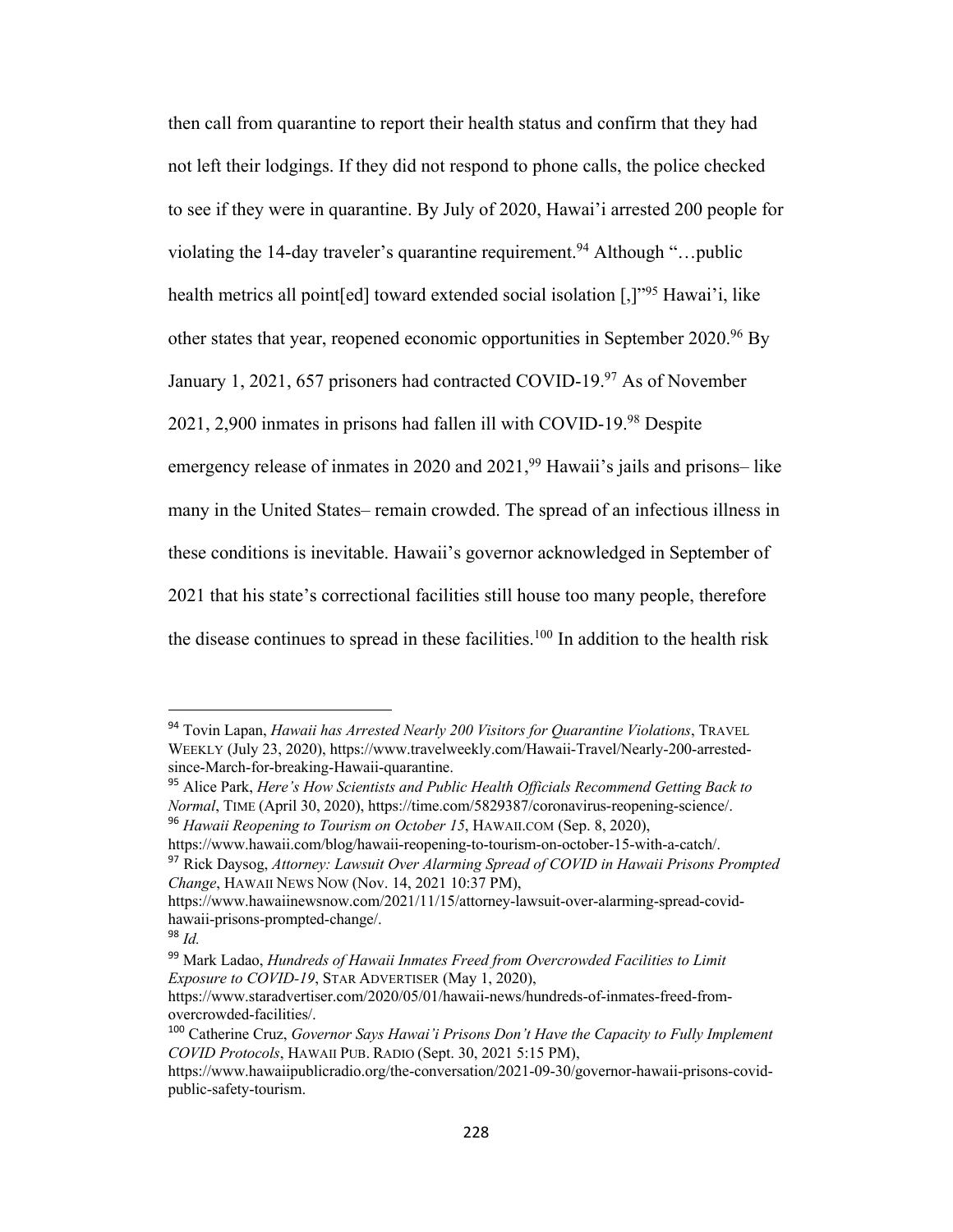then call from quarantine to report their health status and confirm that they had not left their lodgings. If they did not respond to phone calls, the police checked to see if they were in quarantine. By July of 2020, Hawai'i arrested 200 people for violating the 14-day traveler's quarantine requirement.[94] Although "…public health metrics all point[ed] toward extended social isolation [,]"[95] Hawai'i, like other states that year, reopened economic opportunities in September 2020.[96] By January 1, 2021, 657 prisoners had contracted COVID-19.[97] As of November 2021, 2,900 inmates in prisons had fallen ill with COVID-19.[98] Despite emergency release of inmates in 2020 and 2021,[99] Hawaii's jails and prisons– like many in the United States– remain crowded. The spread of an infectious illness in these conditions is inevitable. Hawaii's governor acknowledged in September of 2021 that his state's correctional facilities still house too many people, therefore the disease continues to spread in these facilities.[100] In addition to the health risk

---

[94] Tovin Lapan, *Hawaii has Arrested Nearly 200 Visitors for Quarantine Violations*, TRAVEL WEEKLY (July 23, 2020), https://www.travelweekly.com/Hawaii-Travel/Nearly-200-arrested-since-March-for-breaking-Hawaii-quarantine.

[95] Alice Park, *Here's How Scientists and Public Health Officials Recommend Getting Back to Normal*, TIME (April 30, 2020), https://time.com/5829387/coronavirus-reopening-science/.

[96] *Hawaii Reopening to Tourism on October 15*, HAWAII.COM (Sep. 8, 2020), https://www.hawaii.com/blog/hawaii-reopening-to-tourism-on-october-15-with-a-catch/.

[97] Rick Daysog, *Attorney: Lawsuit Over Alarming Spread of COVID in Hawaii Prisons Prompted Change*, HAWAII NEWS NOW (Nov. 14, 2021 10:37 PM), https://www.hawaiinewsnow.com/2021/11/15/attorney-lawsuit-over-alarming-spread-covid-hawaii-prisons-prompted-change/.

[98] *Id.*

[99] Mark Ladao, *Hundreds of Hawaii Inmates Freed from Overcrowded Facilities to Limit Exposure to COVID-19*, STAR ADVERTISER (May 1, 2020), https://www.staradvertiser.com/2020/05/01/hawaii-news/hundreds-of-inmates-freed-from-overcrowded-facilities/.

[100] Catherine Cruz, *Governor Says Hawai'i Prisons Don't Have the Capacity to Fully Implement COVID Protocols*, HAWAII PUB. RADIO (Sept. 30, 2021 5:15 PM), https://www.hawaiipublicradio.org/the-conversation/2021-09-30/governor-hawaii-prisons-covid-public-safety-tourism.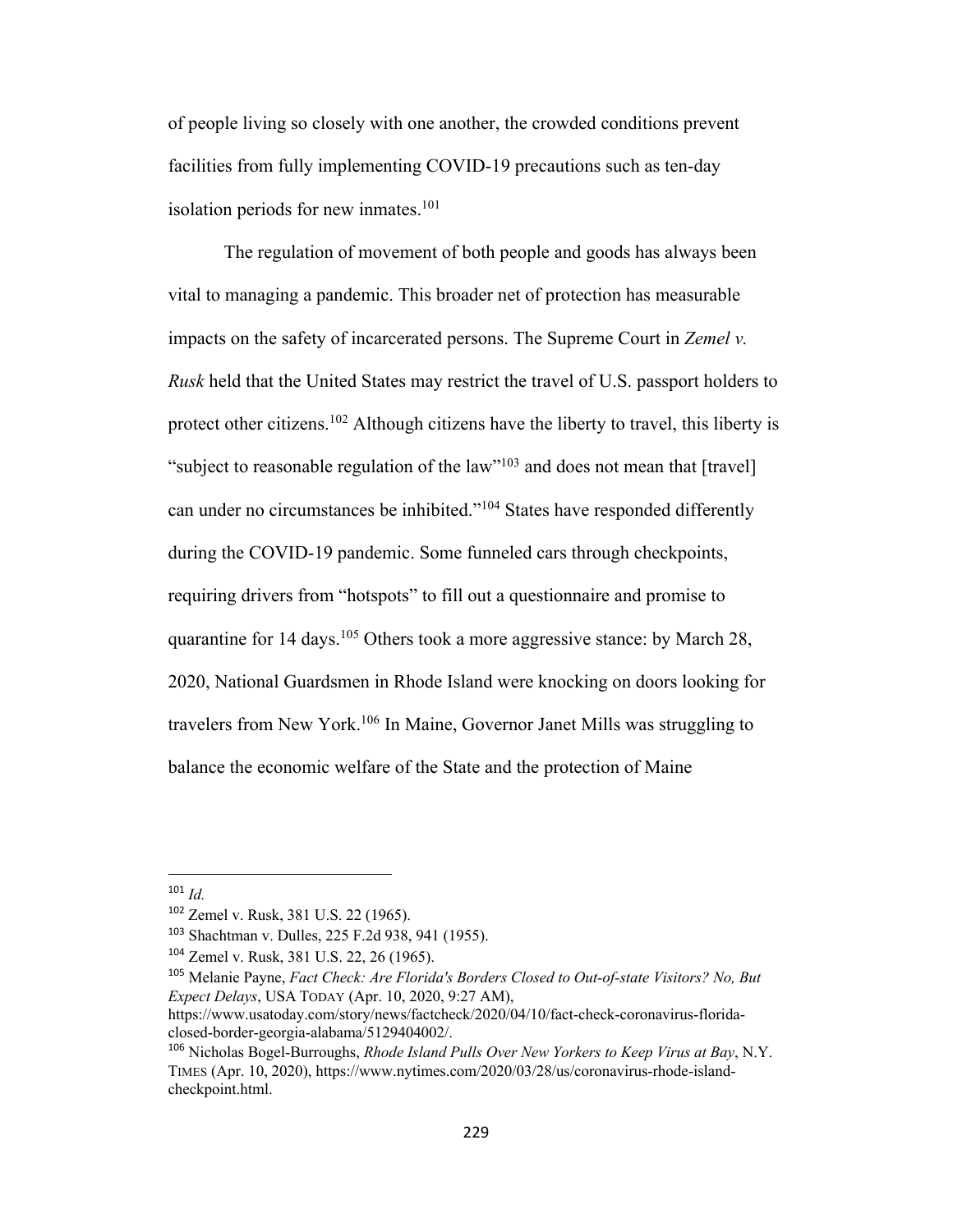of people living so closely with one another, the crowded conditions prevent facilities from fully implementing COVID-19 precautions such as ten-day isolation periods for new inmates.[101]

The regulation of movement of both people and goods has always been vital to managing a pandemic. This broader net of protection has measurable impacts on the safety of incarcerated persons. The Supreme Court in *Zemel v. Rusk* held that the United States may restrict the travel of U.S. passport holders to protect other citizens.[102] Although citizens have the liberty to travel, this liberty is "subject to reasonable regulation of the law"[103] and does not mean that [travel] can under no circumstances be inhibited."[104] States have responded differently during the COVID-19 pandemic. Some funneled cars through checkpoints, requiring drivers from "hotspots" to fill out a questionnaire and promise to quarantine for 14 days.[105] Others took a more aggressive stance: by March 28, 2020, National Guardsmen in Rhode Island were knocking on doors looking for travelers from New York.[106] In Maine, Governor Janet Mills was struggling to balance the economic welfare of the State and the protection of Maine

---

[101] *Id.*

[102] Zemel v. Rusk, 381 U.S. 22 (1965).

[103] Shachtman v. Dulles, 225 F.2d 938, 941 (1955).

[104] Zemel v. Rusk, 381 U.S. 22, 26 (1965).

[105] Melanie Payne, *Fact Check: Are Florida's Borders Closed to Out-of-state Visitors? No, But Expect Delays*, USA TODAY (Apr. 10, 2020, 9:27 AM), https://www.usatoday.com/story/news/factcheck/2020/04/10/fact-check-coronavirus-florida-closed-border-georgia-alabama/5129404002/.

[106] Nicholas Bogel-Burroughs, *Rhode Island Pulls Over New Yorkers to Keep Virus at Bay*, N.Y. TIMES (Apr. 10, 2020), https://www.nytimes.com/2020/03/28/us/coronavirus-rhode-island-checkpoint.html.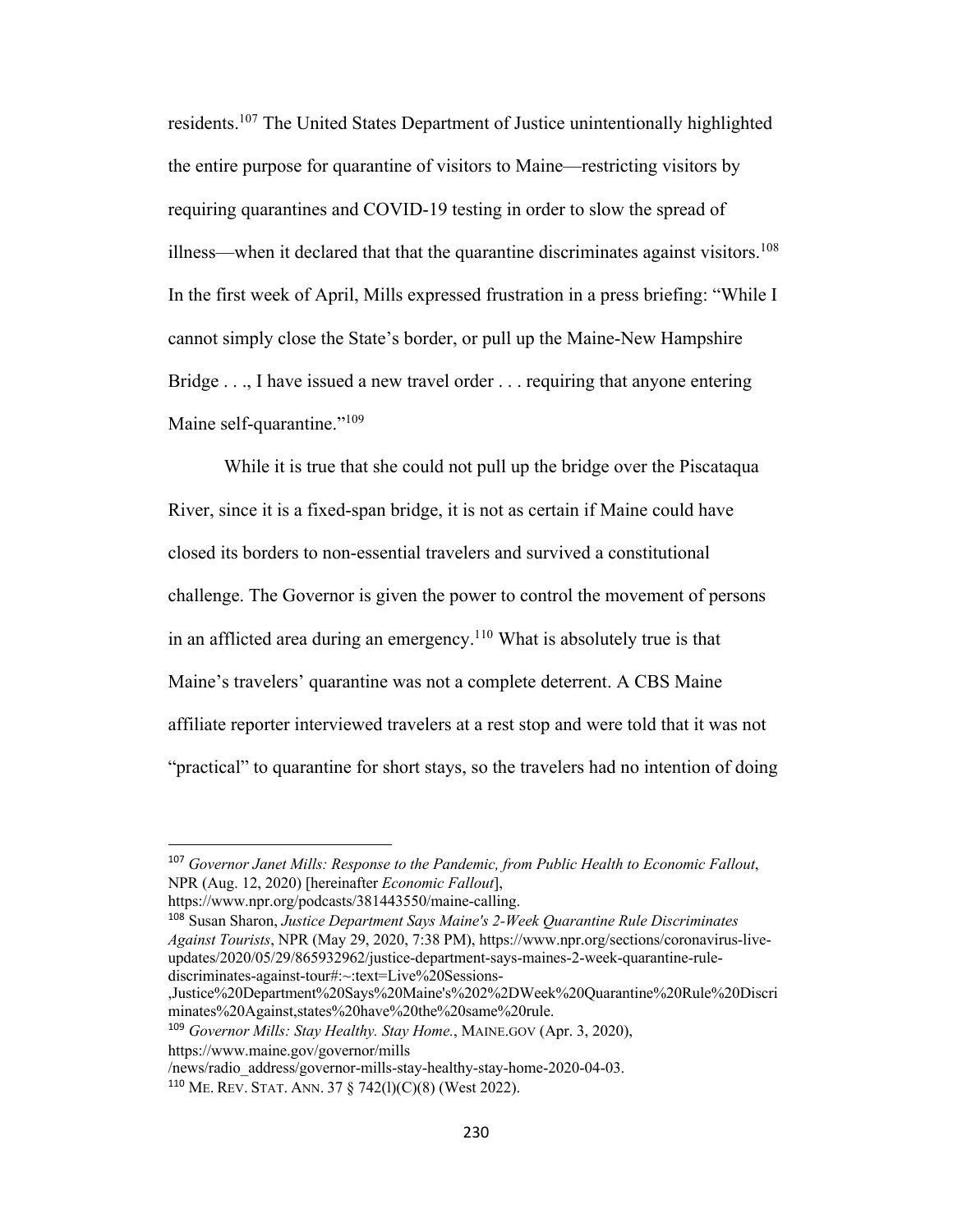residents.[107] The United States Department of Justice unintentionally highlighted the entire purpose for quarantine of visitors to Maine—restricting visitors by requiring quarantines and COVID-19 testing in order to slow the spread of illness—when it declared that that the quarantine discriminates against visitors.[108] In the first week of April, Mills expressed frustration in a press briefing: "While I cannot simply close the State's border, or pull up the Maine-New Hampshire Bridge . . ., I have issued a new travel order . . . requiring that anyone entering Maine self-quarantine."[109]

While it is true that she could not pull up the bridge over the Piscataqua River, since it is a fixed-span bridge, it is not as certain if Maine could have closed its borders to non-essential travelers and survived a constitutional challenge. The Governor is given the power to control the movement of persons in an afflicted area during an emergency.[110] What is absolutely true is that Maine's travelers' quarantine was not a complete deterrent. A CBS Maine affiliate reporter interviewed travelers at a rest stop and were told that it was not "practical" to quarantine for short stays, so the travelers had no intention of doing

---

[107] *Governor Janet Mills: Response to the Pandemic, from Public Health to Economic Fallout*, NPR (Aug. 12, 2020) [hereinafter *Economic Fallout*], https://www.npr.org/podcasts/381443550/maine-calling.

[108] Susan Sharon, *Justice Department Says Maine's 2-Week Quarantine Rule Discriminates Against Tourists*, NPR (May 29, 2020, 7:38 PM), https://www.npr.org/sections/coronavirus-live-updates/2020/05/29/865932962/justice-department-says-maines-2-week-quarantine-rule-discriminates-against-tour#:~:text=Live%20Sessions-,Justice%20Department%20Says%20Maine's%202%2DWeek%20Quarantine%20Rule%20Discriminates%20Against,states%20have%20the%20same%20rule.

[109] *Governor Mills: Stay Healthy. Stay Home.*, MAINE.GOV (Apr. 3, 2020), https://www.maine.gov/governor/mills /news/radio_address/governor-mills-stay-healthy-stay-home-2020-04-03.

[110] ME. REV. STAT. ANN. 37 § 742(l)(C)(8) (West 2022).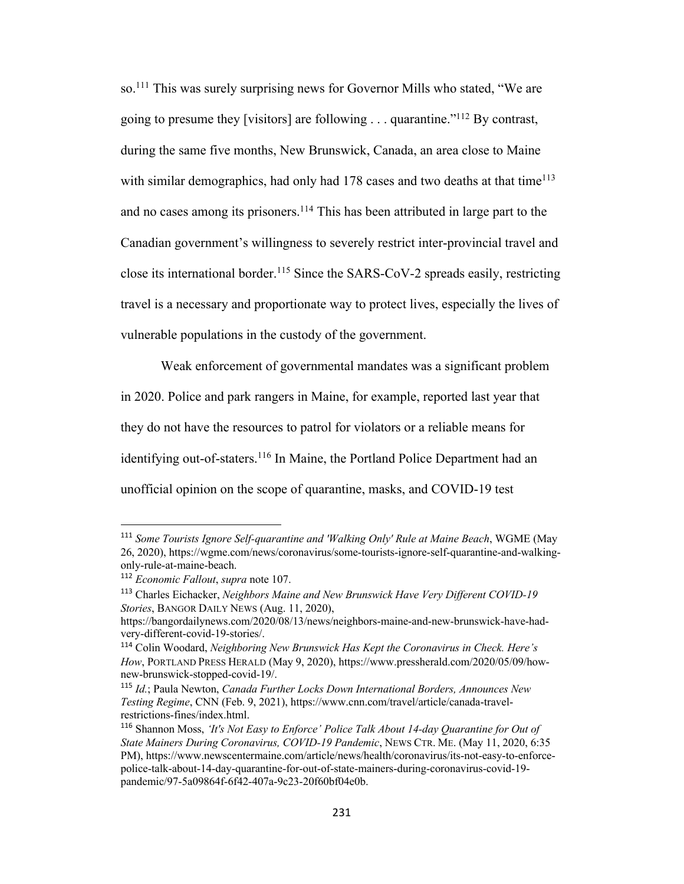so.[111] This was surely surprising news for Governor Mills who stated, "We are going to presume they [visitors] are following . . . quarantine."[112] By contrast, during the same five months, New Brunswick, Canada, an area close to Maine with similar demographics, had only had 178 cases and two deaths at that time[113] and no cases among its prisoners.[114] This has been attributed in large part to the Canadian government's willingness to severely restrict inter-provincial travel and close its international border.[115] Since the SARS-CoV-2 spreads easily, restricting travel is a necessary and proportionate way to protect lives, especially the lives of vulnerable populations in the custody of the government.

Weak enforcement of governmental mandates was a significant problem in 2020. Police and park rangers in Maine, for example, reported last year that they do not have the resources to patrol for violators or a reliable means for identifying out-of-staters.[116] In Maine, the Portland Police Department had an unofficial opinion on the scope of quarantine, masks, and COVID-19 test

---

[111] *Some Tourists Ignore Self-quarantine and 'Walking Only' Rule at Maine Beach*, WGME (May 26, 2020), https://wgme.com/news/coronavirus/some-tourists-ignore-self-quarantine-and-walking-only-rule-at-maine-beach.

[112] *Economic Fallout*, *supra* note 107.

[113] Charles Eichacker, *Neighbors Maine and New Brunswick Have Very Different COVID-19 Stories*, BANGOR DAILY NEWS (Aug. 11, 2020), https://bangordailynews.com/2020/08/13/news/neighbors-maine-and-new-brunswick-have-had-very-different-covid-19-stories/.

[114] Colin Woodard, *Neighboring New Brunswick Has Kept the Coronavirus in Check. Here's How*, PORTLAND PRESS HERALD (May 9, 2020), https://www.pressherald.com/2020/05/09/how-new-brunswick-stopped-covid-19/.

[115] *Id.*; Paula Newton, *Canada Further Locks Down International Borders, Announces New Testing Regime*, CNN (Feb. 9, 2021), https://www.cnn.com/travel/article/canada-travel-restrictions-fines/index.html.

[116] Shannon Moss, *'It's Not Easy to Enforce' Police Talk About 14-day Quarantine for Out of State Mainers During Coronavirus, COVID-19 Pandemic*, NEWS CTR. ME. (May 11, 2020, 6:35 PM), https://www.newscentermaine.com/article/news/health/coronavirus/its-not-easy-to-enforce-police-talk-about-14-day-quarantine-for-out-of-state-mainers-during-coronavirus-covid-19-pandemic/97-5a09864f-6f42-407a-9c23-20f60bf04e0b.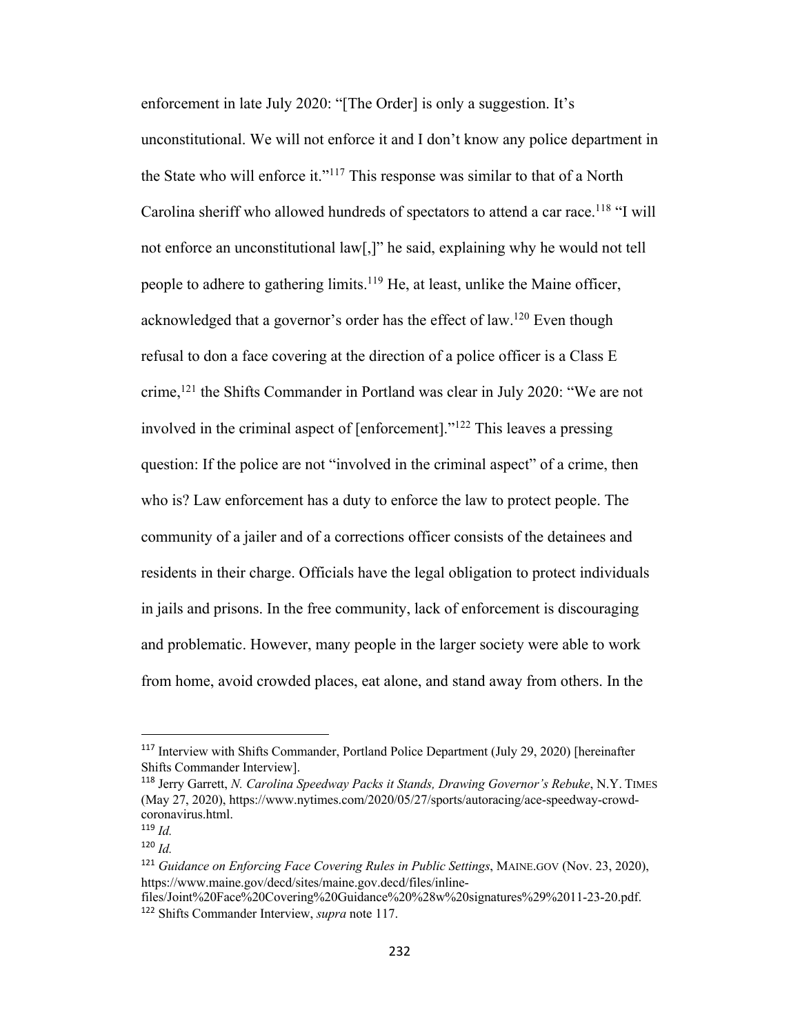enforcement in late July 2020: "[The Order] is only a suggestion. It's unconstitutional. We will not enforce it and I don't know any police department in the State who will enforce it."[117] This response was similar to that of a North Carolina sheriff who allowed hundreds of spectators to attend a car race.[118] "I will not enforce an unconstitutional law[,]" he said, explaining why he would not tell people to adhere to gathering limits.[119] He, at least, unlike the Maine officer, acknowledged that a governor's order has the effect of law.[120] Even though refusal to don a face covering at the direction of a police officer is a Class E crime,[121] the Shifts Commander in Portland was clear in July 2020: "We are not involved in the criminal aspect of [enforcement]."[122] This leaves a pressing question: If the police are not "involved in the criminal aspect" of a crime, then who is? Law enforcement has a duty to enforce the law to protect people. The community of a jailer and of a corrections officer consists of the detainees and residents in their charge. Officials have the legal obligation to protect individuals in jails and prisons. In the free community, lack of enforcement is discouraging and problematic. However, many people in the larger society were able to work from home, avoid crowded places, eat alone, and stand away from others. In the

---

[117] Interview with Shifts Commander, Portland Police Department (July 29, 2020) [hereinafter Shifts Commander Interview].

[118] Jerry Garrett, *N. Carolina Speedway Packs it Stands, Drawing Governor's Rebuke*, N.Y. TIMES (May 27, 2020), https://www.nytimes.com/2020/05/27/sports/autoracing/ace-speedway-crowd-coronavirus.html.

[119] *Id.*

[120] *Id.*

[121] *Guidance on Enforcing Face Covering Rules in Public Settings*, MAINE.GOV (Nov. 23, 2020), https://www.maine.gov/decd/sites/maine.gov.decd/files/inline-files/Joint%20Face%20Covering%20Guidance%20%28w%20signatures%29%2011-23-20.pdf.

[122] Shifts Commander Interview, *supra* note 117.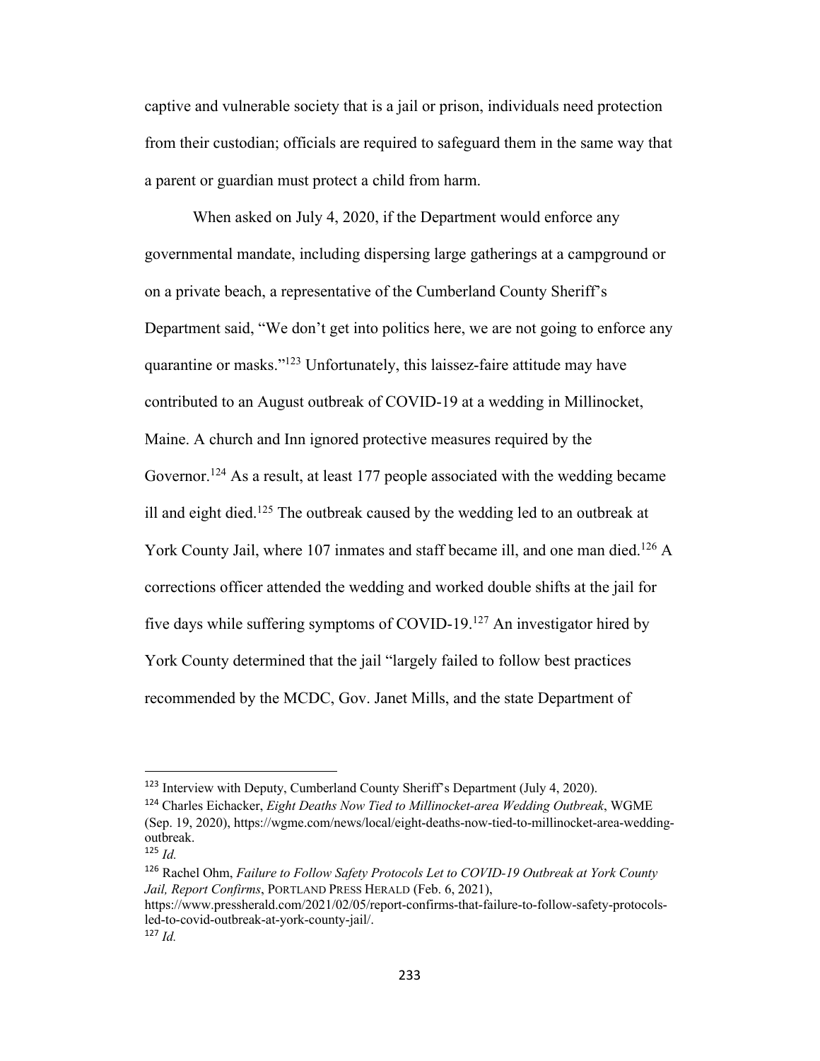captive and vulnerable society that is a jail or prison, individuals need protection from their custodian; officials are required to safeguard them in the same way that a parent or guardian must protect a child from harm.

When asked on July 4, 2020, if the Department would enforce any governmental mandate, including dispersing large gatherings at a campground or on a private beach, a representative of the Cumberland County Sheriff's Department said, "We don't get into politics here, we are not going to enforce any quarantine or masks."[123] Unfortunately, this laissez-faire attitude may have contributed to an August outbreak of COVID-19 at a wedding in Millinocket, Maine. A church and Inn ignored protective measures required by the Governor.[124] As a result, at least 177 people associated with the wedding became ill and eight died.[125] The outbreak caused by the wedding led to an outbreak at York County Jail, where 107 inmates and staff became ill, and one man died.[126] A corrections officer attended the wedding and worked double shifts at the jail for five days while suffering symptoms of COVID-19.[127] An investigator hired by York County determined that the jail "largely failed to follow best practices recommended by the MCDC, Gov. Janet Mills, and the state Department of

---

[123] Interview with Deputy, Cumberland County Sheriff's Department (July 4, 2020).

[124] Charles Eichacker, *Eight Deaths Now Tied to Millinocket-area Wedding Outbreak*, WGME (Sep. 19, 2020), https://wgme.com/news/local/eight-deaths-now-tied-to-millinocket-area-wedding-outbreak.

[125] *Id.*

[126] Rachel Ohm, *Failure to Follow Safety Protocols Let to COVID-19 Outbreak at York County Jail, Report Confirms*, PORTLAND PRESS HERALD (Feb. 6, 2021), https://www.pressherald.com/2021/02/05/report-confirms-that-failure-to-follow-safety-protocols-led-to-covid-outbreak-at-york-county-jail/.

[127] *Id.*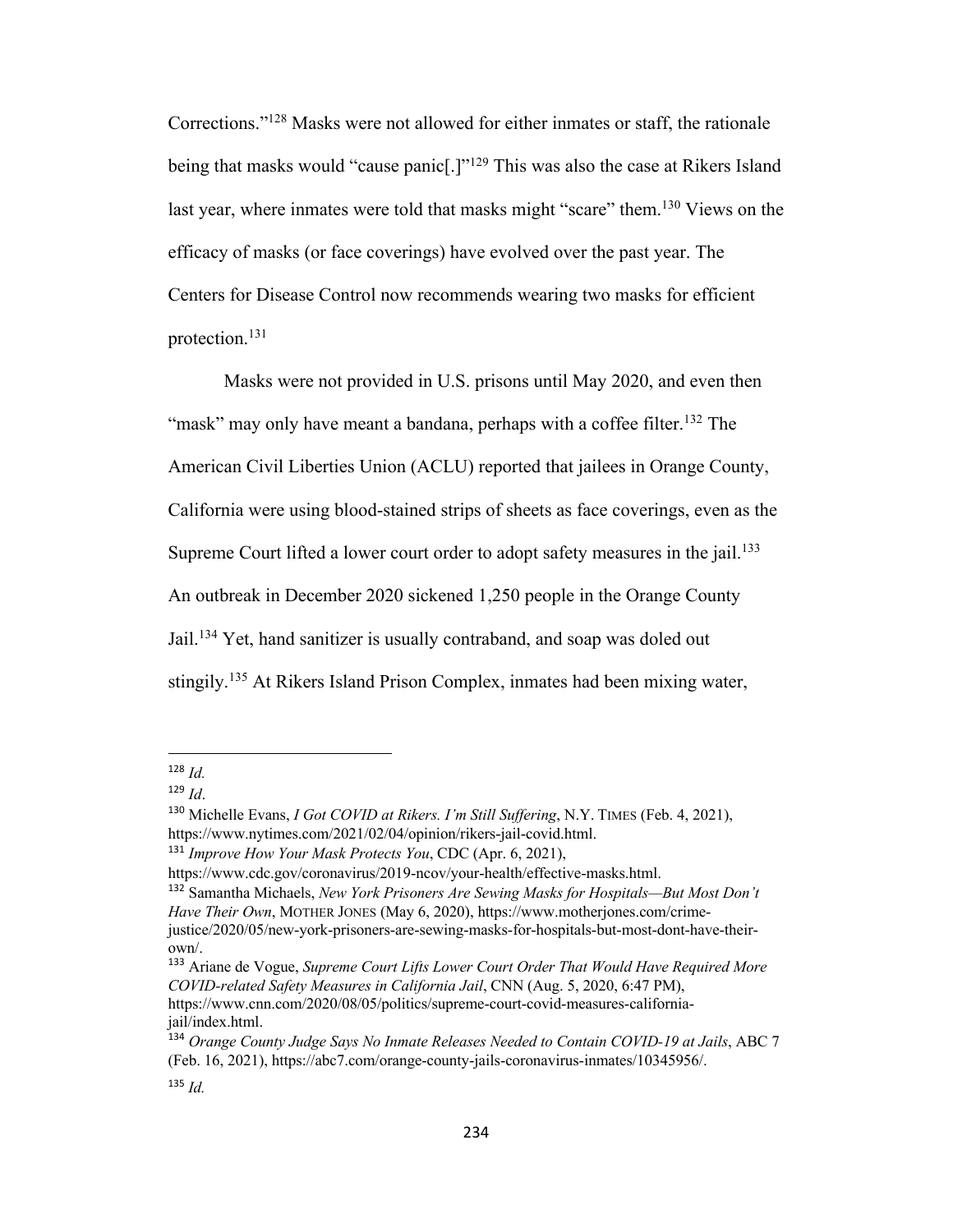Corrections."[128] Masks were not allowed for either inmates or staff, the rationale being that masks would "cause panic[.]"[129] This was also the case at Rikers Island last year, where inmates were told that masks might "scare" them.[130] Views on the efficacy of masks (or face coverings) have evolved over the past year. The Centers for Disease Control now recommends wearing two masks for efficient protection.[131]

Masks were not provided in U.S. prisons until May 2020, and even then "mask" may only have meant a bandana, perhaps with a coffee filter.[132] The American Civil Liberties Union (ACLU) reported that jailees in Orange County, California were using blood-stained strips of sheets as face coverings, even as the Supreme Court lifted a lower court order to adopt safety measures in the jail.[133] An outbreak in December 2020 sickened 1,250 people in the Orange County Jail.[134] Yet, hand sanitizer is usually contraband, and soap was doled out stingily.[135] At Rikers Island Prison Complex, inmates had been mixing water,

---

[128] *Id.*

[129] *Id*.

[130] Michelle Evans, *I Got COVID at Rikers. I'm Still Suffering*, N.Y. TIMES (Feb. 4, 2021), https://www.nytimes.com/2021/02/04/opinion/rikers-jail-covid.html.

[131] *Improve How Your Mask Protects You*, CDC (Apr. 6, 2021), https://www.cdc.gov/coronavirus/2019-ncov/your-health/effective-masks.html.

[132] Samantha Michaels, *New York Prisoners Are Sewing Masks for Hospitals—But Most Don't Have Their Own*, MOTHER JONES (May 6, 2020), https://www.motherjones.com/crime-justice/2020/05/new-york-prisoners-are-sewing-masks-for-hospitals-but-most-dont-have-their-own/.

[133] Ariane de Vogue, *Supreme Court Lifts Lower Court Order That Would Have Required More COVID-related Safety Measures in California Jail*, CNN (Aug. 5, 2020, 6:47 PM), https://www.cnn.com/2020/08/05/politics/supreme-court-covid-measures-california-jail/index.html.

[134] *Orange County Judge Says No Inmate Releases Needed to Contain COVID-19 at Jails*, ABC 7 (Feb. 16, 2021), https://abc7.com/orange-county-jails-coronavirus-inmates/10345956/.

[135] *Id.*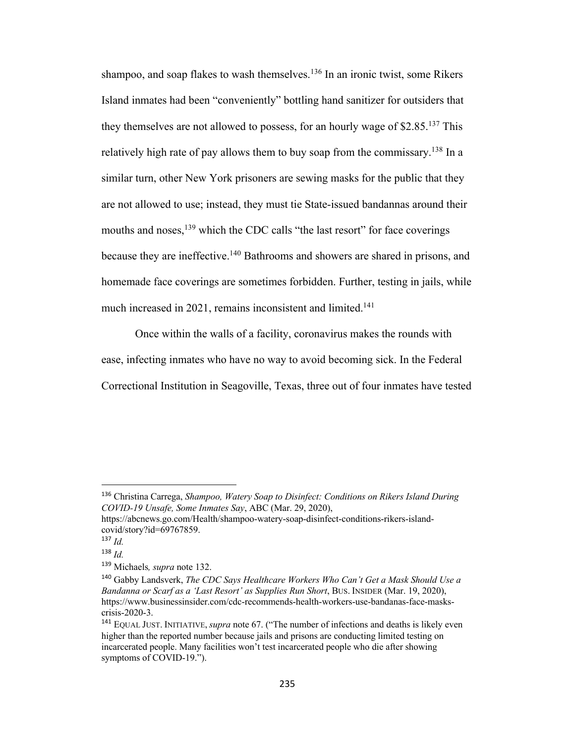shampoo, and soap flakes to wash themselves.[136] In an ironic twist, some Rikers Island inmates had been "conveniently" bottling hand sanitizer for outsiders that they themselves are not allowed to possess, for an hourly wage of $2.85.[137] This relatively high rate of pay allows them to buy soap from the commissary.[138] In a similar turn, other New York prisoners are sewing masks for the public that they are not allowed to use; instead, they must tie State-issued bandannas around their mouths and noses,[139] which the CDC calls "the last resort" for face coverings because they are ineffective.[140] Bathrooms and showers are shared in prisons, and homemade face coverings are sometimes forbidden. Further, testing in jails, while much increased in 2021, remains inconsistent and limited.[141]

Once within the walls of a facility, coronavirus makes the rounds with ease, infecting inmates who have no way to avoid becoming sick. In the Federal Correctional Institution in Seagoville, Texas, three out of four inmates have tested

---

[136] Christina Carrega, *Shampoo, Watery Soap to Disinfect: Conditions on Rikers Island During COVID-19 Unsafe, Some Inmates Say*, ABC (Mar. 29, 2020), https://abcnews.go.com/Health/shampoo-watery-soap-disinfect-conditions-rikers-island-covid/story?id=69767859.

[137] *Id.*

[138] *Id.*

[139] Michaels*, supra* note 132.

[140] Gabby Landsverk, *The CDC Says Healthcare Workers Who Can't Get a Mask Should Use a Bandanna or Scarf as a 'Last Resort' as Supplies Run Short*, BUS. INSIDER (Mar. 19, 2020), https://www.businessinsider.com/cdc-recommends-health-workers-use-bandanas-face-masks-crisis-2020-3.

[141] EQUAL JUST. INITIATIVE, *supra* note 67. ("The number of infections and deaths is likely even higher than the reported number because jails and prisons are conducting limited testing on incarcerated people. Many facilities won't test incarcerated people who die after showing symptoms of COVID-19.").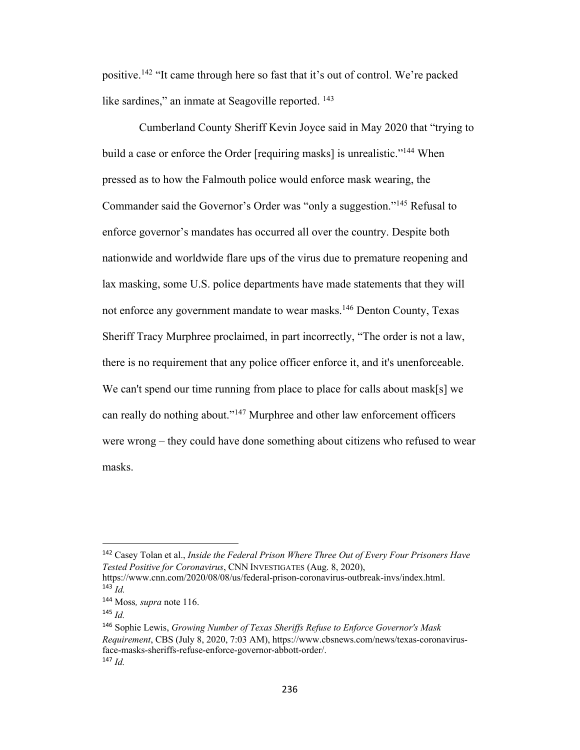positive.[142] "It came through here so fast that it's out of control. We're packed like sardines," an inmate at Seagoville reported. [143]

Cumberland County Sheriff Kevin Joyce said in May 2020 that "trying to build a case or enforce the Order [requiring masks] is unrealistic."[144] When pressed as to how the Falmouth police would enforce mask wearing, the Commander said the Governor's Order was "only a suggestion."[145] Refusal to enforce governor's mandates has occurred all over the country. Despite both nationwide and worldwide flare ups of the virus due to premature reopening and lax masking, some U.S. police departments have made statements that they will not enforce any government mandate to wear masks.[146] Denton County, Texas Sheriff Tracy Murphree proclaimed, in part incorrectly, "The order is not a law, there is no requirement that any police officer enforce it, and it's unenforceable. We can't spend our time running from place to place for calls about mask[s] we can really do nothing about."[147] Murphree and other law enforcement officers were wrong – they could have done something about citizens who refused to wear masks.

---

[142] Casey Tolan et al., *Inside the Federal Prison Where Three Out of Every Four Prisoners Have Tested Positive for Coronavirus*, CNN INVESTIGATES (Aug. 8, 2020), https://www.cnn.com/2020/08/08/us/federal-prison-coronavirus-outbreak-invs/index.html.

[143] *Id.*

[144] Moss*, supra* note 116.

[145] *Id.*

[146] Sophie Lewis, *Growing Number of Texas Sheriffs Refuse to Enforce Governor's Mask Requirement*, CBS (July 8, 2020, 7:03 AM), https://www.cbsnews.com/news/texas-coronavirus-face-masks-sheriffs-refuse-enforce-governor-abbott-order/.

[147] *Id.*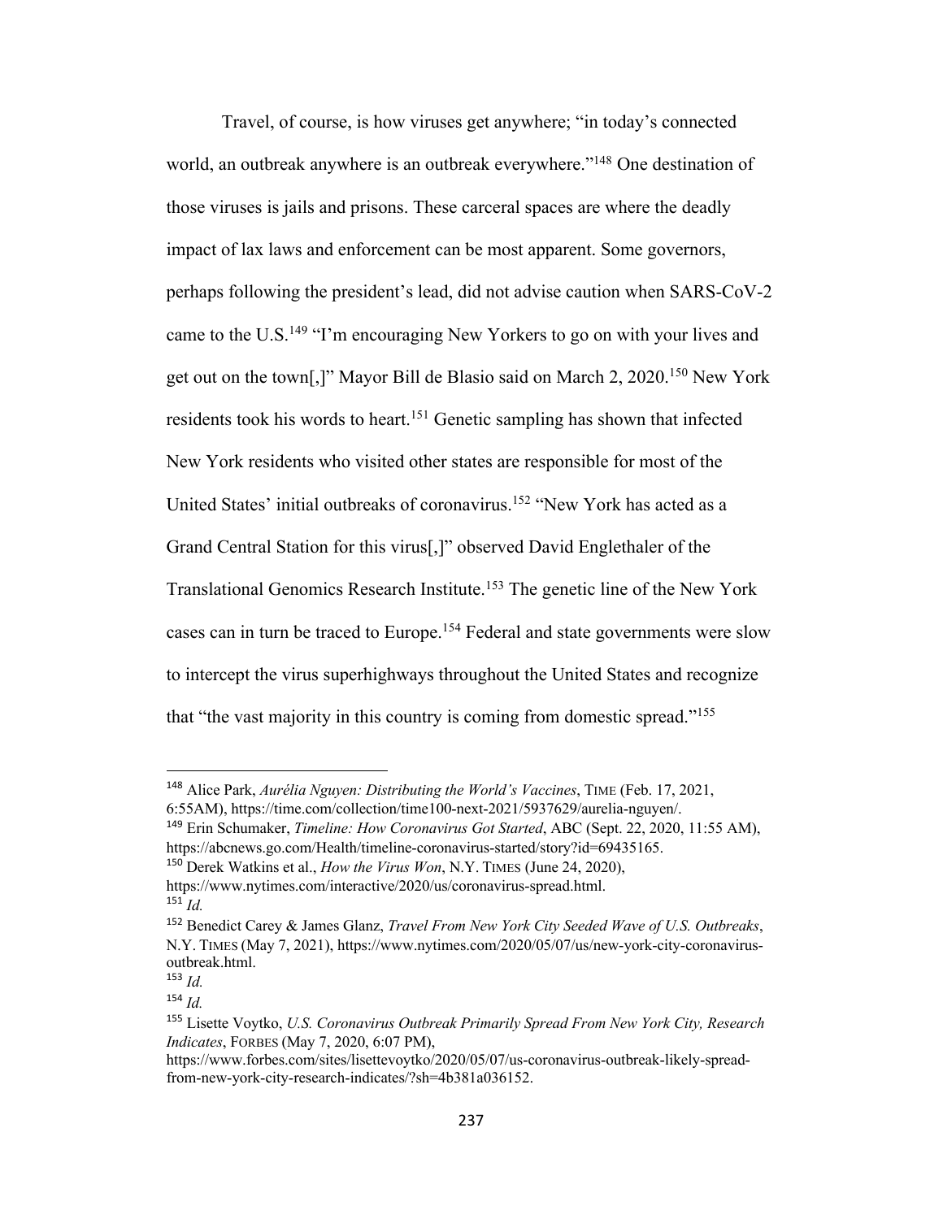Travel, of course, is how viruses get anywhere; "in today's connected world, an outbreak anywhere is an outbreak everywhere."[148] One destination of those viruses is jails and prisons. These carceral spaces are where the deadly impact of lax laws and enforcement can be most apparent. Some governors, perhaps following the president's lead, did not advise caution when SARS-CoV-2 came to the U.S.[149] "I'm encouraging New Yorkers to go on with your lives and get out on the town[,]" Mayor Bill de Blasio said on March 2, 2020.[150] New York residents took his words to heart.[151] Genetic sampling has shown that infected New York residents who visited other states are responsible for most of the United States' initial outbreaks of coronavirus.[152] "New York has acted as a Grand Central Station for this virus[,]" observed David Englethaler of the Translational Genomics Research Institute.[153] The genetic line of the New York cases can in turn be traced to Europe.[154] Federal and state governments were slow to intercept the virus superhighways throughout the United States and recognize that "the vast majority in this country is coming from domestic spread."[155]

---

[148] Alice Park, *Aurélia Nguyen: Distributing the World's Vaccines*, TIME (Feb. 17, 2021, 6:55AM), https://time.com/collection/time100-next-2021/5937629/aurelia-nguyen/.

[149] Erin Schumaker, *Timeline: How Coronavirus Got Started*, ABC (Sept. 22, 2020, 11:55 AM), https://abcnews.go.com/Health/timeline-coronavirus-started/story?id=69435165.

[150] Derek Watkins et al., *How the Virus Won*, N.Y. TIMES (June 24, 2020), https://www.nytimes.com/interactive/2020/us/coronavirus-spread.html.

[151] *Id.*

[152] Benedict Carey & James Glanz, *Travel From New York City Seeded Wave of U.S. Outbreaks*, N.Y. TIMES (May 7, 2021), https://www.nytimes.com/2020/05/07/us/new-york-city-coronavirus-outbreak.html.

[153] *Id.*

[154] *Id.*

[155] Lisette Voytko, *U.S. Coronavirus Outbreak Primarily Spread From New York City, Research Indicates*, FORBES (May 7, 2020, 6:07 PM), https://www.forbes.com/sites/lisettevoytko/2020/05/07/us-coronavirus-outbreak-likely-spread-from-new-york-city-research-indicates/?sh=4b381a036152.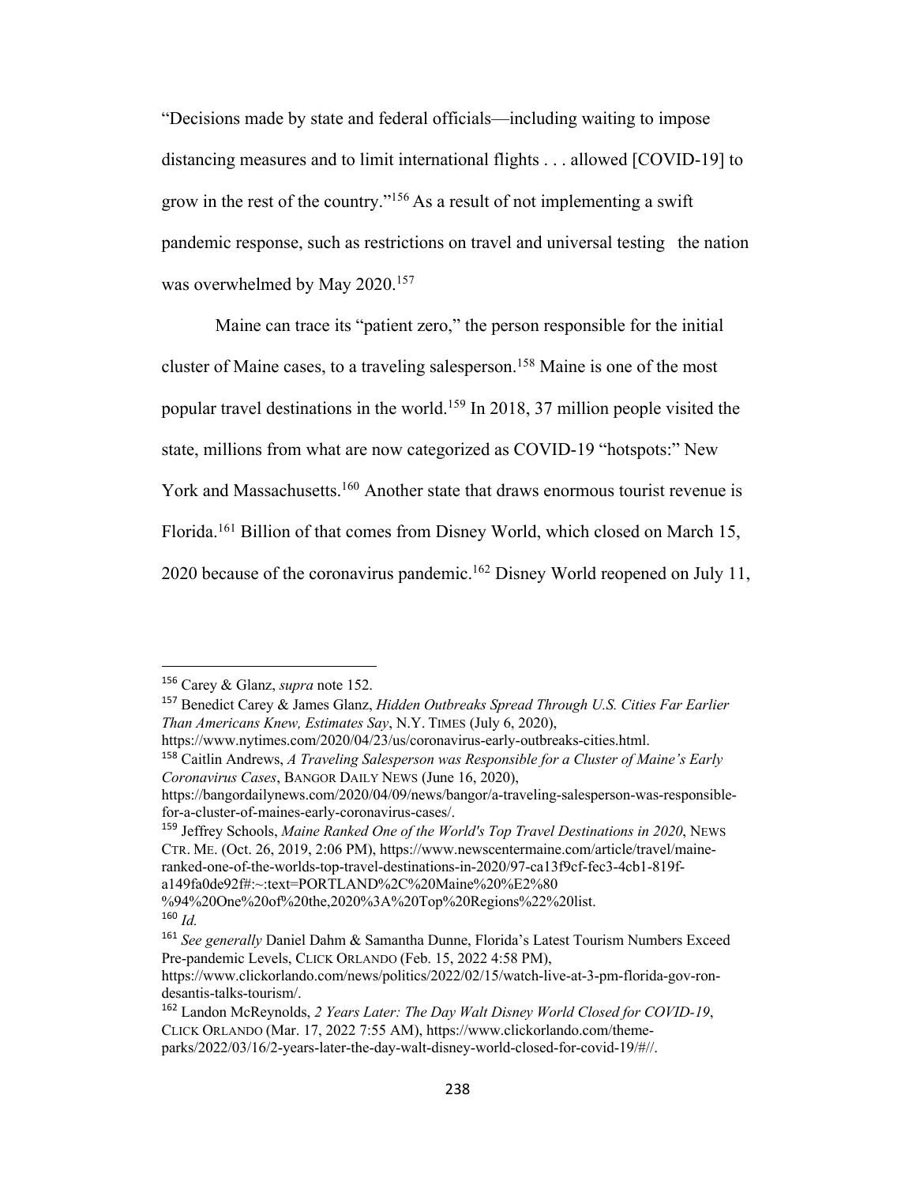"Decisions made by state and federal officials—including waiting to impose distancing measures and to limit international flights . . . allowed [COVID-19] to grow in the rest of the country."[156] As a result of not implementing a swift pandemic response, such as restrictions on travel and universal testing the nation was overwhelmed by May 2020.[157]

Maine can trace its "patient zero," the person responsible for the initial cluster of Maine cases, to a traveling salesperson.[158] Maine is one of the most popular travel destinations in the world.[159] In 2018, 37 million people visited the state, millions from what are now categorized as COVID-19 "hotspots:" New York and Massachusetts.[160] Another state that draws enormous tourist revenue is Florida.[161] Billion of that comes from Disney World, which closed on March 15, 2020 because of the coronavirus pandemic.[162] Disney World reopened on July 11,

---

[156] Carey & Glanz, *supra* note 152.

[157] Benedict Carey & James Glanz, *Hidden Outbreaks Spread Through U.S. Cities Far Earlier Than Americans Knew, Estimates Say*, N.Y. TIMES (July 6, 2020), https://www.nytimes.com/2020/04/23/us/coronavirus-early-outbreaks-cities.html.

[158] Caitlin Andrews, *A Traveling Salesperson was Responsible for a Cluster of Maine's Early Coronavirus Cases*, BANGOR DAILY NEWS (June 16, 2020), https://bangordailynews.com/2020/04/09/news/bangor/a-traveling-salesperson-was-responsible-for-a-cluster-of-maines-early-coronavirus-cases/.

[159] Jeffrey Schools, *Maine Ranked One of the World's Top Travel Destinations in 2020*, NEWS CTR. ME. (Oct. 26, 2019, 2:06 PM), https://www.newscentermaine.com/article/travel/maine-ranked-one-of-the-worlds-top-travel-destinations-in-2020/97-ca13f9cf-fec3-4cb1-819f-a149fa0de92f#:~:text=PORTLAND%2C%20Maine%20%E2%80%94%20One%20of%20the,2020%3A%20Top%20Regions%22%20list.

[160] *Id.*

[161] *See generally* Daniel Dahm & Samantha Dunne, Florida's Latest Tourism Numbers Exceed Pre-pandemic Levels, CLICK ORLANDO (Feb. 15, 2022 4:58 PM), https://www.clickorlando.com/news/politics/2022/02/15/watch-live-at-3-pm-florida-gov-ron-desantis-talks-tourism/.

[162] Landon McReynolds, *2 Years Later: The Day Walt Disney World Closed for COVID-19*, CLICK ORLANDO (Mar. 17, 2022 7:55 AM), https://www.clickorlando.com/theme-parks/2022/03/16/2-years-later-the-day-walt-disney-world-closed-for-covid-19/#//.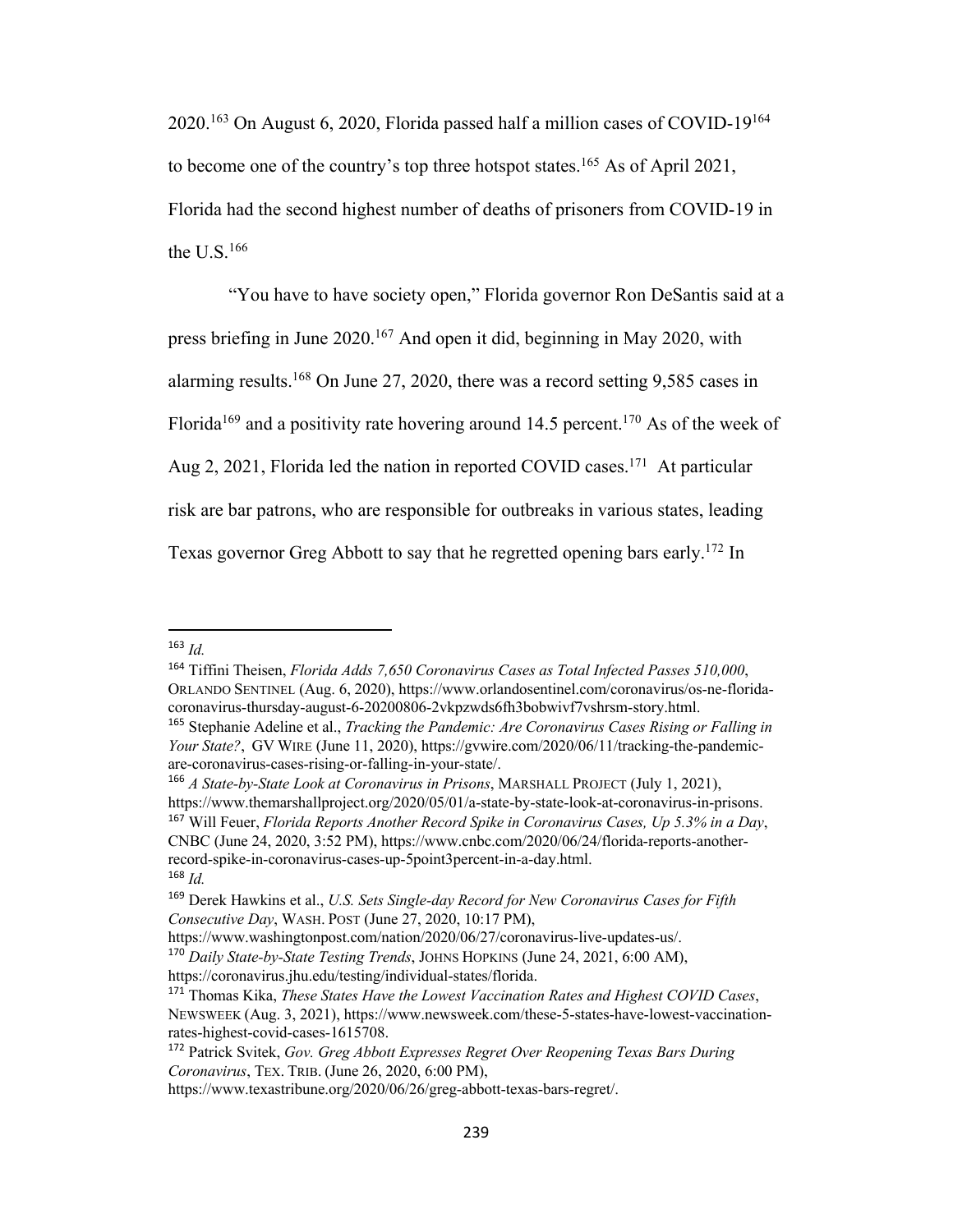2020.[163] On August 6, 2020, Florida passed half a million cases of COVID-19[164] to become one of the country's top three hotspot states.[165] As of April 2021, Florida had the second highest number of deaths of prisoners from COVID-19 in the U.S.[166]

"You have to have society open," Florida governor Ron DeSantis said at a press briefing in June 2020.[167] And open it did, beginning in May 2020, with alarming results.[168] On June 27, 2020, there was a record setting 9,585 cases in Florida[169] and a positivity rate hovering around 14.5 percent.[170] As of the week of Aug 2, 2021, Florida led the nation in reported COVID cases.[171] At particular risk are bar patrons, who are responsible for outbreaks in various states, leading Texas governor Greg Abbott to say that he regretted opening bars early.[172] In

---

[163] *Id.*

[164] Tiffini Theisen, *Florida Adds 7,650 Coronavirus Cases as Total Infected Passes 510,000*, ORLANDO SENTINEL (Aug. 6, 2020), https://www.orlandosentinel.com/coronavirus/os-ne-florida-coronavirus-thursday-august-6-20200806-2vkpzwds6fh3bobwivf7vshrsm-story.html.

[165] Stephanie Adeline et al., *Tracking the Pandemic: Are Coronavirus Cases Rising or Falling in Your State?*, GV WIRE (June 11, 2020), https://gvwire.com/2020/06/11/tracking-the-pandemic-are-coronavirus-cases-rising-or-falling-in-your-state/.

[166] *A State-by-State Look at Coronavirus in Prisons*, MARSHALL PROJECT (July 1, 2021), https://www.themarshallproject.org/2020/05/01/a-state-by-state-look-at-coronavirus-in-prisons.

[167] Will Feuer, *Florida Reports Another Record Spike in Coronavirus Cases, Up 5.3% in a Day*, CNBC (June 24, 2020, 3:52 PM), https://www.cnbc.com/2020/06/24/florida-reports-another-record-spike-in-coronavirus-cases-up-5point3percent-in-a-day.html.

[168] *Id.*

[169] Derek Hawkins et al., *U.S. Sets Single-day Record for New Coronavirus Cases for Fifth Consecutive Day*, WASH. POST (June 27, 2020, 10:17 PM), https://www.washingtonpost.com/nation/2020/06/27/coronavirus-live-updates-us/.

[170] *Daily State-by-State Testing Trends*, JOHNS HOPKINS (June 24, 2021, 6:00 AM), https://coronavirus.jhu.edu/testing/individual-states/florida.

[171] Thomas Kika, *These States Have the Lowest Vaccination Rates and Highest COVID Cases*, NEWSWEEK (Aug. 3, 2021), https://www.newsweek.com/these-5-states-have-lowest-vaccination-rates-highest-covid-cases-1615708.

[172] Patrick Svitek, *Gov. Greg Abbott Expresses Regret Over Reopening Texas Bars During Coronavirus*, TEX. TRIB. (June 26, 2020, 6:00 PM), https://www.texastribune.org/2020/06/26/greg-abbott-texas-bars-regret/.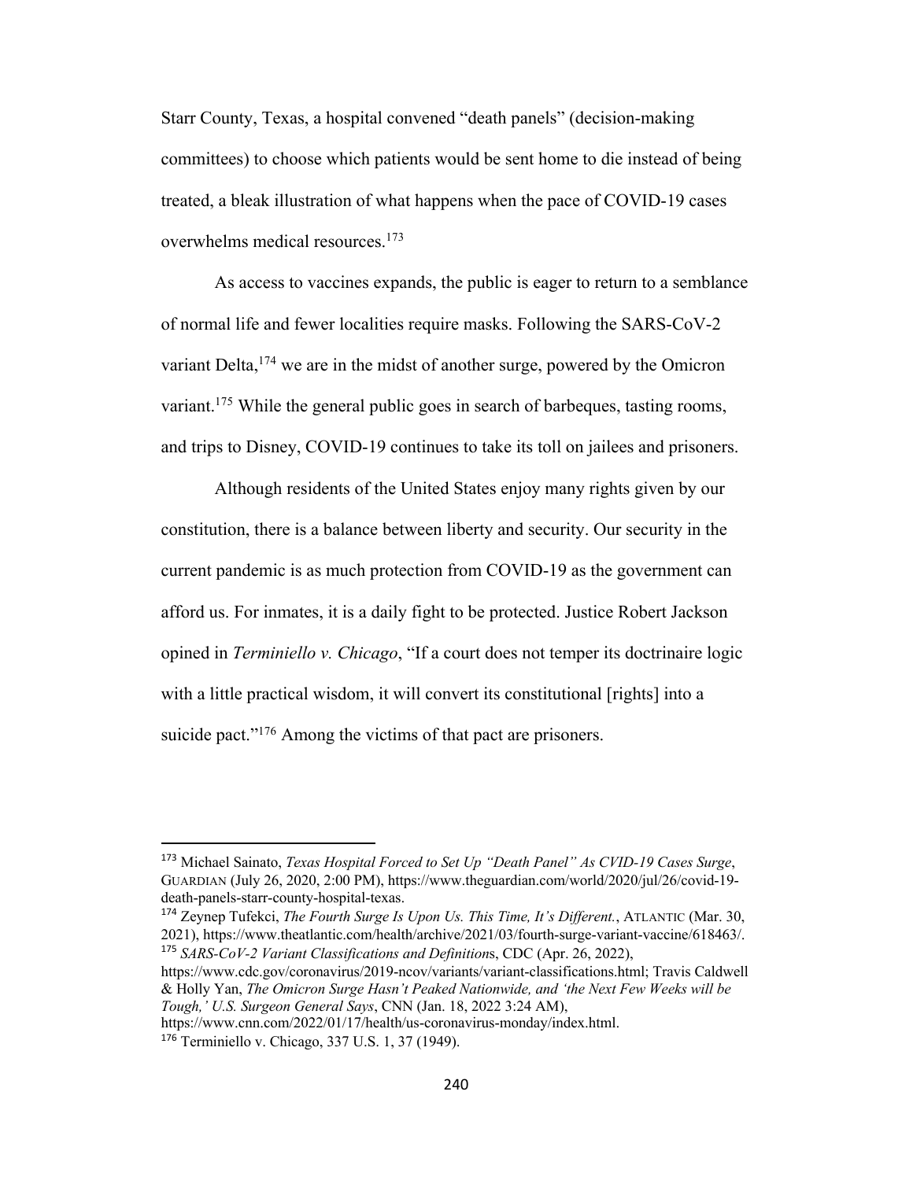Starr County, Texas, a hospital convened "death panels" (decision-making committees) to choose which patients would be sent home to die instead of being treated, a bleak illustration of what happens when the pace of COVID-19 cases overwhelms medical resources.[173]

As access to vaccines expands, the public is eager to return to a semblance of normal life and fewer localities require masks. Following the SARS-CoV-2 variant Delta,[174] we are in the midst of another surge, powered by the Omicron variant.[175] While the general public goes in search of barbeques, tasting rooms, and trips to Disney, COVID-19 continues to take its toll on jailees and prisoners.

Although residents of the United States enjoy many rights given by our constitution, there is a balance between liberty and security. Our security in the current pandemic is as much protection from COVID-19 as the government can afford us. For inmates, it is a daily fight to be protected. Justice Robert Jackson opined in *Terminiello v. Chicago*, "If a court does not temper its doctrinaire logic with a little practical wisdom, it will convert its constitutional [rights] into a suicide pact."[176] Among the victims of that pact are prisoners.

---

[173] Michael Sainato, *Texas Hospital Forced to Set Up "Death Panel" As CVID-19 Cases Surge*, GUARDIAN (July 26, 2020, 2:00 PM), https://www.theguardian.com/world/2020/jul/26/covid-19-death-panels-starr-county-hospital-texas.

[174] Zeynep Tufekci, *The Fourth Surge Is Upon Us. This Time, It's Different.*, ATLANTIC (Mar. 30, 2021), https://www.theatlantic.com/health/archive/2021/03/fourth-surge-variant-vaccine/618463/.

[175] *SARS-CoV-2 Variant Classifications and Definition*s, CDC (Apr. 26, 2022), https://www.cdc.gov/coronavirus/2019-ncov/variants/variant-classifications.html; Travis Caldwell & Holly Yan, *The Omicron Surge Hasn't Peaked Nationwide, and 'the Next Few Weeks will be Tough,' U.S. Surgeon General Says*, CNN (Jan. 18, 2022 3:24 AM), https://www.cnn.com/2022/01/17/health/us-coronavirus-monday/index.html.

[176] Terminiello v. Chicago, 337 U.S. 1, 37 (1949).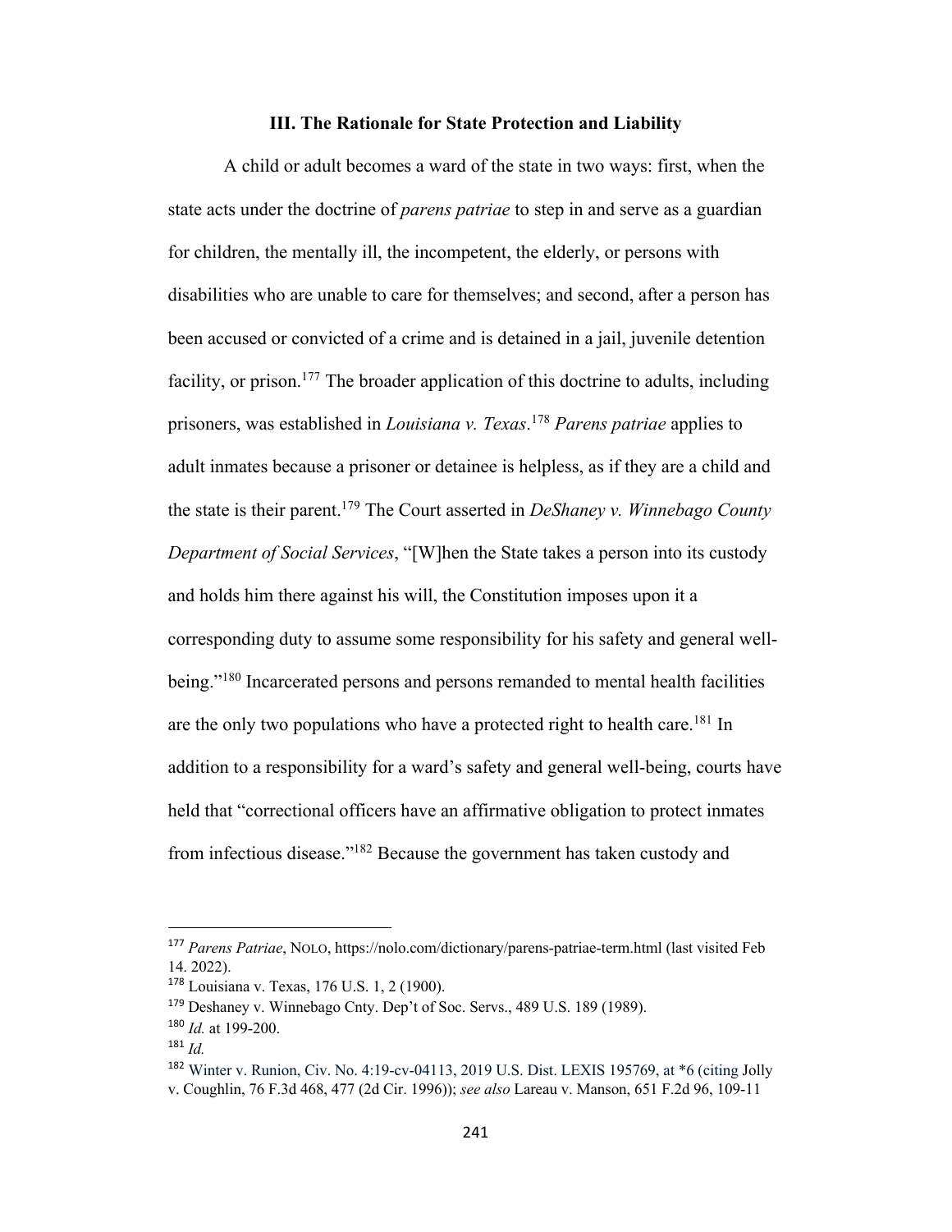### III. The Rationale for State Protection and Liability

A child or adult becomes a ward of the state in two ways: first, when the state acts under the doctrine of *parens patriae* to step in and serve as a guardian for children, the mentally ill, the incompetent, the elderly, or persons with disabilities who are unable to care for themselves; and second, after a person has been accused or convicted of a crime and is detained in a jail, juvenile detention facility, or prison.[177] The broader application of this doctrine to adults, including prisoners, was established in *Louisiana v. Texas*.[178] *Parens patriae* applies to adult inmates because a prisoner or detainee is helpless, as if they are a child and the state is their parent.[179] The Court asserted in *DeShaney v. Winnebago County Department of Social Services*, "[W]hen the State takes a person into its custody and holds him there against his will, the Constitution imposes upon it a corresponding duty to assume some responsibility for his safety and general well-being."[180] Incarcerated persons and persons remanded to mental health facilities are the only two populations who have a protected right to health care.[181] In addition to a responsibility for a ward's safety and general well-being, courts have held that "correctional officers have an affirmative obligation to protect inmates from infectious disease."[182] Because the government has taken custody and

---

[177] *Parens Patriae*, NOLO, https://nolo.com/dictionary/parens-patriae-term.html (last visited Feb 14. 2022).

[178] Louisiana v. Texas, 176 U.S. 1, 2 (1900).

[179] Deshaney v. Winnebago Cnty. Dep't of Soc. Servs., 489 U.S. 189 (1989).

[180] *Id.* at 199-200.

[181] *Id.*

[182] Winter v. Runion, Civ. No. 4:19-cv-04113, 2019 U.S. Dist. LEXIS 195769, at *6 (citing Jolly v. Coughlin, 76 F.3d 468, 477 (2d Cir. 1996)); *see also* Lareau v. Manson, 651 F.2d 96, 109-11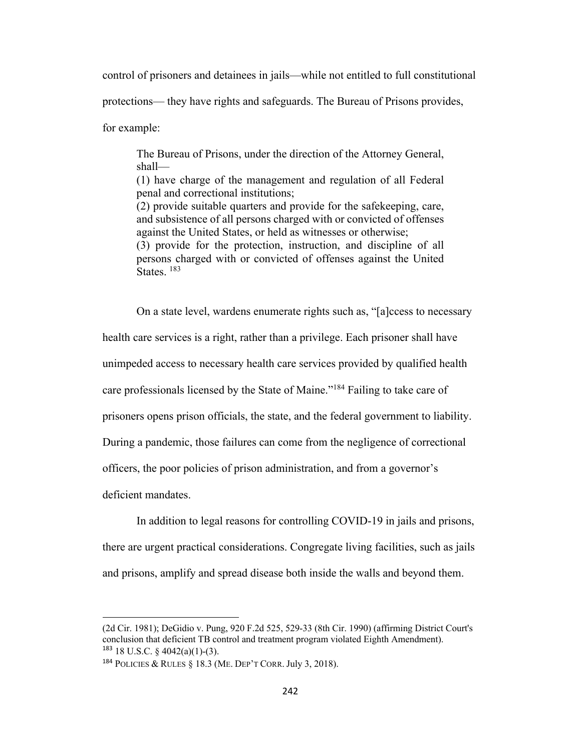control of prisoners and detainees in jails—while not entitled to full constitutional protections— they have rights and safeguards. The Bureau of Prisons provides, for example:

> The Bureau of Prisons, under the direction of the Attorney General, shall—
> (1) have charge of the management and regulation of all Federal penal and correctional institutions;
> (2) provide suitable quarters and provide for the safekeeping, care, and subsistence of all persons charged with or convicted of offenses against the United States, or held as witnesses or otherwise;
> (3) provide for the protection, instruction, and discipline of all persons charged with or convicted of offenses against the United States. [183]

On a state level, wardens enumerate rights such as, "[a]ccess to necessary health care services is a right, rather than a privilege. Each prisoner shall have unimpeded access to necessary health care services provided by qualified health care professionals licensed by the State of Maine."[184] Failing to take care of prisoners opens prison officials, the state, and the federal government to liability. During a pandemic, those failures can come from the negligence of correctional officers, the poor policies of prison administration, and from a governor's deficient mandates.

In addition to legal reasons for controlling COVID-19 in jails and prisons, there are urgent practical considerations. Congregate living facilities, such as jails and prisons, amplify and spread disease both inside the walls and beyond them.

---

(2d Cir. 1981); DeGidio v. Pung, 920 F.2d 525, 529-33 (8th Cir. 1990) (affirming District Court's conclusion that deficient TB control and treatment program violated Eighth Amendment).

[183] 18 U.S.C. § 4042(a)(1)-(3).

[184] POLICIES & RULES § 18.3 (ME. DEP'T CORR. July 3, 2018).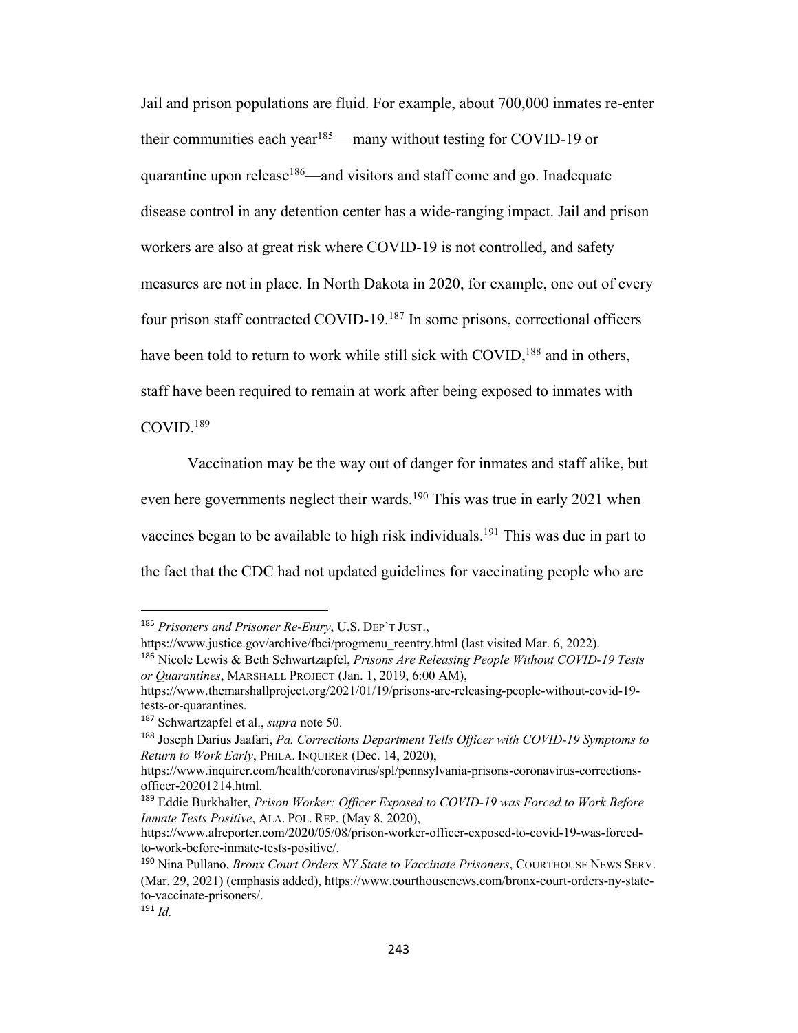Jail and prison populations are fluid. For example, about 700,000 inmates re-enter their communities each year[185]— many without testing for COVID-19 or quarantine upon release[186]—and visitors and staff come and go. Inadequate disease control in any detention center has a wide-ranging impact. Jail and prison workers are also at great risk where COVID-19 is not controlled, and safety measures are not in place. In North Dakota in 2020, for example, one out of every four prison staff contracted COVID-19.[187] In some prisons, correctional officers have been told to return to work while still sick with COVID,[188] and in others, staff have been required to remain at work after being exposed to inmates with COVID.[189]

Vaccination may be the way out of danger for inmates and staff alike, but even here governments neglect their wards.[190] This was true in early 2021 when vaccines began to be available to high risk individuals.[191] This was due in part to the fact that the CDC had not updated guidelines for vaccinating people who are

---

[185] *Prisoners and Prisoner Re-Entry*, U.S. DEP'T JUST., https://www.justice.gov/archive/fbci/progmenu_reentry.html (last visited Mar. 6, 2022).

[186] Nicole Lewis & Beth Schwartzapfel, *Prisons Are Releasing People Without COVID-19 Tests or Quarantines*, MARSHALL PROJECT (Jan. 1, 2019, 6:00 AM), https://www.themarshallproject.org/2021/01/19/prisons-are-releasing-people-without-covid-19-tests-or-quarantines.

[187] Schwartzapfel et al., *supra* note 50.

[188] Joseph Darius Jaafari, *Pa. Corrections Department Tells Officer with COVID-19 Symptoms to Return to Work Early*, PHILA. INQUIRER (Dec. 14, 2020), https://www.inquirer.com/health/coronavirus/spl/pennsylvania-prisons-coronavirus-corrections-officer-20201214.html.

[189] Eddie Burkhalter, *Prison Worker: Officer Exposed to COVID-19 was Forced to Work Before Inmate Tests Positive*, ALA. POL. REP. (May 8, 2020), https://www.alreporter.com/2020/05/08/prison-worker-officer-exposed-to-covid-19-was-forced-to-work-before-inmate-tests-positive/.

[190] Nina Pullano, *Bronx Court Orders NY State to Vaccinate Prisoners*, COURTHOUSE NEWS SERV. (Mar. 29, 2021) (emphasis added), https://www.courthousenews.com/bronx-court-orders-ny-state-to-vaccinate-prisoners/.

[191] *Id.*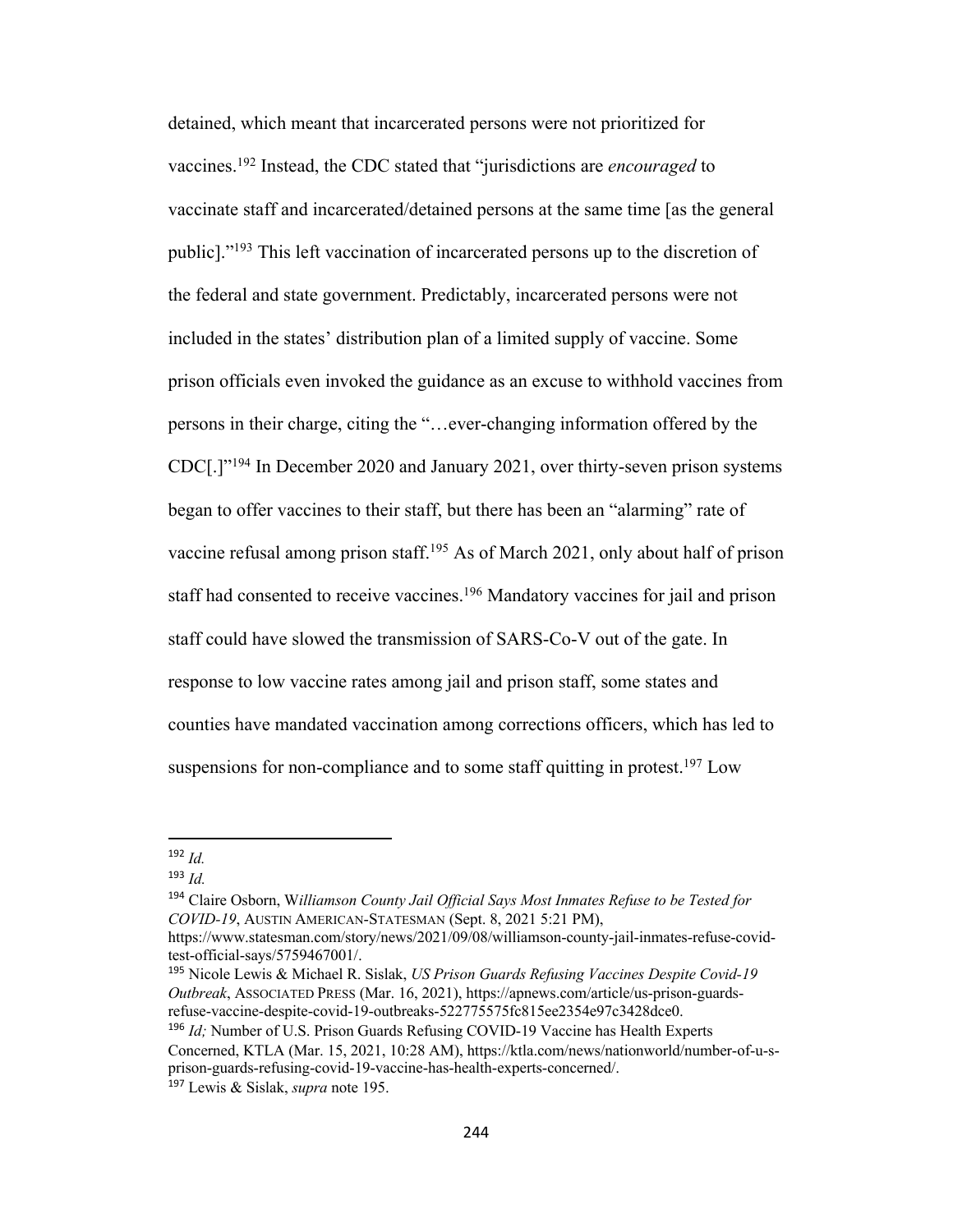detained, which meant that incarcerated persons were not prioritized for vaccines.[192] Instead, the CDC stated that "jurisdictions are *encouraged* to vaccinate staff and incarcerated/detained persons at the same time [as the general public]."[193] This left vaccination of incarcerated persons up to the discretion of the federal and state government. Predictably, incarcerated persons were not included in the states' distribution plan of a limited supply of vaccine. Some prison officials even invoked the guidance as an excuse to withhold vaccines from persons in their charge, citing the "…ever-changing information offered by the CDC[.]"[194] In December 2020 and January 2021, over thirty-seven prison systems began to offer vaccines to their staff, but there has been an "alarming" rate of vaccine refusal among prison staff.[195] As of March 2021, only about half of prison staff had consented to receive vaccines.[196] Mandatory vaccines for jail and prison staff could have slowed the transmission of SARS-Co-V out of the gate. In response to low vaccine rates among jail and prison staff, some states and counties have mandated vaccination among corrections officers, which has led to suspensions for non-compliance and to some staff quitting in protest.[197] Low

---

[192] *Id.*

[193] *Id.*

[194] Claire Osborn, W*illiamson County Jail Official Says Most Inmates Refuse to be Tested for COVID-19*, AUSTIN AMERICAN-STATESMAN (Sept. 8, 2021 5:21 PM), https://www.statesman.com/story/news/2021/09/08/williamson-county-jail-inmates-refuse-covid-test-official-says/5759467001/.

[195] Nicole Lewis & Michael R. Sislak, *US Prison Guards Refusing Vaccines Despite Covid-19 Outbreak*, ASSOCIATED PRESS (Mar. 16, 2021), https://apnews.com/article/us-prison-guards-refuse-vaccine-despite-covid-19-outbreaks-522775575fc815ee2354e97c3428dce0.

[196] *Id;* Number of U.S. Prison Guards Refusing COVID-19 Vaccine has Health Experts Concerned, KTLA (Mar. 15, 2021, 10:28 AM), https://ktla.com/news/nationworld/number-of-u-s-prison-guards-refusing-covid-19-vaccine-has-health-experts-concerned/.

[197] Lewis & Sislak, *supra* note 195.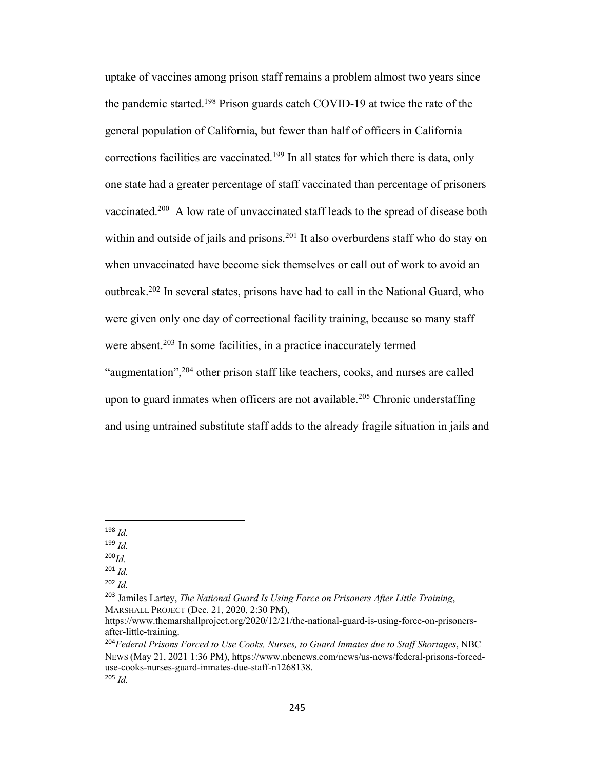uptake of vaccines among prison staff remains a problem almost two years since the pandemic started.[198] Prison guards catch COVID-19 at twice the rate of the general population of California, but fewer than half of officers in California corrections facilities are vaccinated.[199] In all states for which there is data, only one state had a greater percentage of staff vaccinated than percentage of prisoners vaccinated.[200] A low rate of unvaccinated staff leads to the spread of disease both within and outside of jails and prisons.[201] It also overburdens staff who do stay on when unvaccinated have become sick themselves or call out of work to avoid an outbreak.[202] In several states, prisons have had to call in the National Guard, who were given only one day of correctional facility training, because so many staff were absent.[203] In some facilities, in a practice inaccurately termed "augmentation",[204] other prison staff like teachers, cooks, and nurses are called upon to guard inmates when officers are not available.[205] Chronic understaffing and using untrained substitute staff adds to the already fragile situation in jails and

---

[198] *Id.*

[199] *Id.*

[200] *Id.*

[201] *Id.*

[202] *Id.*

[203] Jamiles Lartey, *The National Guard Is Using Force on Prisoners After Little Training*, MARSHALL PROJECT (Dec. 21, 2020, 2:30 PM), https://www.themarshallproject.org/2020/12/21/the-national-guard-is-using-force-on-prisoners-after-little-training.

[204] *Federal Prisons Forced to Use Cooks, Nurses, to Guard Inmates due to Staff Shortages*, NBC NEWS (May 21, 2021 1:36 PM), https://www.nbcnews.com/news/us-news/federal-prisons-forced-use-cooks-nurses-guard-inmates-due-staff-n1268138.

[205] *Id.*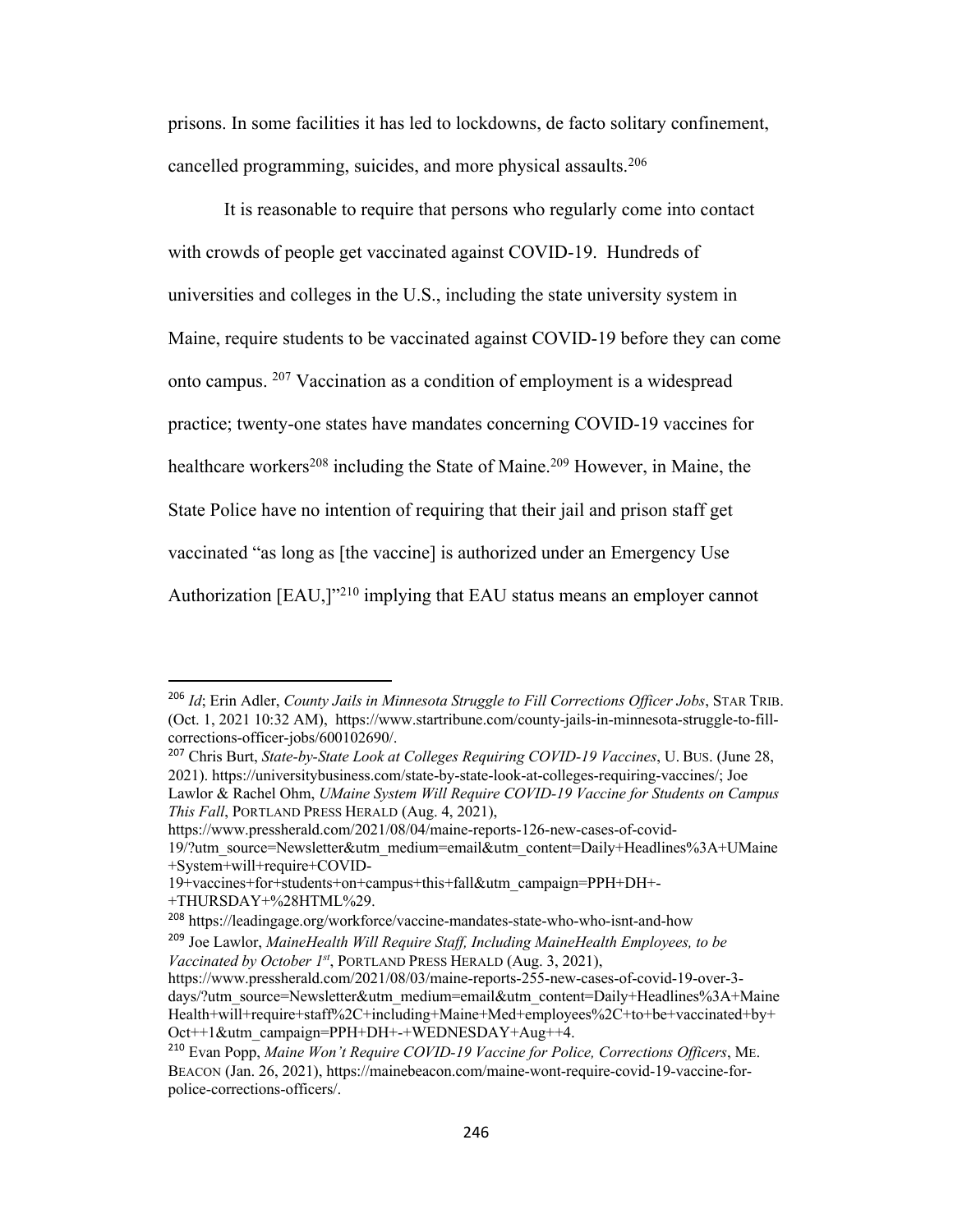prisons. In some facilities it has led to lockdowns, de facto solitary confinement, cancelled programming, suicides, and more physical assaults.[206]

It is reasonable to require that persons who regularly come into contact with crowds of people get vaccinated against COVID-19. Hundreds of universities and colleges in the U.S., including the state university system in Maine, require students to be vaccinated against COVID-19 before they can come onto campus. [207] Vaccination as a condition of employment is a widespread practice; twenty-one states have mandates concerning COVID-19 vaccines for healthcare workers[208] including the State of Maine.[209] However, in Maine, the State Police have no intention of requiring that their jail and prison staff get vaccinated "as long as [the vaccine] is authorized under an Emergency Use Authorization [EAU,]"[210] implying that EAU status means an employer cannot

---

[206] *Id*; Erin Adler, *County Jails in Minnesota Struggle to Fill Corrections Officer Jobs*, STAR TRIB. (Oct. 1, 2021 10:32 AM), https://www.startribune.com/county-jails-in-minnesota-struggle-to-fill-corrections-officer-jobs/600102690/.

[207] Chris Burt, *State-by-State Look at Colleges Requiring COVID-19 Vaccines*, U. BUS. (June 28, 2021). https://universitybusiness.com/state-by-state-look-at-colleges-requiring-vaccines/; Joe Lawlor & Rachel Ohm, *UMaine System Will Require COVID-19 Vaccine for Students on Campus This Fall*, PORTLAND PRESS HERALD (Aug. 4, 2021), https://www.pressherald.com/2021/08/04/maine-reports-126-new-cases-of-covid-19/?utm_source=Newsletter&utm_medium=email&utm_content=Daily+Headlines%3A+UMaine+System+will+require+COVID-19+vaccines+for+students+on+campus+this+fall&utm_campaign=PPH+DH+-+THURSDAY+%28HTML%29.

[208] https://leadingage.org/workforce/vaccine-mandates-state-who-who-isnt-and-how

[209] Joe Lawlor, *MaineHealth Will Require Staff, Including MaineHealth Employees, to be Vaccinated by October 1st*, PORTLAND PRESS HERALD (Aug. 3, 2021), https://www.pressherald.com/2021/08/03/maine-reports-255-new-cases-of-covid-19-over-3-days/?utm_source=Newsletter&utm_medium=email&utm_content=Daily+Headlines%3A+MaineHealth+will+require+staff%2C+including+Maine+Med+employees%2C+to+be+vaccinated+by+Oct++1&utm_campaign=PPH+DH+-+WEDNESDAY+Aug++4.

[210] Evan Popp, *Maine Won't Require COVID-19 Vaccine for Police, Corrections Officers*, ME. BEACON (Jan. 26, 2021), https://mainebeacon.com/maine-wont-require-covid-19-vaccine-for-police-corrections-officers/.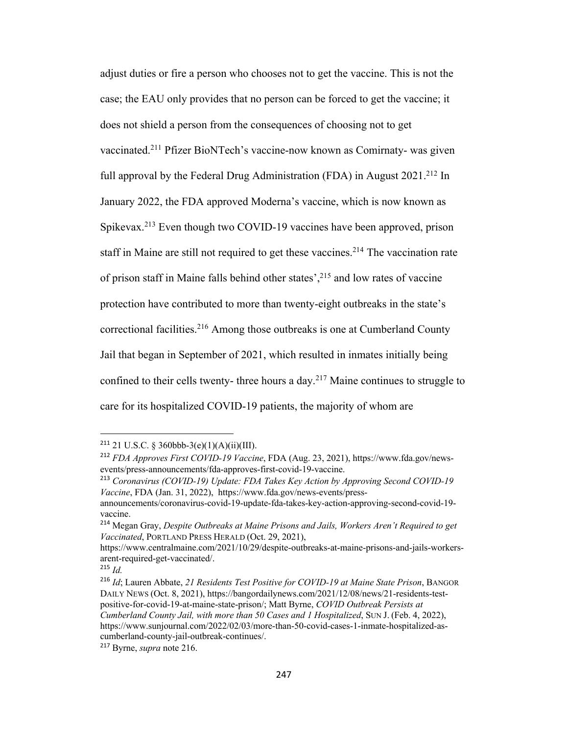adjust duties or fire a person who chooses not to get the vaccine. This is not the case; the EAU only provides that no person can be forced to get the vaccine; it does not shield a person from the consequences of choosing not to get vaccinated.[211] Pfizer BioNTech's vaccine-now known as Comirnaty- was given full approval by the Federal Drug Administration (FDA) in August 2021.[212] In January 2022, the FDA approved Moderna's vaccine, which is now known as Spikevax.[213] Even though two COVID-19 vaccines have been approved, prison staff in Maine are still not required to get these vaccines.[214] The vaccination rate of prison staff in Maine falls behind other states',[215] and low rates of vaccine protection have contributed to more than twenty-eight outbreaks in the state's correctional facilities.[216] Among those outbreaks is one at Cumberland County Jail that began in September of 2021, which resulted in inmates initially being confined to their cells twenty- three hours a day.[217] Maine continues to struggle to care for its hospitalized COVID-19 patients, the majority of whom are

---

[211] 21 U.S.C. § 360bbb-3(e)(1)(A)(ii)(III).

[212] *FDA Approves First COVID-19 Vaccine*, FDA (Aug. 23, 2021), https://www.fda.gov/news-events/press-announcements/fda-approves-first-covid-19-vaccine.

[213] *Coronavirus (COVID-19) Update: FDA Takes Key Action by Approving Second COVID-19 Vaccine*, FDA (Jan. 31, 2022), https://www.fda.gov/news-events/press-announcements/coronavirus-covid-19-update-fda-takes-key-action-approving-second-covid-19-vaccine.

[214] Megan Gray, *Despite Outbreaks at Maine Prisons and Jails, Workers Aren't Required to get Vaccinated*, PORTLAND PRESS HERALD (Oct. 29, 2021), https://www.centralmaine.com/2021/10/29/despite-outbreaks-at-maine-prisons-and-jails-workers-arent-required-get-vaccinated/.

[215] *Id.*

[216] *Id*; Lauren Abbate, *21 Residents Test Positive for COVID-19 at Maine State Prison*, BANGOR DAILY NEWS (Oct. 8, 2021), https://bangordailynews.com/2021/12/08/news/21-residents-test-positive-for-covid-19-at-maine-state-prison/; Matt Byrne, *COVID Outbreak Persists at Cumberland County Jail, with more than 50 Cases and 1 Hospitalized*, SUN J. (Feb. 4, 2022), https://www.sunjournal.com/2022/02/03/more-than-50-covid-cases-1-inmate-hospitalized-as-cumberland-county-jail-outbreak-continues/.

[217] Byrne, *supra* note 216.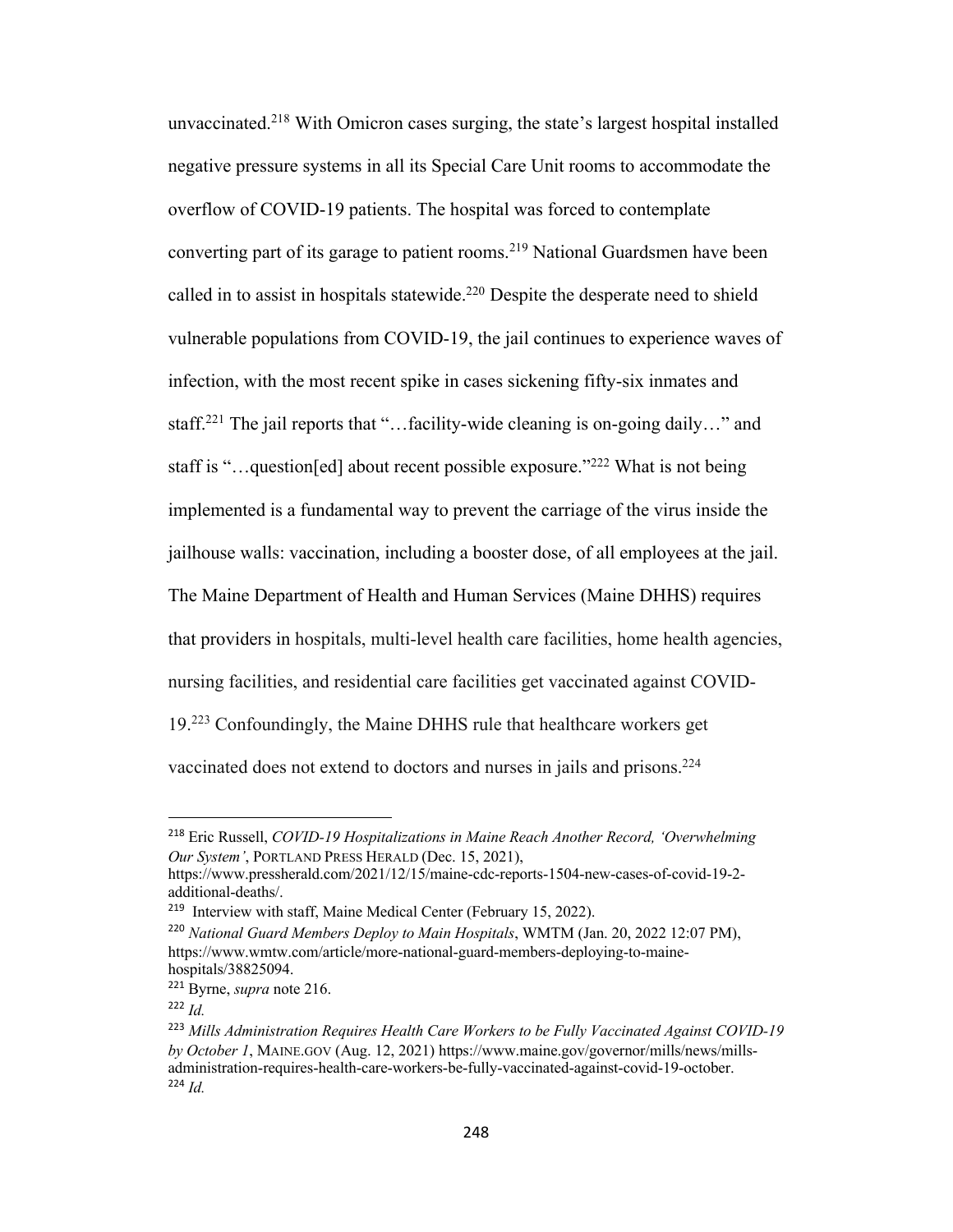unvaccinated.[218] With Omicron cases surging, the state's largest hospital installed negative pressure systems in all its Special Care Unit rooms to accommodate the overflow of COVID-19 patients. The hospital was forced to contemplate converting part of its garage to patient rooms.[219] National Guardsmen have been called in to assist in hospitals statewide.[220] Despite the desperate need to shield vulnerable populations from COVID-19, the jail continues to experience waves of infection, with the most recent spike in cases sickening fifty-six inmates and staff.[221] The jail reports that "…facility-wide cleaning is on-going daily…" and staff is "…question[ed] about recent possible exposure."[222] What is not being implemented is a fundamental way to prevent the carriage of the virus inside the jailhouse walls: vaccination, including a booster dose, of all employees at the jail. The Maine Department of Health and Human Services (Maine DHHS) requires that providers in hospitals, multi-level health care facilities, home health agencies, nursing facilities, and residential care facilities get vaccinated against COVID-19.[223] Confoundingly, the Maine DHHS rule that healthcare workers get vaccinated does not extend to doctors and nurses in jails and prisons.[224]

---

[218] Eric Russell, *COVID-19 Hospitalizations in Maine Reach Another Record, 'Overwhelming Our System'*, PORTLAND PRESS HERALD (Dec. 15, 2021), https://www.pressherald.com/2021/12/15/maine-cdc-reports-1504-new-cases-of-covid-19-2-additional-deaths/.

[219] Interview with staff, Maine Medical Center (February 15, 2022).

[220] *National Guard Members Deploy to Main Hospitals*, WMTM (Jan. 20, 2022 12:07 PM), https://www.wmtw.com/article/more-national-guard-members-deploying-to-maine-hospitals/38825094.

[221] Byrne, *supra* note 216.

[222] *Id.*

[223] *Mills Administration Requires Health Care Workers to be Fully Vaccinated Against COVID-19 by October 1*, MAINE.GOV (Aug. 12, 2021) https://www.maine.gov/governor/mills/news/mills-administration-requires-health-care-workers-be-fully-vaccinated-against-covid-19-october.

[224] *Id.*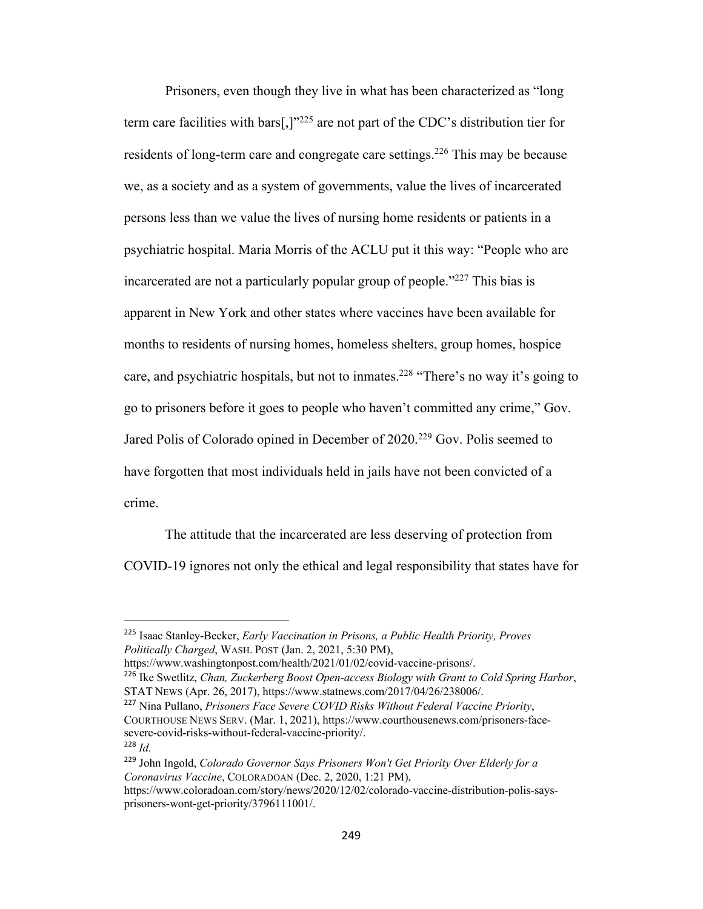Prisoners, even though they live in what has been characterized as "long term care facilities with bars[,]"[225] are not part of the CDC's distribution tier for residents of long-term care and congregate care settings.[226] This may be because we, as a society and as a system of governments, value the lives of incarcerated persons less than we value the lives of nursing home residents or patients in a psychiatric hospital. Maria Morris of the ACLU put it this way: "People who are incarcerated are not a particularly popular group of people."[227] This bias is apparent in New York and other states where vaccines have been available for months to residents of nursing homes, homeless shelters, group homes, hospice care, and psychiatric hospitals, but not to inmates.[228] "There's no way it's going to go to prisoners before it goes to people who haven't committed any crime," Gov. Jared Polis of Colorado opined in December of 2020.[229] Gov. Polis seemed to have forgotten that most individuals held in jails have not been convicted of a crime.

The attitude that the incarcerated are less deserving of protection from COVID-19 ignores not only the ethical and legal responsibility that states have for

---

[225] Isaac Stanley-Becker, *Early Vaccination in Prisons, a Public Health Priority, Proves Politically Charged*, WASH. POST (Jan. 2, 2021, 5:30 PM), https://www.washingtonpost.com/health/2021/01/02/covid-vaccine-prisons/.

[226] Ike Swetlitz, *Chan, Zuckerberg Boost Open-access Biology with Grant to Cold Spring Harbor*, STAT NEWS (Apr. 26, 2017), https://www.statnews.com/2017/04/26/238006/.

[227] Nina Pullano, *Prisoners Face Severe COVID Risks Without Federal Vaccine Priority*, COURTHOUSE NEWS SERV. (Mar. 1, 2021), https://www.courthousenews.com/prisoners-face-severe-covid-risks-without-federal-vaccine-priority/.

[228] *Id.*

[229] John Ingold, *Colorado Governor Says Prisoners Won't Get Priority Over Elderly for a Coronavirus Vaccine*, COLORADOAN (Dec. 2, 2020, 1:21 PM), https://www.coloradoan.com/story/news/2020/12/02/colorado-vaccine-distribution-polis-says-prisoners-wont-get-priority/3796111001/.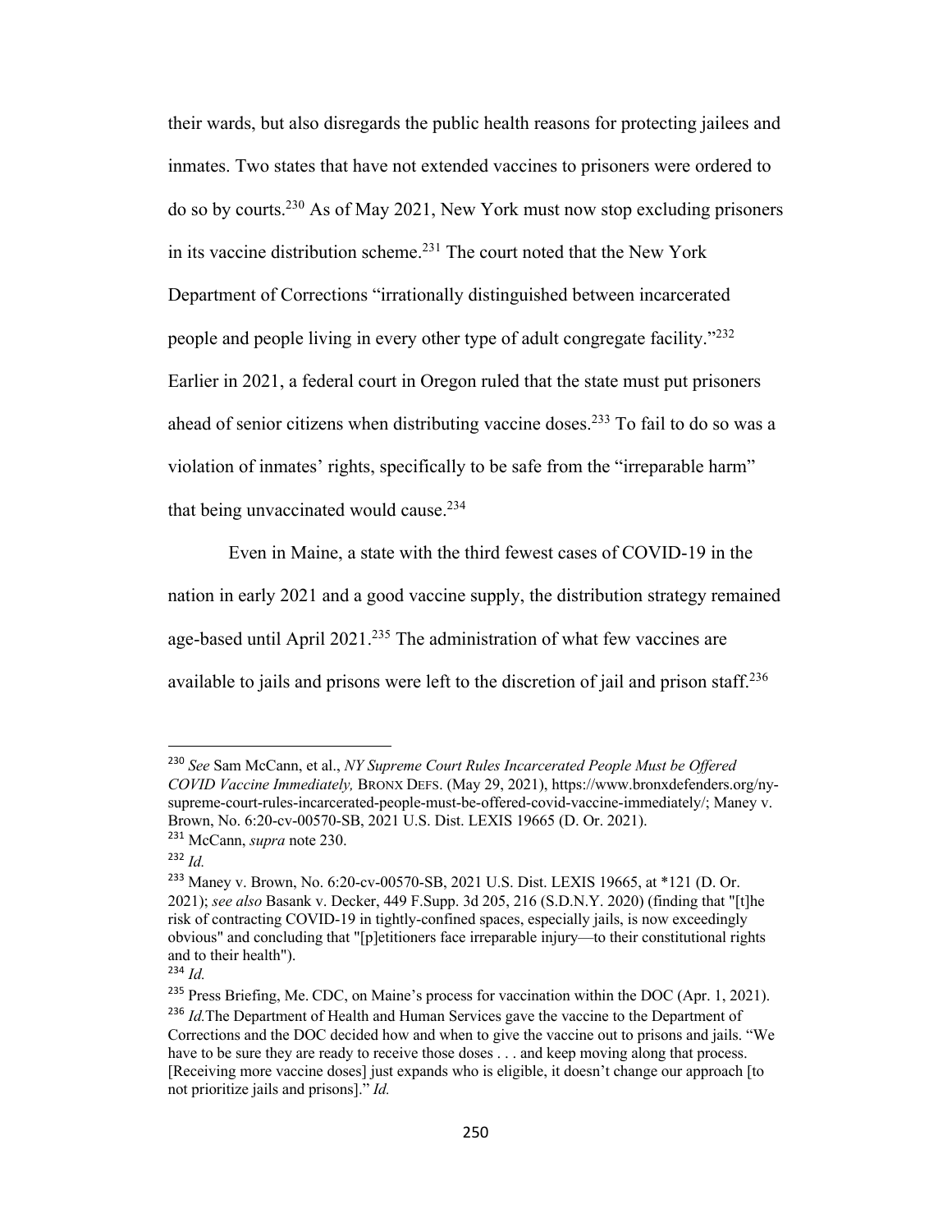their wards, but also disregards the public health reasons for protecting jailees and inmates. Two states that have not extended vaccines to prisoners were ordered to do so by courts.[230] As of May 2021, New York must now stop excluding prisoners in its vaccine distribution scheme.[231] The court noted that the New York Department of Corrections "irrationally distinguished between incarcerated people and people living in every other type of adult congregate facility."[232] Earlier in 2021, a federal court in Oregon ruled that the state must put prisoners ahead of senior citizens when distributing vaccine doses.[233] To fail to do so was a violation of inmates' rights, specifically to be safe from the "irreparable harm" that being unvaccinated would cause.[234]

Even in Maine, a state with the third fewest cases of COVID-19 in the nation in early 2021 and a good vaccine supply, the distribution strategy remained age-based until April 2021.[235] The administration of what few vaccines are available to jails and prisons were left to the discretion of jail and prison staff.[236]

---

[230] *See* Sam McCann, et al., *NY Supreme Court Rules Incarcerated People Must be Offered COVID Vaccine Immediately,* BRONX DEFS. (May 29, 2021), https://www.bronxdefenders.org/ny-supreme-court-rules-incarcerated-people-must-be-offered-covid-vaccine-immediately/; Maney v. Brown, No. 6:20-cv-00570-SB, 2021 U.S. Dist. LEXIS 19665 (D. Or. 2021).

[231] McCann, *supra* note 230.

[232] *Id.*

[233] Maney v. Brown, No. 6:20-cv-00570-SB, 2021 U.S. Dist. LEXIS 19665, at *121 (D. Or. 2021); *see also* Basank v. Decker, 449 F.Supp. 3d 205, 216 (S.D.N.Y. 2020) (finding that "[t]he risk of contracting COVID-19 in tightly-confined spaces, especially jails, is now exceedingly obvious" and concluding that "[p]etitioners face irreparable injury—to their constitutional rights and to their health").

[234] *Id.*

[235] Press Briefing, Me. CDC, on Maine's process for vaccination within the DOC (Apr. 1, 2021).

[236] *Id.*The Department of Health and Human Services gave the vaccine to the Department of Corrections and the DOC decided how and when to give the vaccine out to prisons and jails. "We have to be sure they are ready to receive those doses . . . and keep moving along that process. [Receiving more vaccine doses] just expands who is eligible, it doesn't change our approach [to not prioritize jails and prisons]." *Id.*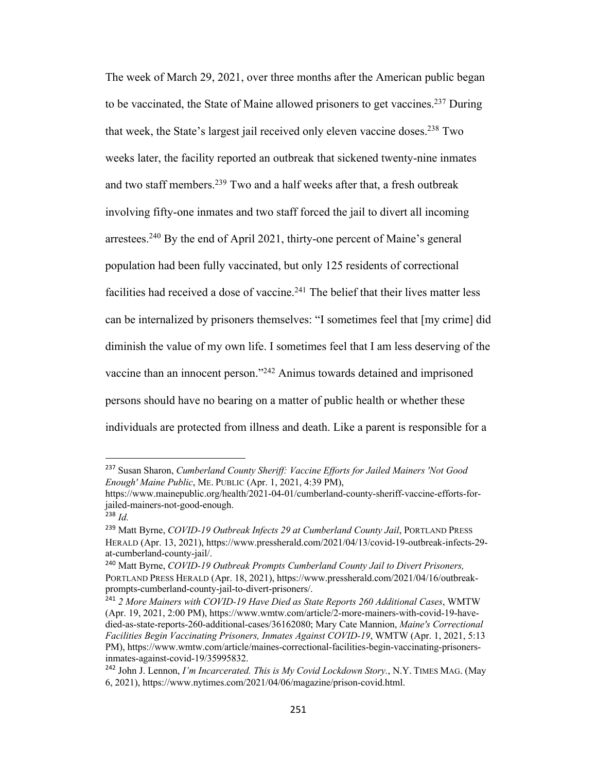The week of March 29, 2021, over three months after the American public began to be vaccinated, the State of Maine allowed prisoners to get vaccines.[237] During that week, the State's largest jail received only eleven vaccine doses.[238] Two weeks later, the facility reported an outbreak that sickened twenty-nine inmates and two staff members.[239] Two and a half weeks after that, a fresh outbreak involving fifty-one inmates and two staff forced the jail to divert all incoming arrestees.[240] By the end of April 2021, thirty-one percent of Maine's general population had been fully vaccinated, but only 125 residents of correctional facilities had received a dose of vaccine.[241] The belief that their lives matter less can be internalized by prisoners themselves: "I sometimes feel that [my crime] did diminish the value of my own life. I sometimes feel that I am less deserving of the vaccine than an innocent person."[242] Animus towards detained and imprisoned persons should have no bearing on a matter of public health or whether these individuals are protected from illness and death. Like a parent is responsible for a

---

[237] Susan Sharon, *Cumberland County Sheriff: Vaccine Efforts for Jailed Mainers 'Not Good Enough' Maine Public*, ME. PUBLIC (Apr. 1, 2021, 4:39 PM), https://www.mainepublic.org/health/2021-04-01/cumberland-county-sheriff-vaccine-efforts-for-jailed-mainers-not-good-enough.

[238] *Id.*

[239] Matt Byrne, *COVID-19 Outbreak Infects 29 at Cumberland County Jail*, PORTLAND PRESS HERALD (Apr. 13, 2021), https://www.pressherald.com/2021/04/13/covid-19-outbreak-infects-29-at-cumberland-county-jail/.

[240] Matt Byrne, *COVID-19 Outbreak Prompts Cumberland County Jail to Divert Prisoners,* PORTLAND PRESS HERALD (Apr. 18, 2021), https://www.pressherald.com/2021/04/16/outbreak-prompts-cumberland-county-jail-to-divert-prisoners/.

[241] *2 More Mainers with COVID-19 Have Died as State Reports 260 Additional Cases*, WMTW (Apr. 19, 2021, 2:00 PM), https://www.wmtw.com/article/2-more-mainers-with-covid-19-have-died-as-state-reports-260-additional-cases/36162080; Mary Cate Mannion, *Maine's Correctional Facilities Begin Vaccinating Prisoners, Inmates Against COVID-19*, WMTW (Apr. 1, 2021, 5:13 PM), https://www.wmtw.com/article/maines-correctional-facilities-begin-vaccinating-prisoners-inmates-against-covid-19/35995832.

[242] John J. Lennon, *I'm Incarcerated. This is My Covid Lockdown Story.*, N.Y. TIMES MAG. (May 6, 2021), https://www.nytimes.com/2021/04/06/magazine/prison-covid.html.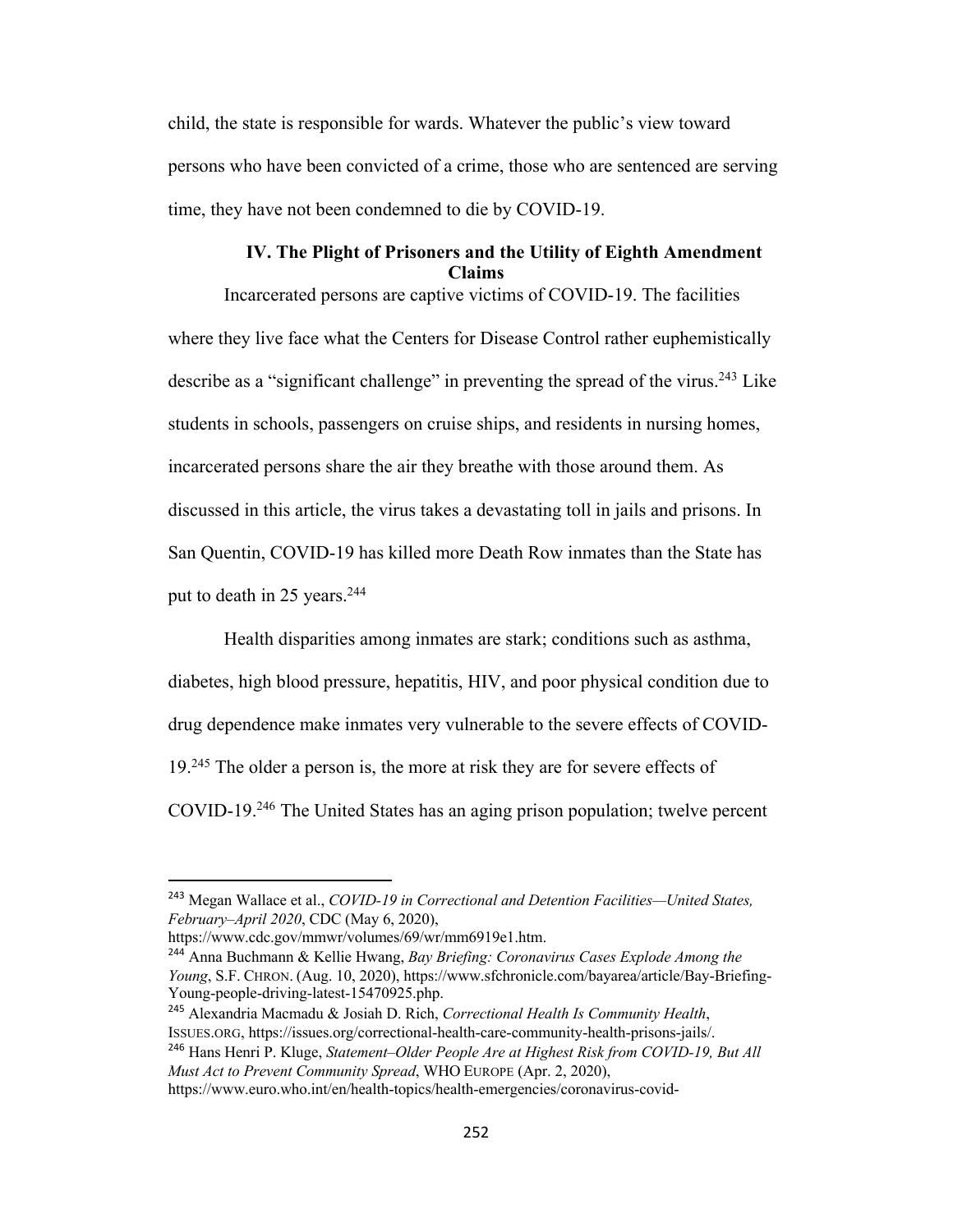child, the state is responsible for wards. Whatever the public's view toward persons who have been convicted of a crime, those who are sentenced are serving time, they have not been condemned to die by COVID-19.

## IV. The Plight of Prisoners and the Utility of Eighth Amendment Claims

Incarcerated persons are captive victims of COVID-19. The facilities where they live face what the Centers for Disease Control rather euphemistically describe as a "significant challenge" in preventing the spread of the virus.[243] Like students in schools, passengers on cruise ships, and residents in nursing homes, incarcerated persons share the air they breathe with those around them. As discussed in this article, the virus takes a devastating toll in jails and prisons. In San Quentin, COVID-19 has killed more Death Row inmates than the State has put to death in 25 years.[244]

Health disparities among inmates are stark; conditions such as asthma, diabetes, high blood pressure, hepatitis, HIV, and poor physical condition due to drug dependence make inmates very vulnerable to the severe effects of COVID-19.[245] The older a person is, the more at risk they are for severe effects of COVID-19.[246] The United States has an aging prison population; twelve percent

---

[243] Megan Wallace et al., *COVID-19 in Correctional and Detention Facilities—United States, February–April 2020*, CDC (May 6, 2020), https://www.cdc.gov/mmwr/volumes/69/wr/mm6919e1.htm.

[244] Anna Buchmann & Kellie Hwang, *Bay Briefing: Coronavirus Cases Explode Among the Young*, S.F. CHRON. (Aug. 10, 2020), https://www.sfchronicle.com/bayarea/article/Bay-Briefing-Young-people-driving-latest-15470925.php.

[245] Alexandria Macmadu & Josiah D. Rich, *Correctional Health Is Community Health*, ISSUES.ORG, https://issues.org/correctional-health-care-community-health-prisons-jails/.

[246] Hans Henri P. Kluge, *Statement–Older People Are at Highest Risk from COVID-19, But All Must Act to Prevent Community Spread*, WHO EUROPE (Apr. 2, 2020), https://www.euro.who.int/en/health-topics/health-emergencies/coronavirus-covid-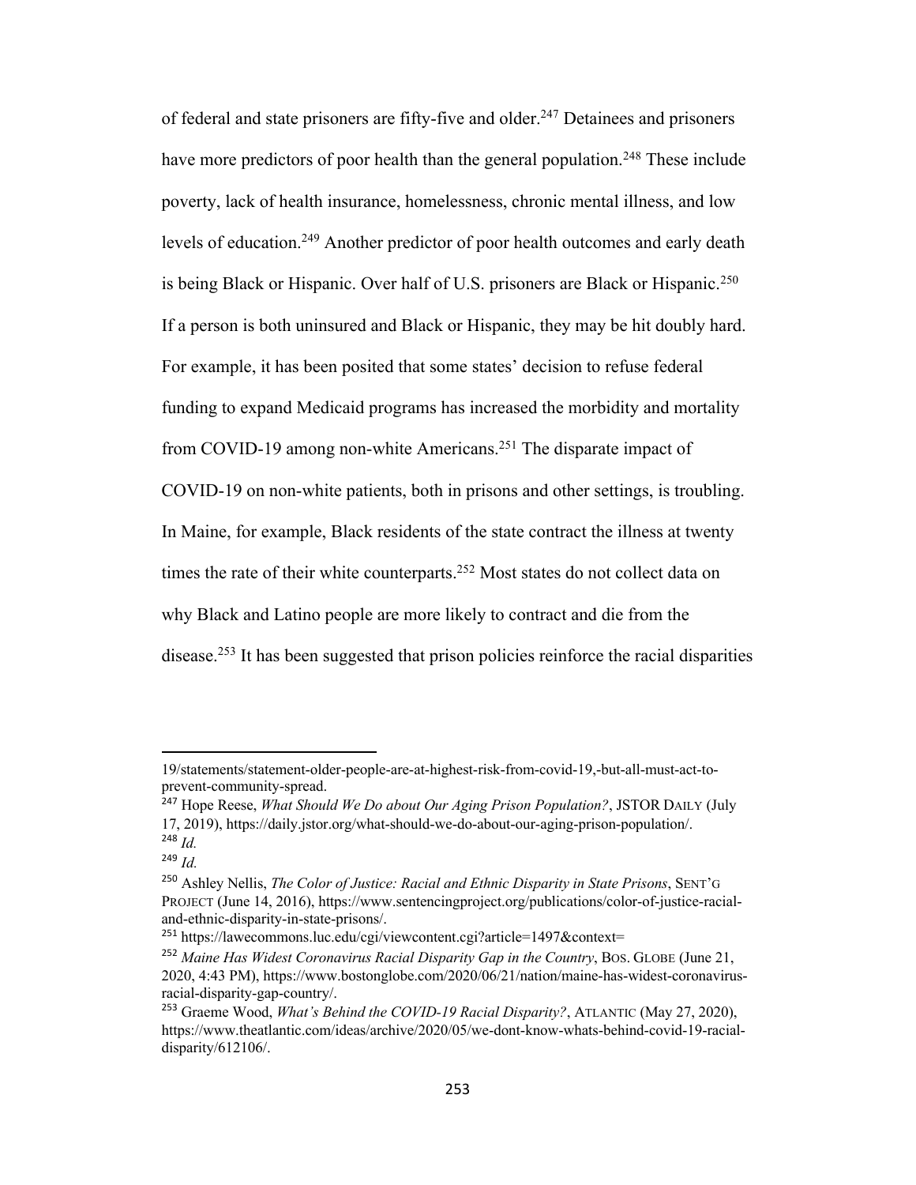of federal and state prisoners are fifty-five and older.[247] Detainees and prisoners have more predictors of poor health than the general population.[248] These include poverty, lack of health insurance, homelessness, chronic mental illness, and low levels of education.[249] Another predictor of poor health outcomes and early death is being Black or Hispanic. Over half of U.S. prisoners are Black or Hispanic.[250] If a person is both uninsured and Black or Hispanic, they may be hit doubly hard. For example, it has been posited that some states' decision to refuse federal funding to expand Medicaid programs has increased the morbidity and mortality from COVID-19 among non-white Americans.[251] The disparate impact of COVID-19 on non-white patients, both in prisons and other settings, is troubling. In Maine, for example, Black residents of the state contract the illness at twenty times the rate of their white counterparts.[252] Most states do not collect data on why Black and Latino people are more likely to contract and die from the disease.[253] It has been suggested that prison policies reinforce the racial disparities

---

19/statements/statement-older-people-are-at-highest-risk-from-covid-19,-but-all-must-act-to-prevent-community-spread.

[247] Hope Reese, *What Should We Do about Our Aging Prison Population?*, JSTOR DAILY (July 17, 2019), https://daily.jstor.org/what-should-we-do-about-our-aging-prison-population/.

[248] *Id.*

[249] *Id.*

[250] Ashley Nellis, *The Color of Justice: Racial and Ethnic Disparity in State Prisons*, SENT'G PROJECT (June 14, 2016), https://www.sentencingproject.org/publications/color-of-justice-racial-and-ethnic-disparity-in-state-prisons/.

[251] https://lawecommons.luc.edu/cgi/viewcontent.cgi?article=1497&context=

[252] *Maine Has Widest Coronavirus Racial Disparity Gap in the Country*, BOS. GLOBE (June 21, 2020, 4:43 PM), https://www.bostonglobe.com/2020/06/21/nation/maine-has-widest-coronavirus-racial-disparity-gap-country/.

[253] Graeme Wood, *What's Behind the COVID-19 Racial Disparity?*, ATLANTIC (May 27, 2020), https://www.theatlantic.com/ideas/archive/2020/05/we-dont-know-whats-behind-covid-19-racial-disparity/612106/.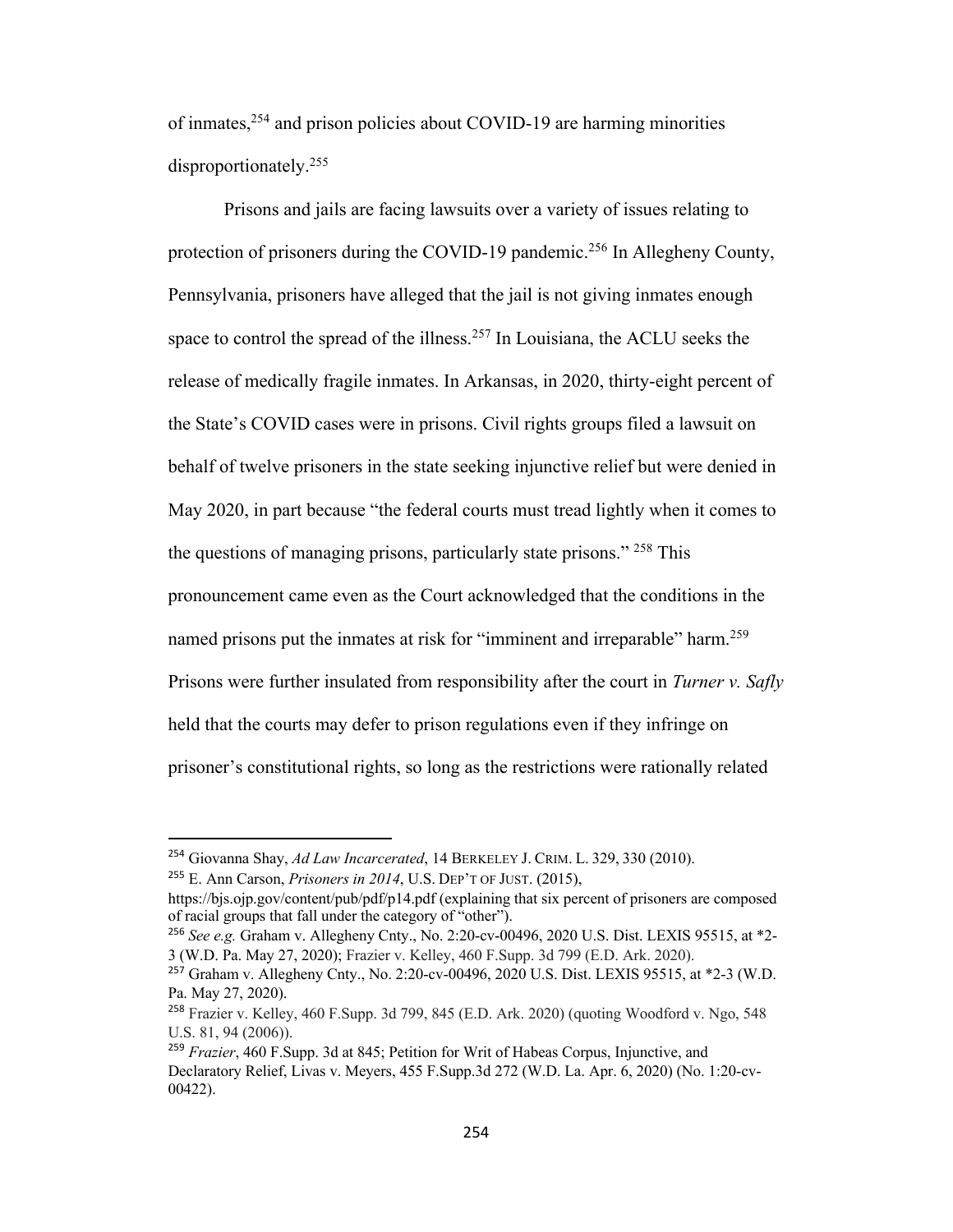of inmates,[254] and prison policies about COVID-19 are harming minorities disproportionately.[255]

Prisons and jails are facing lawsuits over a variety of issues relating to protection of prisoners during the COVID-19 pandemic.[256] In Allegheny County, Pennsylvania, prisoners have alleged that the jail is not giving inmates enough space to control the spread of the illness.[257] In Louisiana, the ACLU seeks the release of medically fragile inmates. In Arkansas, in 2020, thirty-eight percent of the State's COVID cases were in prisons. Civil rights groups filed a lawsuit on behalf of twelve prisoners in the state seeking injunctive relief but were denied in May 2020, in part because "the federal courts must tread lightly when it comes to the questions of managing prisons, particularly state prisons." [258] This pronouncement came even as the Court acknowledged that the conditions in the named prisons put the inmates at risk for "imminent and irreparable" harm.[259] Prisons were further insulated from responsibility after the court in *Turner v. Safly* held that the courts may defer to prison regulations even if they infringe on prisoner's constitutional rights, so long as the restrictions were rationally related

---

[254] Giovanna Shay, *Ad Law Incarcerated*, 14 BERKELEY J. CRIM. L. 329, 330 (2010).

[255] E. Ann Carson, *Prisoners in 2014*, U.S. DEP'T OF JUST. (2015), https://bjs.ojp.gov/content/pub/pdf/p14.pdf (explaining that six percent of prisoners are composed of racial groups that fall under the category of "other").

[256] *See e.g.* Graham v. Allegheny Cnty., No. 2:20-cv-00496, 2020 U.S. Dist. LEXIS 95515, at *2-3 (W.D. Pa. May 27, 2020); Frazier v. Kelley, 460 F.Supp. 3d 799 (E.D. Ark. 2020).

[257] Graham v. Allegheny Cnty., No. 2:20-cv-00496, 2020 U.S. Dist. LEXIS 95515, at *2-3 (W.D. Pa. May 27, 2020).

[258] Frazier v. Kelley, 460 F.Supp. 3d 799, 845 (E.D. Ark. 2020) (quoting Woodford v. Ngo, 548 U.S. 81, 94 (2006)).

[259] *Frazier*, 460 F.Supp. 3d at 845; Petition for Writ of Habeas Corpus, Injunctive, and Declaratory Relief, Livas v. Meyers, 455 F.Supp.3d 272 (W.D. La. Apr. 6, 2020) (No. 1:20-cv-00422).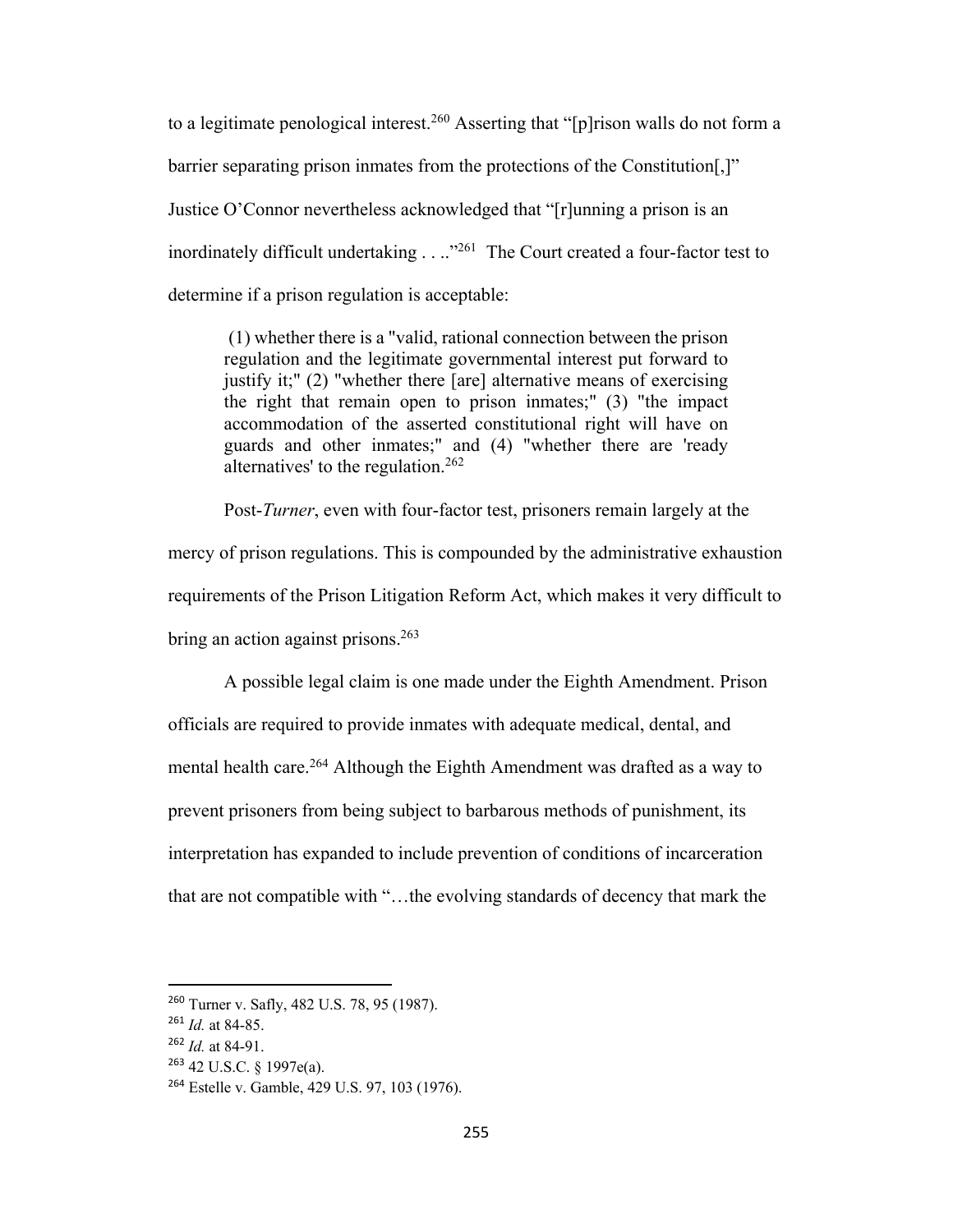to a legitimate penological interest.[260] Asserting that "[p]rison walls do not form a barrier separating prison inmates from the protections of the Constitution[,]" Justice O'Connor nevertheless acknowledged that "[r]unning a prison is an inordinately difficult undertaking . . ..."[261] The Court created a four-factor test to determine if a prison regulation is acceptable:

> (1) whether there is a "valid, rational connection between the prison regulation and the legitimate governmental interest put forward to justify it;" (2) "whether there [are] alternative means of exercising the right that remain open to prison inmates;" (3) "the impact accommodation of the asserted constitutional right will have on guards and other inmates;" and (4) "whether there are 'ready alternatives' to the regulation.[262]

Post-*Turner*, even with four-factor test, prisoners remain largely at the mercy of prison regulations. This is compounded by the administrative exhaustion requirements of the Prison Litigation Reform Act, which makes it very difficult to bring an action against prisons.[263]

A possible legal claim is one made under the Eighth Amendment. Prison officials are required to provide inmates with adequate medical, dental, and mental health care.[264] Although the Eighth Amendment was drafted as a way to prevent prisoners from being subject to barbarous methods of punishment, its interpretation has expanded to include prevention of conditions of incarceration that are not compatible with "…the evolving standards of decency that mark the

---

[260] Turner v. Safly, 482 U.S. 78, 95 (1987).
[261] *Id.* at 84-85.
[262] *Id.* at 84-91.
[263] 42 U.S.C. § 1997e(a).
[264] Estelle v. Gamble, 429 U.S. 97, 103 (1976).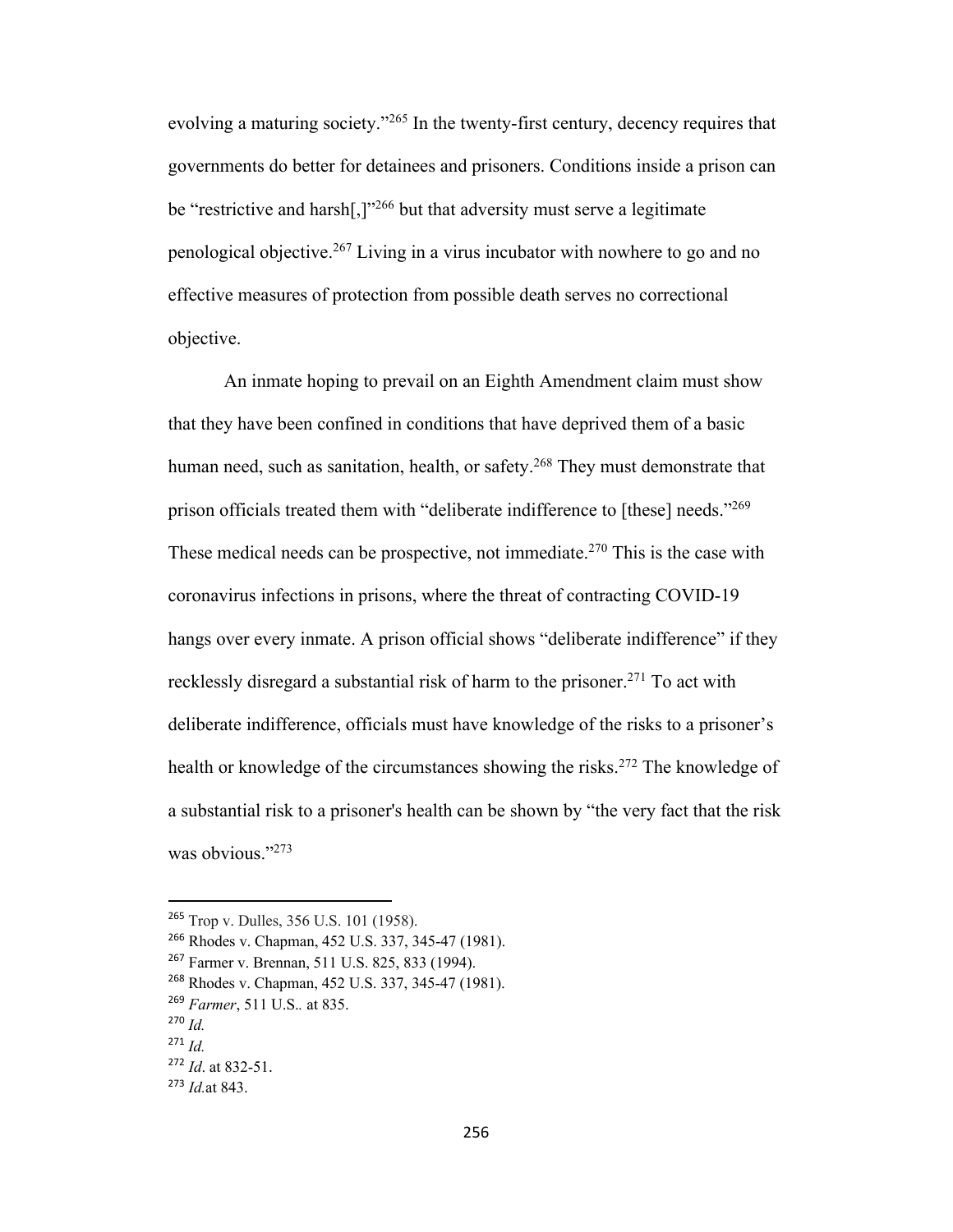evolving a maturing society."[265] In the twenty-first century, decency requires that governments do better for detainees and prisoners. Conditions inside a prison can be "restrictive and harsh[,]"[266] but that adversity must serve a legitimate penological objective.[267] Living in a virus incubator with nowhere to go and no effective measures of protection from possible death serves no correctional objective.

An inmate hoping to prevail on an Eighth Amendment claim must show that they have been confined in conditions that have deprived them of a basic human need, such as sanitation, health, or safety.[268] They must demonstrate that prison officials treated them with "deliberate indifference to [these] needs."[269] These medical needs can be prospective, not immediate.[270] This is the case with coronavirus infections in prisons, where the threat of contracting COVID-19 hangs over every inmate. A prison official shows "deliberate indifference" if they recklessly disregard a substantial risk of harm to the prisoner.[271] To act with deliberate indifference, officials must have knowledge of the risks to a prisoner's health or knowledge of the circumstances showing the risks.[272] The knowledge of a substantial risk to a prisoner's health can be shown by "the very fact that the risk was obvious."[273]

---

[265] Trop v. Dulles, 356 U.S. 101 (1958).
[266] Rhodes v. Chapman, 452 U.S. 337, 345-47 (1981).
[267] Farmer v. Brennan, 511 U.S. 825, 833 (1994).
[268] Rhodes v. Chapman, 452 U.S. 337, 345-47 (1981).
[269] *Farmer*, 511 U.S.. at 835.
[270] *Id.*
[271] *Id.*
[272] *Id*. at 832-51.
[273] *Id.*at 843.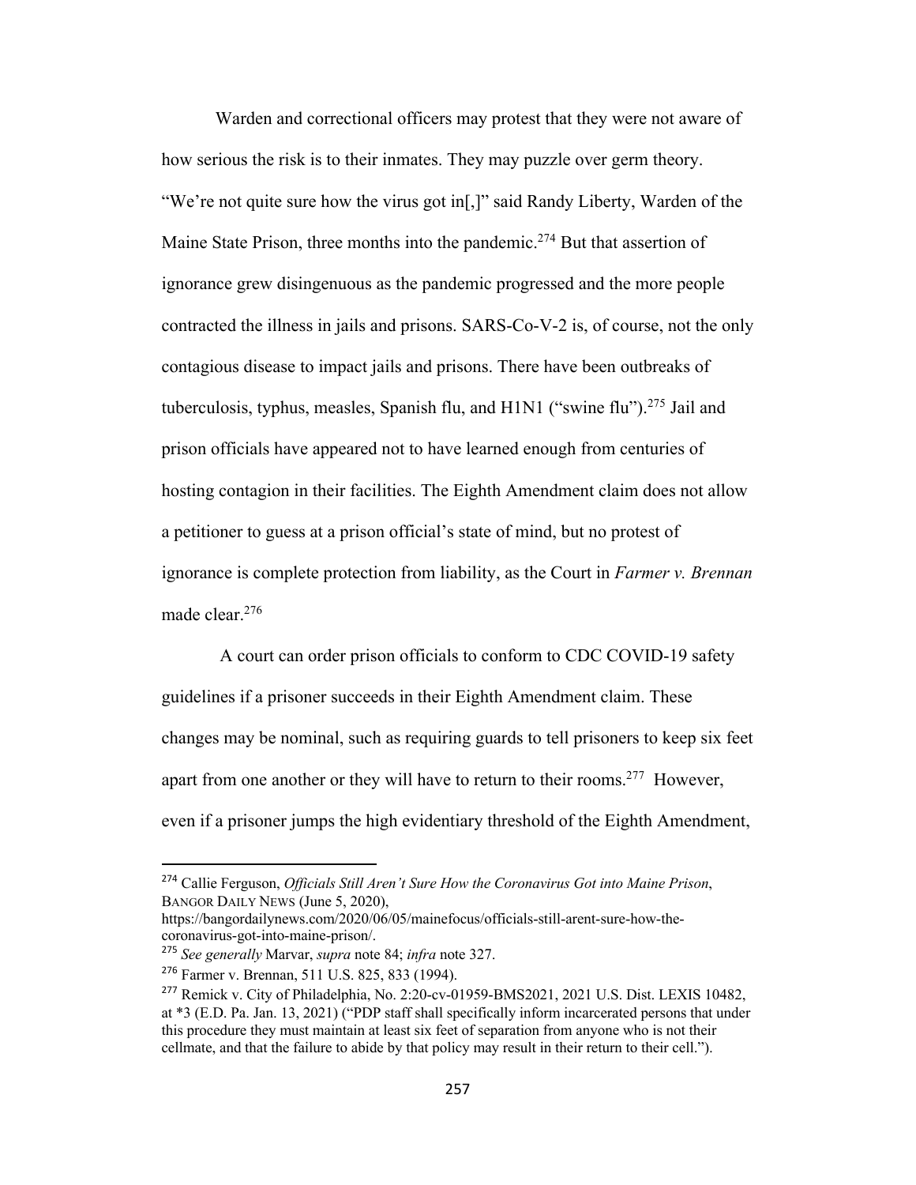Warden and correctional officers may protest that they were not aware of how serious the risk is to their inmates. They may puzzle over germ theory. "We're not quite sure how the virus got in[,]" said Randy Liberty, Warden of the Maine State Prison, three months into the pandemic.[274] But that assertion of ignorance grew disingenuous as the pandemic progressed and the more people contracted the illness in jails and prisons. SARS-Co-V-2 is, of course, not the only contagious disease to impact jails and prisons. There have been outbreaks of tuberculosis, typhus, measles, Spanish flu, and H1N1 ("swine flu").[275] Jail and prison officials have appeared not to have learned enough from centuries of hosting contagion in their facilities. The Eighth Amendment claim does not allow a petitioner to guess at a prison official's state of mind, but no protest of ignorance is complete protection from liability, as the Court in *Farmer v. Brennan* made clear.[276]

A court can order prison officials to conform to CDC COVID-19 safety guidelines if a prisoner succeeds in their Eighth Amendment claim. These changes may be nominal, such as requiring guards to tell prisoners to keep six feet apart from one another or they will have to return to their rooms.[277] However, even if a prisoner jumps the high evidentiary threshold of the Eighth Amendment,

---

[274] Callie Ferguson, *Officials Still Aren't Sure How the Coronavirus Got into Maine Prison*, BANGOR DAILY NEWS (June 5, 2020), https://bangordailynews.com/2020/06/05/mainefocus/officials-still-arent-sure-how-the-coronavirus-got-into-maine-prison/.

[275] *See generally* Marvar, *supra* note 84; *infra* note 327.

[276] Farmer v. Brennan, 511 U.S. 825, 833 (1994).

[277] Remick v. City of Philadelphia, No. 2:20-cv-01959-BMS2021, 2021 U.S. Dist. LEXIS 10482, at *3 (E.D. Pa. Jan. 13, 2021) ("PDP staff shall specifically inform incarcerated persons that under this procedure they must maintain at least six feet of separation from anyone who is not their cellmate, and that the failure to abide by that policy may result in their return to their cell.").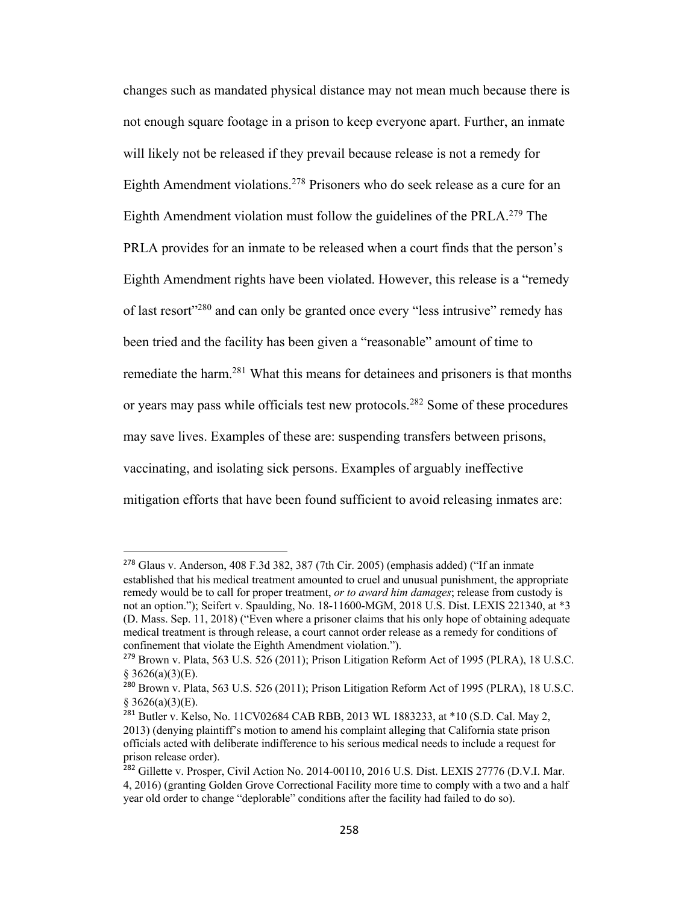changes such as mandated physical distance may not mean much because there is not enough square footage in a prison to keep everyone apart. Further, an inmate will likely not be released if they prevail because release is not a remedy for Eighth Amendment violations.[278] Prisoners who do seek release as a cure for an Eighth Amendment violation must follow the guidelines of the PRLA.[279] The PRLA provides for an inmate to be released when a court finds that the person's Eighth Amendment rights have been violated. However, this release is a "remedy of last resort"[280] and can only be granted once every "less intrusive" remedy has been tried and the facility has been given a "reasonable" amount of time to remediate the harm.[281] What this means for detainees and prisoners is that months or years may pass while officials test new protocols.[282] Some of these procedures may save lives. Examples of these are: suspending transfers between prisons, vaccinating, and isolating sick persons. Examples of arguably ineffective mitigation efforts that have been found sufficient to avoid releasing inmates are:

---

[278] Glaus v. Anderson, 408 F.3d 382, 387 (7th Cir. 2005) (emphasis added) ("If an inmate established that his medical treatment amounted to cruel and unusual punishment, the appropriate remedy would be to call for proper treatment, *or to award him damages*; release from custody is not an option."); Seifert v. Spaulding, No. 18-11600-MGM, 2018 U.S. Dist. LEXIS 221340, at *3 (D. Mass. Sep. 11, 2018) ("Even where a prisoner claims that his only hope of obtaining adequate medical treatment is through release, a court cannot order release as a remedy for conditions of confinement that violate the Eighth Amendment violation.").

[279] Brown v. Plata, 563 U.S. 526 (2011); Prison Litigation Reform Act of 1995 (PLRA), 18 U.S.C. § 3626(a)(3)(E).

[280] Brown v. Plata, 563 U.S. 526 (2011); Prison Litigation Reform Act of 1995 (PLRA), 18 U.S.C. § 3626(a)(3)(E).

[281] Butler v. Kelso, No. 11CV02684 CAB RBB, 2013 WL 1883233, at *10 (S.D. Cal. May 2, 2013) (denying plaintiff's motion to amend his complaint alleging that California state prison officials acted with deliberate indifference to his serious medical needs to include a request for prison release order).

[282] Gillette v. Prosper, Civil Action No. 2014-00110, 2016 U.S. Dist. LEXIS 27776 (D.V.I. Mar. 4, 2016) (granting Golden Grove Correctional Facility more time to comply with a two and a half year old order to change "deplorable" conditions after the facility had failed to do so).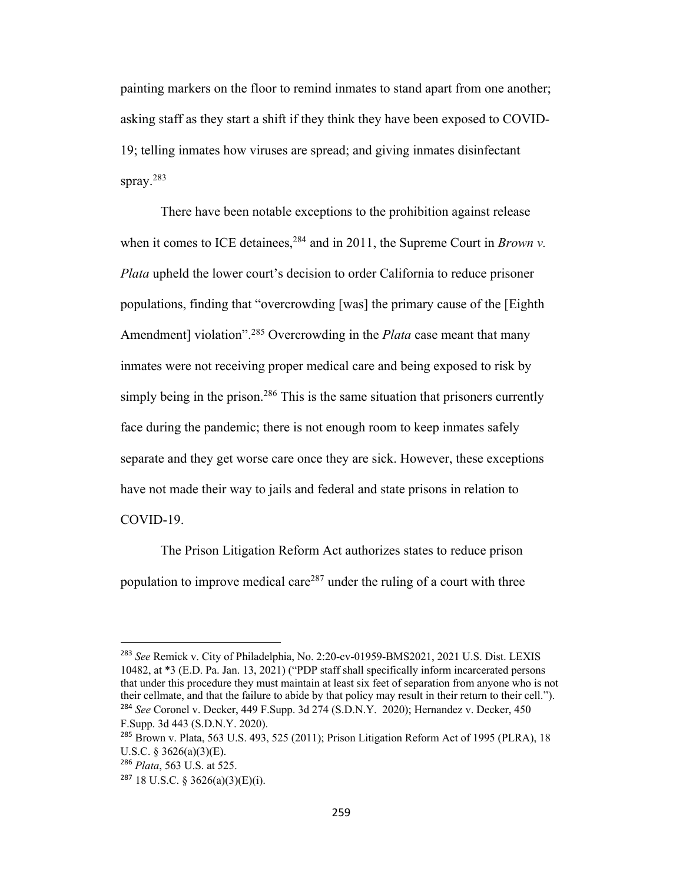painting markers on the floor to remind inmates to stand apart from one another; asking staff as they start a shift if they think they have been exposed to COVID-19; telling inmates how viruses are spread; and giving inmates disinfectant spray.[283]

There have been notable exceptions to the prohibition against release when it comes to ICE detainees,[284] and in 2011, the Supreme Court in *Brown v. Plata* upheld the lower court's decision to order California to reduce prisoner populations, finding that "overcrowding [was] the primary cause of the [Eighth Amendment] violation".[285] Overcrowding in the *Plata* case meant that many inmates were not receiving proper medical care and being exposed to risk by simply being in the prison.[286] This is the same situation that prisoners currently face during the pandemic; there is not enough room to keep inmates safely separate and they get worse care once they are sick. However, these exceptions have not made their way to jails and federal and state prisons in relation to COVID-19.

The Prison Litigation Reform Act authorizes states to reduce prison population to improve medical care[287] under the ruling of a court with three

---

[283] *See* Remick v. City of Philadelphia, No. 2:20-cv-01959-BMS2021, 2021 U.S. Dist. LEXIS 10482, at *3 (E.D. Pa. Jan. 13, 2021) ("PDP staff shall specifically inform incarcerated persons that under this procedure they must maintain at least six feet of separation from anyone who is not their cellmate, and that the failure to abide by that policy may result in their return to their cell.").

[284] *See* Coronel v. Decker, 449 F.Supp. 3d 274 (S.D.N.Y. 2020); Hernandez v. Decker, 450 F.Supp. 3d 443 (S.D.N.Y. 2020).

[285] Brown v. Plata, 563 U.S. 493, 525 (2011); Prison Litigation Reform Act of 1995 (PLRA), 18 U.S.C. § 3626(a)(3)(E).

[286] *Plata*, 563 U.S. at 525.

[287] 18 U.S.C. § 3626(a)(3)(E)(i).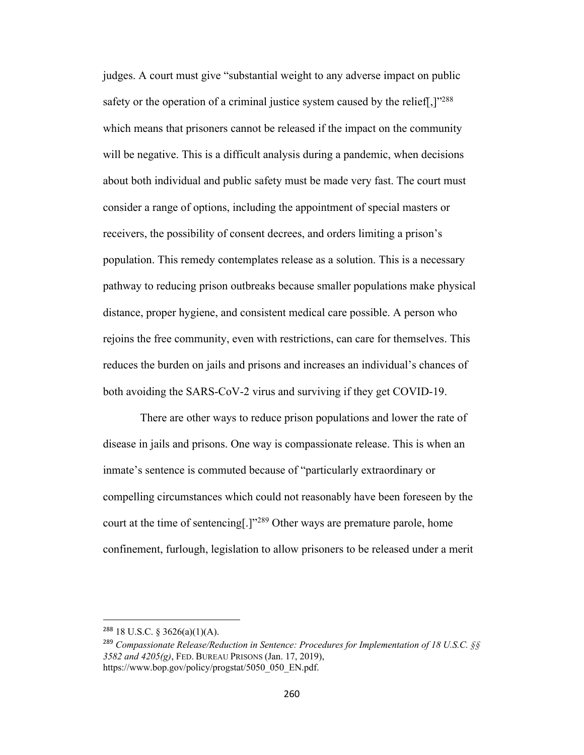judges. A court must give "substantial weight to any adverse impact on public safety or the operation of a criminal justice system caused by the relief[,]"[288] which means that prisoners cannot be released if the impact on the community will be negative. This is a difficult analysis during a pandemic, when decisions about both individual and public safety must be made very fast. The court must consider a range of options, including the appointment of special masters or receivers, the possibility of consent decrees, and orders limiting a prison's population. This remedy contemplates release as a solution. This is a necessary pathway to reducing prison outbreaks because smaller populations make physical distance, proper hygiene, and consistent medical care possible. A person who rejoins the free community, even with restrictions, can care for themselves. This reduces the burden on jails and prisons and increases an individual's chances of both avoiding the SARS-CoV-2 virus and surviving if they get COVID-19.

There are other ways to reduce prison populations and lower the rate of disease in jails and prisons. One way is compassionate release. This is when an inmate's sentence is commuted because of "particularly extraordinary or compelling circumstances which could not reasonably have been foreseen by the court at the time of sentencing[.]"[289] Other ways are premature parole, home confinement, furlough, legislation to allow prisoners to be released under a merit

---

[288] 18 U.S.C. § 3626(a)(1)(A).

[289] *Compassionate Release/Reduction in Sentence: Procedures for Implementation of 18 U.S.C. §§ 3582 and 4205(g)*, FED. BUREAU PRISONS (Jan. 17, 2019), https://www.bop.gov/policy/progstat/5050_050_EN.pdf.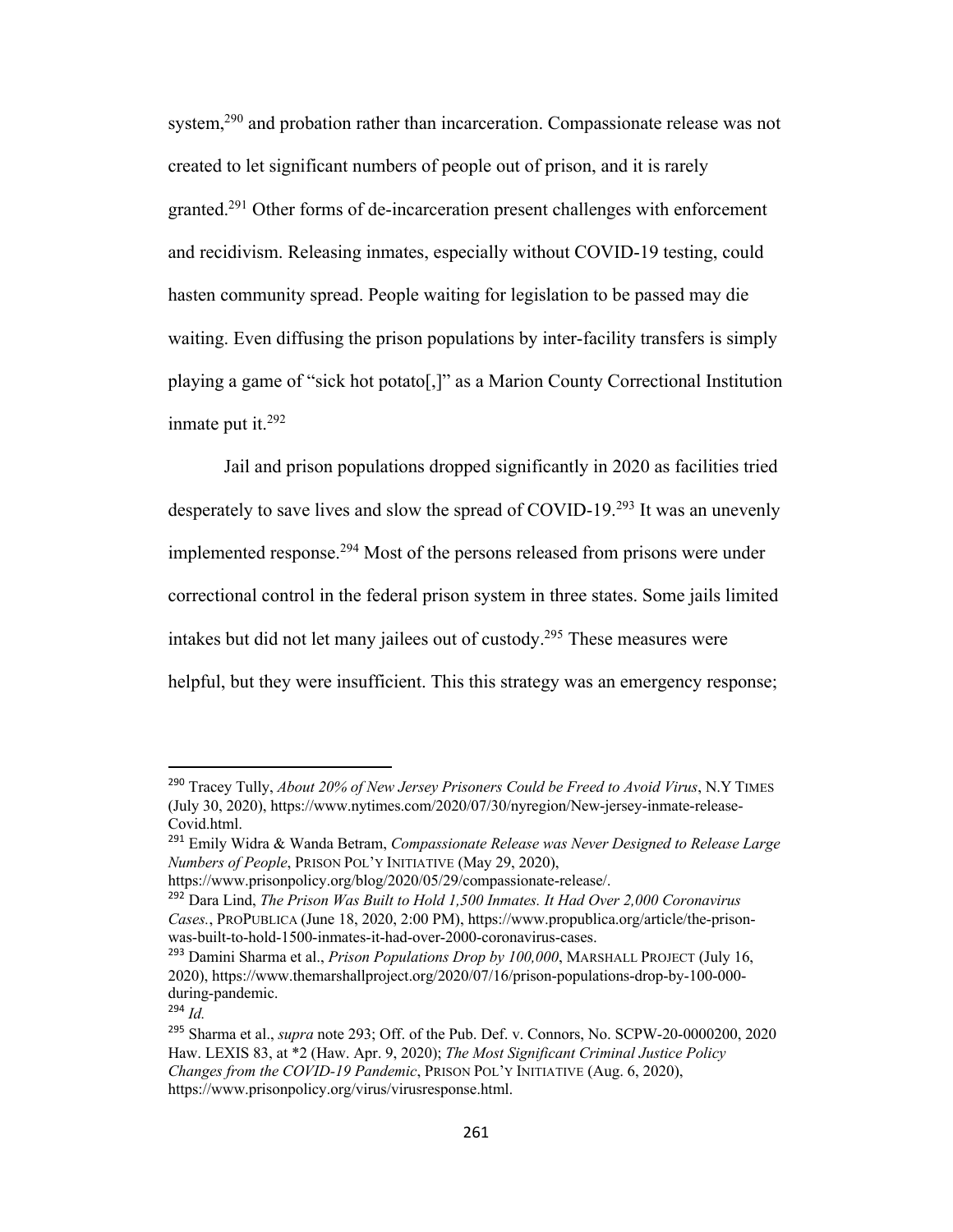system,[290] and probation rather than incarceration. Compassionate release was not created to let significant numbers of people out of prison, and it is rarely granted.[291] Other forms of de-incarceration present challenges with enforcement and recidivism. Releasing inmates, especially without COVID-19 testing, could hasten community spread. People waiting for legislation to be passed may die waiting. Even diffusing the prison populations by inter-facility transfers is simply playing a game of "sick hot potato[,]" as a Marion County Correctional Institution inmate put it.[292]

Jail and prison populations dropped significantly in 2020 as facilities tried desperately to save lives and slow the spread of COVID-19.[293] It was an unevenly implemented response.[294] Most of the persons released from prisons were under correctional control in the federal prison system in three states. Some jails limited intakes but did not let many jailees out of custody.[295] These measures were helpful, but they were insufficient. This this strategy was an emergency response;

---

[290] Tracey Tully, *About 20% of New Jersey Prisoners Could be Freed to Avoid Virus*, N.Y TIMES (July 30, 2020), https://www.nytimes.com/2020/07/30/nyregion/New-jersey-inmate-release-Covid.html.

[291] Emily Widra & Wanda Betram, *Compassionate Release was Never Designed to Release Large Numbers of People*, PRISON POL'Y INITIATIVE (May 29, 2020), https://www.prisonpolicy.org/blog/2020/05/29/compassionate-release/.

[292] Dara Lind, *The Prison Was Built to Hold 1,500 Inmates. It Had Over 2,000 Coronavirus Cases.*, PROPUBLICA (June 18, 2020, 2:00 PM), https://www.propublica.org/article/the-prison-was-built-to-hold-1500-inmates-it-had-over-2000-coronavirus-cases.

[293] Damini Sharma et al., *Prison Populations Drop by 100,000*, MARSHALL PROJECT (July 16, 2020), https://www.themarshallproject.org/2020/07/16/prison-populations-drop-by-100-000-during-pandemic.

[294] *Id.*

[295] Sharma et al., *supra* note 293; Off. of the Pub. Def. v. Connors, No. SCPW-20-0000200, 2020 Haw. LEXIS 83, at *2 (Haw. Apr. 9, 2020); *The Most Significant Criminal Justice Policy Changes from the COVID-19 Pandemic*, PRISON POL'Y INITIATIVE (Aug. 6, 2020), https://www.prisonpolicy.org/virus/virusresponse.html.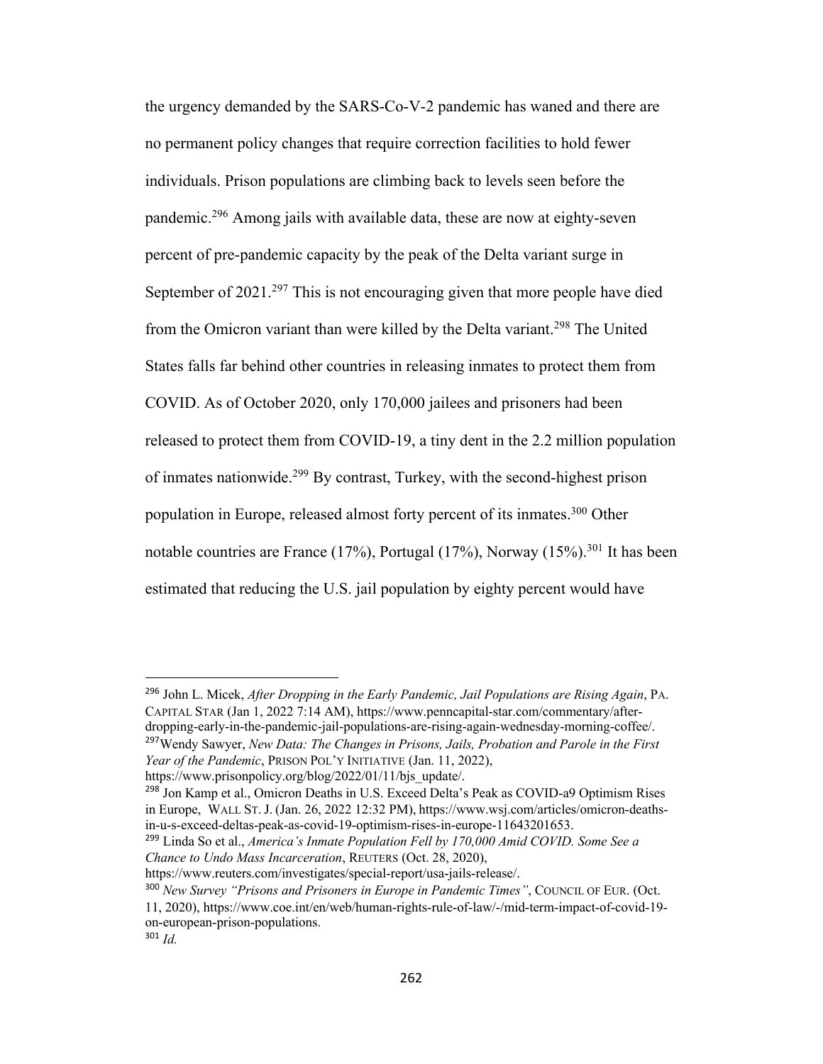the urgency demanded by the SARS-Co-V-2 pandemic has waned and there are no permanent policy changes that require correction facilities to hold fewer individuals. Prison populations are climbing back to levels seen before the pandemic.[296] Among jails with available data, these are now at eighty-seven percent of pre-pandemic capacity by the peak of the Delta variant surge in September of 2021.[297] This is not encouraging given that more people have died from the Omicron variant than were killed by the Delta variant.[298] The United States falls far behind other countries in releasing inmates to protect them from COVID. As of October 2020, only 170,000 jailees and prisoners had been released to protect them from COVID-19, a tiny dent in the 2.2 million population of inmates nationwide.[299] By contrast, Turkey, with the second-highest prison population in Europe, released almost forty percent of its inmates.[300] Other notable countries are France (17%), Portugal (17%), Norway (15%).[301] It has been estimated that reducing the U.S. jail population by eighty percent would have

---

[296] John L. Micek, *After Dropping in the Early Pandemic, Jail Populations are Rising Again*, PA. CAPITAL STAR (Jan 1, 2022 7:14 AM), https://www.penncapital-star.com/commentary/after-dropping-early-in-the-pandemic-jail-populations-are-rising-again-wednesday-morning-coffee/.

[297] Wendy Sawyer, *New Data: The Changes in Prisons, Jails, Probation and Parole in the First Year of the Pandemic*, PRISON POL'Y INITIATIVE (Jan. 11, 2022), https://www.prisonpolicy.org/blog/2022/01/11/bjs_update/.

[298] Jon Kamp et al., Omicron Deaths in U.S. Exceed Delta's Peak as COVID-a9 Optimism Rises in Europe, WALL ST. J. (Jan. 26, 2022 12:32 PM), https://www.wsj.com/articles/omicron-deaths-in-u-s-exceed-deltas-peak-as-covid-19-optimism-rises-in-europe-11643201653.

[299] Linda So et al., *America's Inmate Population Fell by 170,000 Amid COVID. Some See a Chance to Undo Mass Incarceration*, REUTERS (Oct. 28, 2020), https://www.reuters.com/investigates/special-report/usa-jails-release/.

[300] *New Survey "Prisons and Prisoners in Europe in Pandemic Times"*, COUNCIL OF EUR. (Oct. 11, 2020), https://www.coe.int/en/web/human-rights-rule-of-law/-/mid-term-impact-of-covid-19-on-european-prison-populations.

[301] *Id.*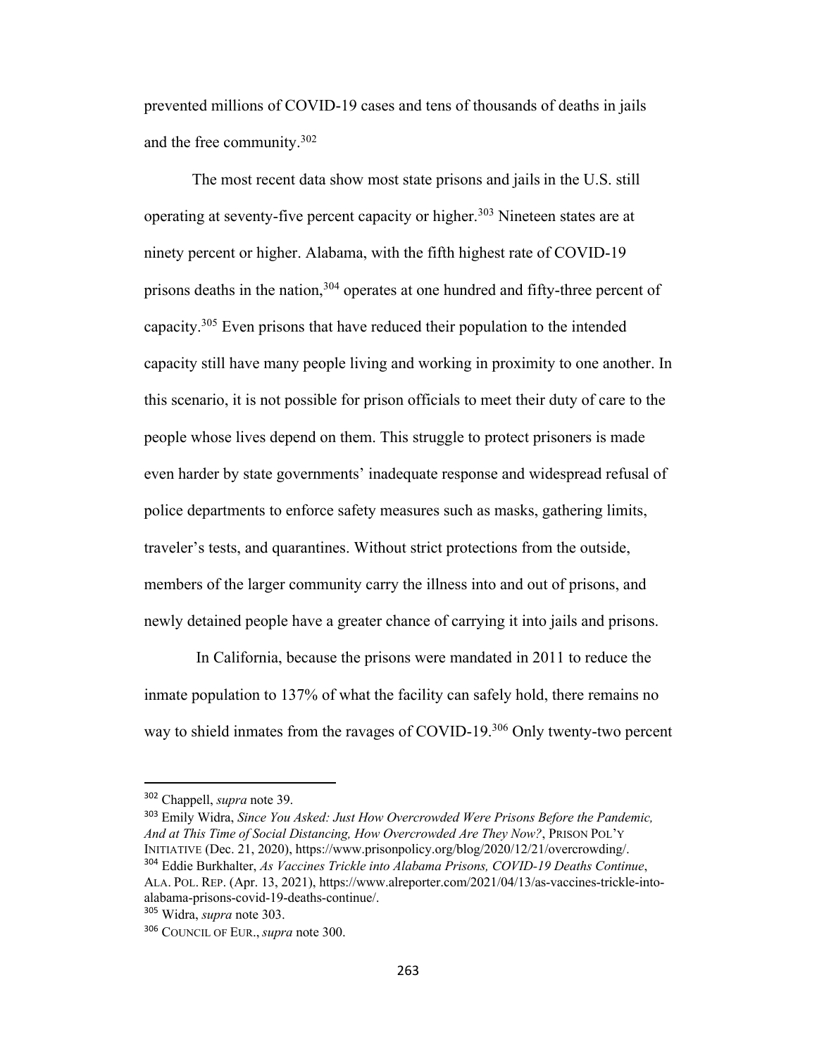prevented millions of COVID-19 cases and tens of thousands of deaths in jails and the free community.[302]

The most recent data show most state prisons and jails in the U.S. still operating at seventy-five percent capacity or higher.[303] Nineteen states are at ninety percent or higher. Alabama, with the fifth highest rate of COVID-19 prisons deaths in the nation,[304] operates at one hundred and fifty-three percent of capacity.[305] Even prisons that have reduced their population to the intended capacity still have many people living and working in proximity to one another. In this scenario, it is not possible for prison officials to meet their duty of care to the people whose lives depend on them. This struggle to protect prisoners is made even harder by state governments' inadequate response and widespread refusal of police departments to enforce safety measures such as masks, gathering limits, traveler's tests, and quarantines. Without strict protections from the outside, members of the larger community carry the illness into and out of prisons, and newly detained people have a greater chance of carrying it into jails and prisons.

In California, because the prisons were mandated in 2011 to reduce the inmate population to 137% of what the facility can safely hold, there remains no way to shield inmates from the ravages of COVID-19.[306] Only twenty-two percent

---

[302] Chappell, *supra* note 39.

[303] Emily Widra, *Since You Asked: Just How Overcrowded Were Prisons Before the Pandemic, And at This Time of Social Distancing, How Overcrowded Are They Now?*, PRISON POL'Y INITIATIVE (Dec. 21, 2020), https://www.prisonpolicy.org/blog/2020/12/21/overcrowding/.

[304] Eddie Burkhalter, *As Vaccines Trickle into Alabama Prisons, COVID-19 Deaths Continue*, ALA. POL. REP. (Apr. 13, 2021), https://www.alreporter.com/2021/04/13/as-vaccines-trickle-into-alabama-prisons-covid-19-deaths-continue/.

[305] Widra, *supra* note 303.

[306] COUNCIL OF EUR., *supra* note 300.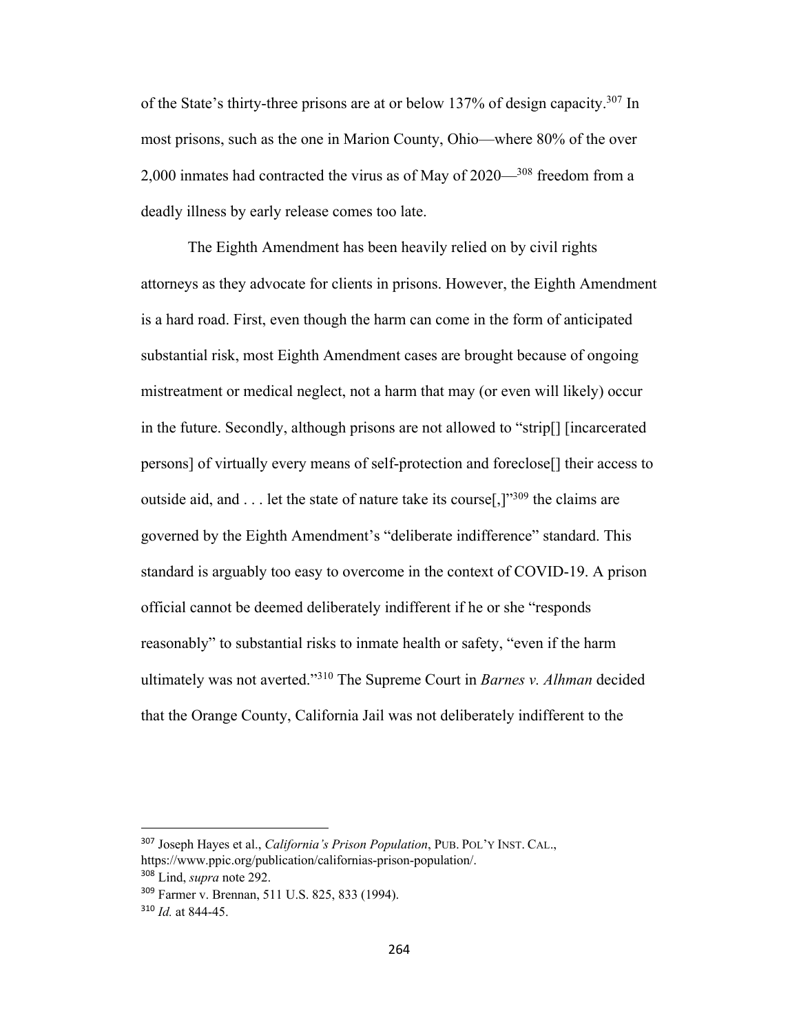of the State's thirty-three prisons are at or below 137% of design capacity.[307] In most prisons, such as the one in Marion County, Ohio—where 80% of the over 2,000 inmates had contracted the virus as of May of 2020—[308] freedom from a deadly illness by early release comes too late.

The Eighth Amendment has been heavily relied on by civil rights attorneys as they advocate for clients in prisons. However, the Eighth Amendment is a hard road. First, even though the harm can come in the form of anticipated substantial risk, most Eighth Amendment cases are brought because of ongoing mistreatment or medical neglect, not a harm that may (or even will likely) occur in the future. Secondly, although prisons are not allowed to "strip[] [incarcerated persons] of virtually every means of self-protection and foreclose[] their access to outside aid, and . . . let the state of nature take its course[,]"[309] the claims are governed by the Eighth Amendment's "deliberate indifference" standard. This standard is arguably too easy to overcome in the context of COVID-19. A prison official cannot be deemed deliberately indifferent if he or she "responds reasonably" to substantial risks to inmate health or safety, "even if the harm ultimately was not averted."[310] The Supreme Court in *Barnes v. Alhman* decided that the Orange County, California Jail was not deliberately indifferent to the

---

[307] Joseph Hayes et al., *California's Prison Population*, PUB. POL'Y INST. CAL., https://www.ppic.org/publication/californias-prison-population/.

[308] Lind, *supra* note 292.

[309] Farmer v. Brennan, 511 U.S. 825, 833 (1994).

[310] *Id.* at 844-45.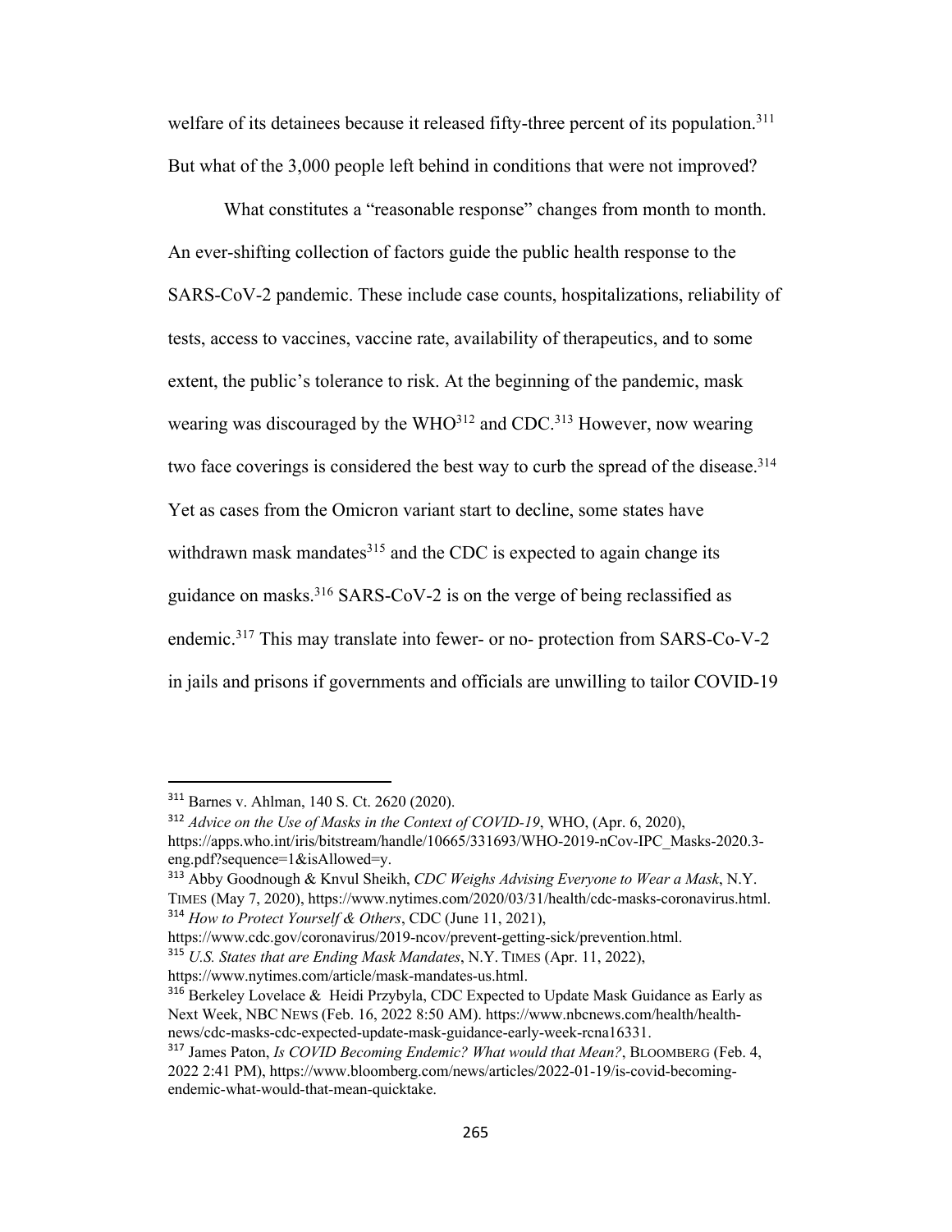welfare of its detainees because it released fifty-three percent of its population.[311] But what of the 3,000 people left behind in conditions that were not improved?

What constitutes a "reasonable response" changes from month to month. An ever-shifting collection of factors guide the public health response to the SARS-CoV-2 pandemic. These include case counts, hospitalizations, reliability of tests, access to vaccines, vaccine rate, availability of therapeutics, and to some extent, the public's tolerance to risk. At the beginning of the pandemic, mask wearing was discouraged by the WHO[312] and CDC.[313] However, now wearing two face coverings is considered the best way to curb the spread of the disease.[314] Yet as cases from the Omicron variant start to decline, some states have withdrawn mask mandates[315] and the CDC is expected to again change its guidance on masks.[316] SARS-CoV-2 is on the verge of being reclassified as endemic.[317] This may translate into fewer- or no- protection from SARS-Co-V-2 in jails and prisons if governments and officials are unwilling to tailor COVID-19

---

[311] Barnes v. Ahlman, 140 S. Ct. 2620 (2020).

[312] *Advice on the Use of Masks in the Context of COVID-19*, WHO, (Apr. 6, 2020), https://apps.who.int/iris/bitstream/handle/10665/331693/WHO-2019-nCov-IPC_Masks-2020.3-eng.pdf?sequence=1&isAllowed=y.

[313] Abby Goodnough & Knvul Sheikh, *CDC Weighs Advising Everyone to Wear a Mask*, N.Y. TIMES (May 7, 2020), https://www.nytimes.com/2020/03/31/health/cdc-masks-coronavirus.html.

[314] *How to Protect Yourself & Others*, CDC (June 11, 2021), https://www.cdc.gov/coronavirus/2019-ncov/prevent-getting-sick/prevention.html.

[315] *U.S. States that are Ending Mask Mandates*, N.Y. TIMES (Apr. 11, 2022), https://www.nytimes.com/article/mask-mandates-us.html.

[316] Berkeley Lovelace & Heidi Przybyla, CDC Expected to Update Mask Guidance as Early as Next Week, NBC NEWS (Feb. 16, 2022 8:50 AM). https://www.nbcnews.com/health/health-news/cdc-masks-cdc-expected-update-mask-guidance-early-week-rcna16331.

[317] James Paton, *Is COVID Becoming Endemic? What would that Mean?*, BLOOMBERG (Feb. 4, 2022 2:41 PM), https://www.bloomberg.com/news/articles/2022-01-19/is-covid-becoming-endemic-what-would-that-mean-quicktake.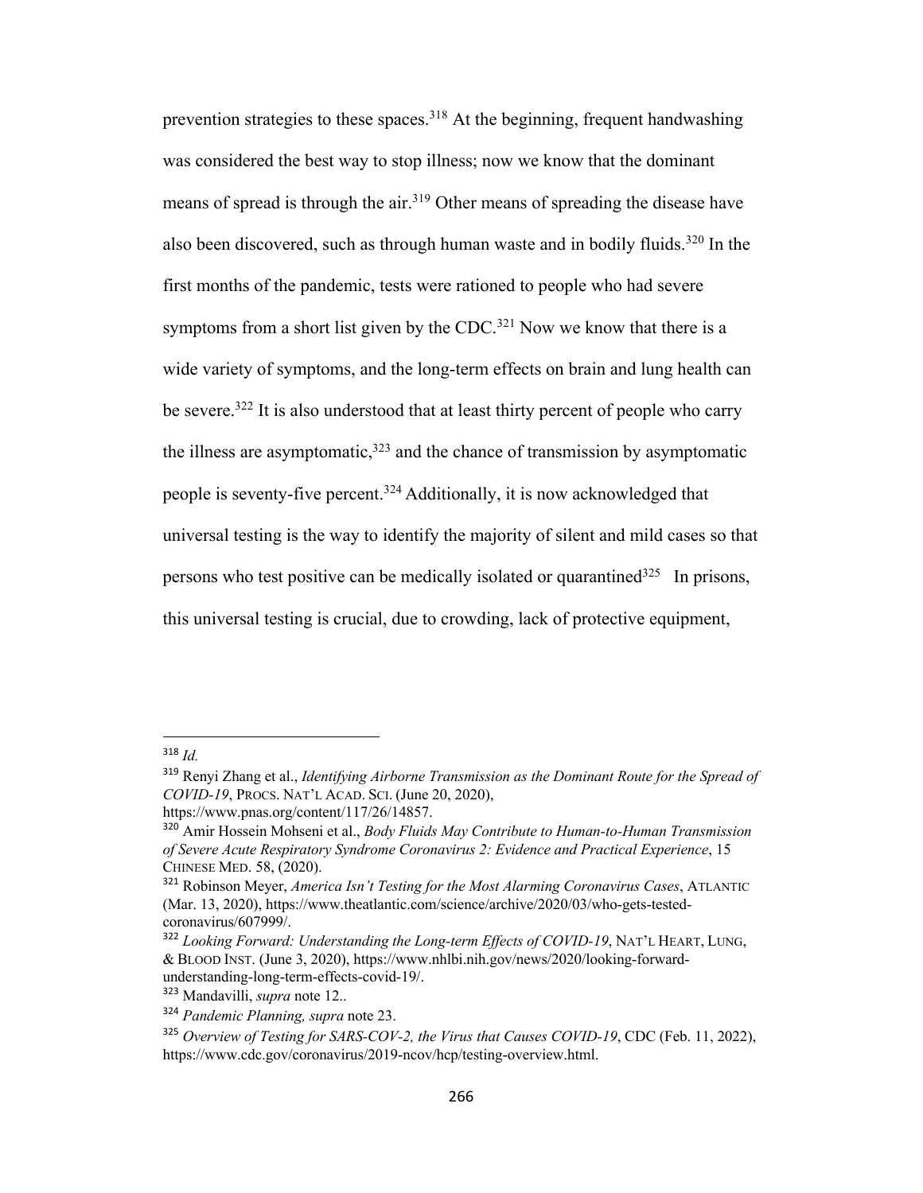prevention strategies to these spaces.[318] At the beginning, frequent handwashing was considered the best way to stop illness; now we know that the dominant means of spread is through the air.[319] Other means of spreading the disease have also been discovered, such as through human waste and in bodily fluids.[320] In the first months of the pandemic, tests were rationed to people who had severe symptoms from a short list given by the CDC.[321] Now we know that there is a wide variety of symptoms, and the long-term effects on brain and lung health can be severe.[322] It is also understood that at least thirty percent of people who carry the illness are asymptomatic,[323] and the chance of transmission by asymptomatic people is seventy-five percent.[324] Additionally, it is now acknowledged that universal testing is the way to identify the majority of silent and mild cases so that persons who test positive can be medically isolated or quarantined[325] In prisons, this universal testing is crucial, due to crowding, lack of protective equipment,

---

[318] *Id.*

[319] Renyi Zhang et al., *Identifying Airborne Transmission as the Dominant Route for the Spread of COVID-19*, PROCS. NAT'L ACAD. SCI. (June 20, 2020), https://www.pnas.org/content/117/26/14857.

[320] Amir Hossein Mohseni et al., *Body Fluids May Contribute to Human-to-Human Transmission of Severe Acute Respiratory Syndrome Coronavirus 2: Evidence and Practical Experience*, 15 CHINESE MED. 58, (2020).

[321] Robinson Meyer, *America Isn't Testing for the Most Alarming Coronavirus Cases*, ATLANTIC (Mar. 13, 2020), https://www.theatlantic.com/science/archive/2020/03/who-gets-tested-coronavirus/607999/.

[322] *Looking Forward: Understanding the Long-term Effects of COVID-19*, NAT'L HEART, LUNG, & BLOOD INST. (June 3, 2020), https://www.nhlbi.nih.gov/news/2020/looking-forward-understanding-long-term-effects-covid-19/.

[323] Mandavilli, *supra* note 12..

[324] *Pandemic Planning, supra* note 23.

[325] *Overview of Testing for SARS-COV-2, the Virus that Causes COVID-19*, CDC (Feb. 11, 2022), https://www.cdc.gov/coronavirus/2019-ncov/hcp/testing-overview.html.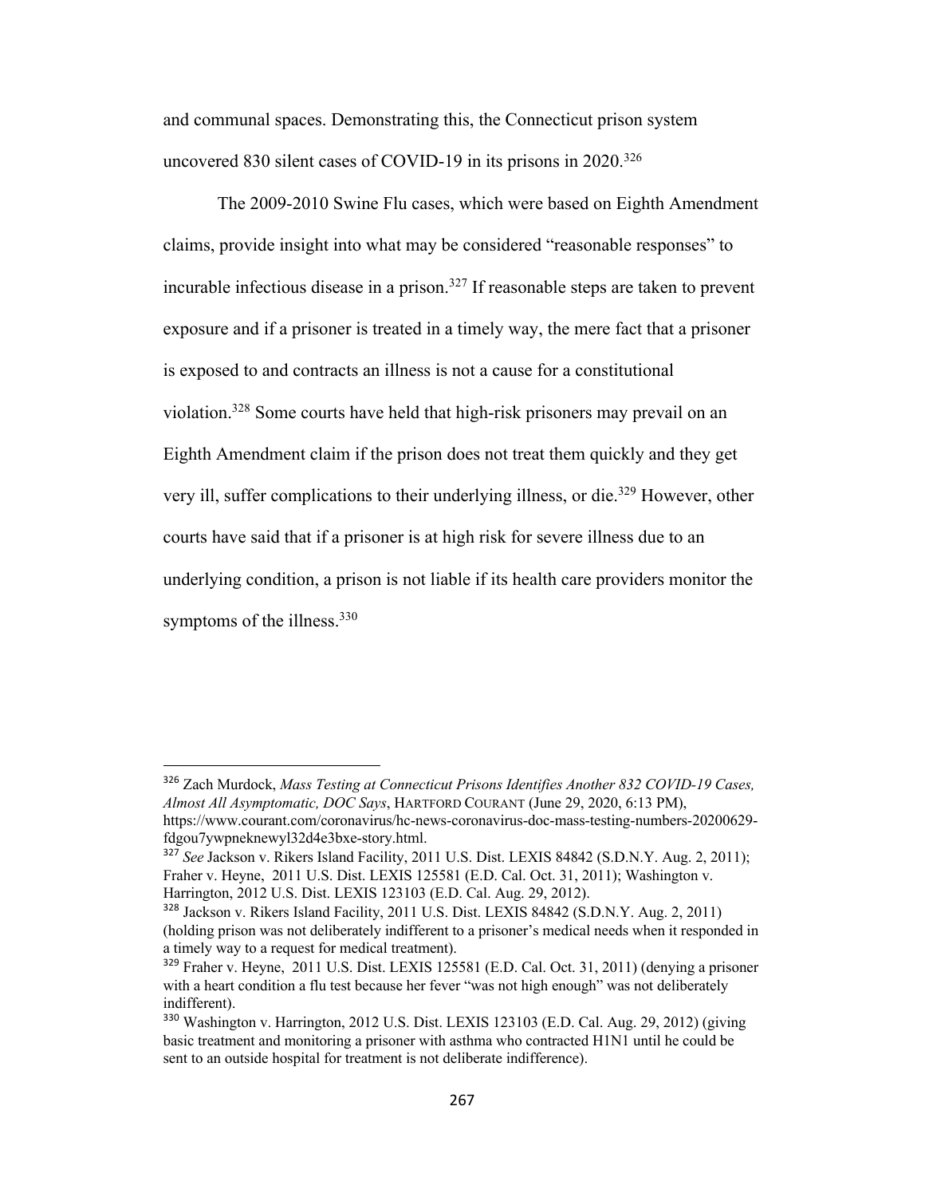and communal spaces. Demonstrating this, the Connecticut prison system uncovered 830 silent cases of COVID-19 in its prisons in 2020.[326]

The 2009-2010 Swine Flu cases, which were based on Eighth Amendment claims, provide insight into what may be considered "reasonable responses" to incurable infectious disease in a prison.[327] If reasonable steps are taken to prevent exposure and if a prisoner is treated in a timely way, the mere fact that a prisoner is exposed to and contracts an illness is not a cause for a constitutional violation.[328] Some courts have held that high-risk prisoners may prevail on an Eighth Amendment claim if the prison does not treat them quickly and they get very ill, suffer complications to their underlying illness, or die.[329] However, other courts have said that if a prisoner is at high risk for severe illness due to an underlying condition, a prison is not liable if its health care providers monitor the symptoms of the illness.[330]

---

[326] Zach Murdock, *Mass Testing at Connecticut Prisons Identifies Another 832 COVID-19 Cases, Almost All Asymptomatic, DOC Says*, HARTFORD COURANT (June 29, 2020, 6:13 PM), https://www.courant.com/coronavirus/hc-news-coronavirus-doc-mass-testing-numbers-20200629-fdgou7ywpneknewyl32d4e3bxe-story.html.

[327] *See* Jackson v. Rikers Island Facility, 2011 U.S. Dist. LEXIS 84842 (S.D.N.Y. Aug. 2, 2011); Fraher v. Heyne, 2011 U.S. Dist. LEXIS 125581 (E.D. Cal. Oct. 31, 2011); Washington v. Harrington, 2012 U.S. Dist. LEXIS 123103 (E.D. Cal. Aug. 29, 2012).

[328] Jackson v. Rikers Island Facility, 2011 U.S. Dist. LEXIS 84842 (S.D.N.Y. Aug. 2, 2011) (holding prison was not deliberately indifferent to a prisoner's medical needs when it responded in a timely way to a request for medical treatment).

[329] Fraher v. Heyne, 2011 U.S. Dist. LEXIS 125581 (E.D. Cal. Oct. 31, 2011) (denying a prisoner with a heart condition a flu test because her fever "was not high enough" was not deliberately indifferent).

[330] Washington v. Harrington, 2012 U.S. Dist. LEXIS 123103 (E.D. Cal. Aug. 29, 2012) (giving basic treatment and monitoring a prisoner with asthma who contracted H1N1 until he could be sent to an outside hospital for treatment is not deliberate indifference).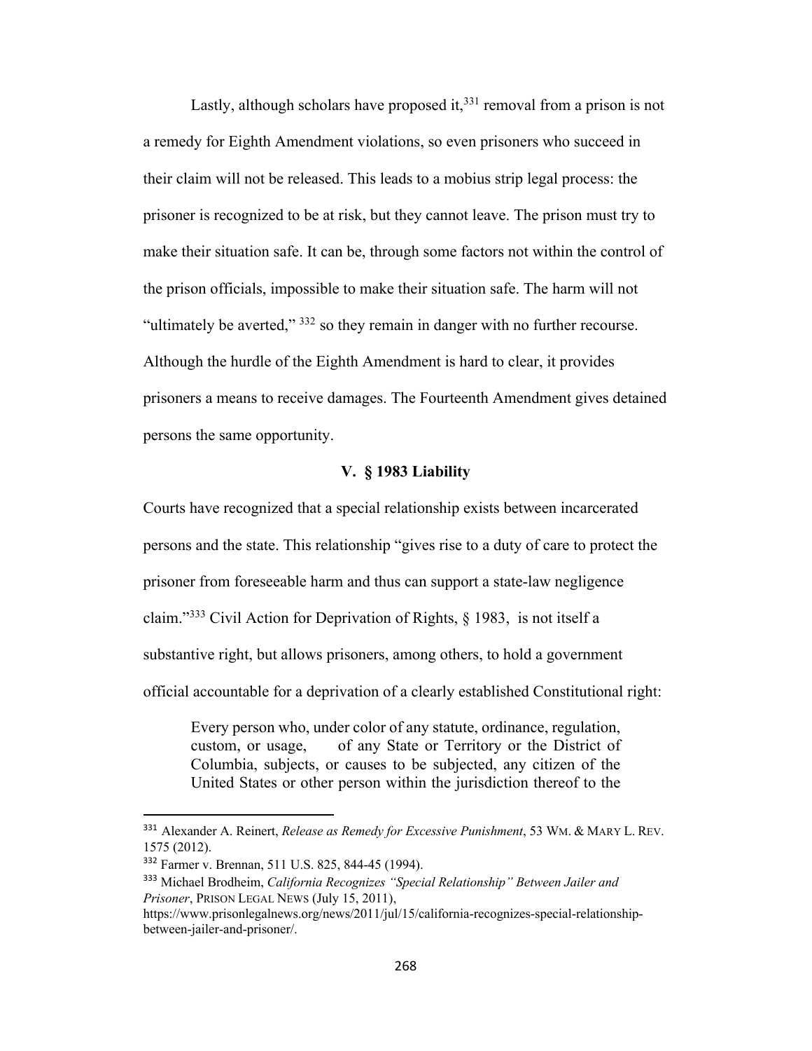Lastly, although scholars have proposed it,[331] removal from a prison is not a remedy for Eighth Amendment violations, so even prisoners who succeed in their claim will not be released. This leads to a mobius strip legal process: the prisoner is recognized to be at risk, but they cannot leave. The prison must try to make their situation safe. It can be, through some factors not within the control of the prison officials, impossible to make their situation safe. The harm will not "ultimately be averted," [332] so they remain in danger with no further recourse. Although the hurdle of the Eighth Amendment is hard to clear, it provides prisoners a means to receive damages. The Fourteenth Amendment gives detained persons the same opportunity.

## V. § 1983 Liability

Courts have recognized that a special relationship exists between incarcerated persons and the state. This relationship "gives rise to a duty of care to protect the prisoner from foreseeable harm and thus can support a state-law negligence claim."[333] Civil Action for Deprivation of Rights, § 1983, is not itself a substantive right, but allows prisoners, among others, to hold a government official accountable for a deprivation of a clearly established Constitutional right:

> Every person who, under color of any statute, ordinance, regulation, custom, or usage, of any State or Territory or the District of Columbia, subjects, or causes to be subjected, any citizen of the United States or other person within the jurisdiction thereof to the

---

[331] Alexander A. Reinert, *Release as Remedy for Excessive Punishment*, 53 WM. & MARY L. REV. 1575 (2012).

[332] Farmer v. Brennan, 511 U.S. 825, 844-45 (1994).

[333] Michael Brodheim, *California Recognizes "Special Relationship" Between Jailer and Prisoner*, PRISON LEGAL NEWS (July 15, 2011), https://www.prisonlegalnews.org/news/2011/jul/15/california-recognizes-special-relationship-between-jailer-and-prisoner/.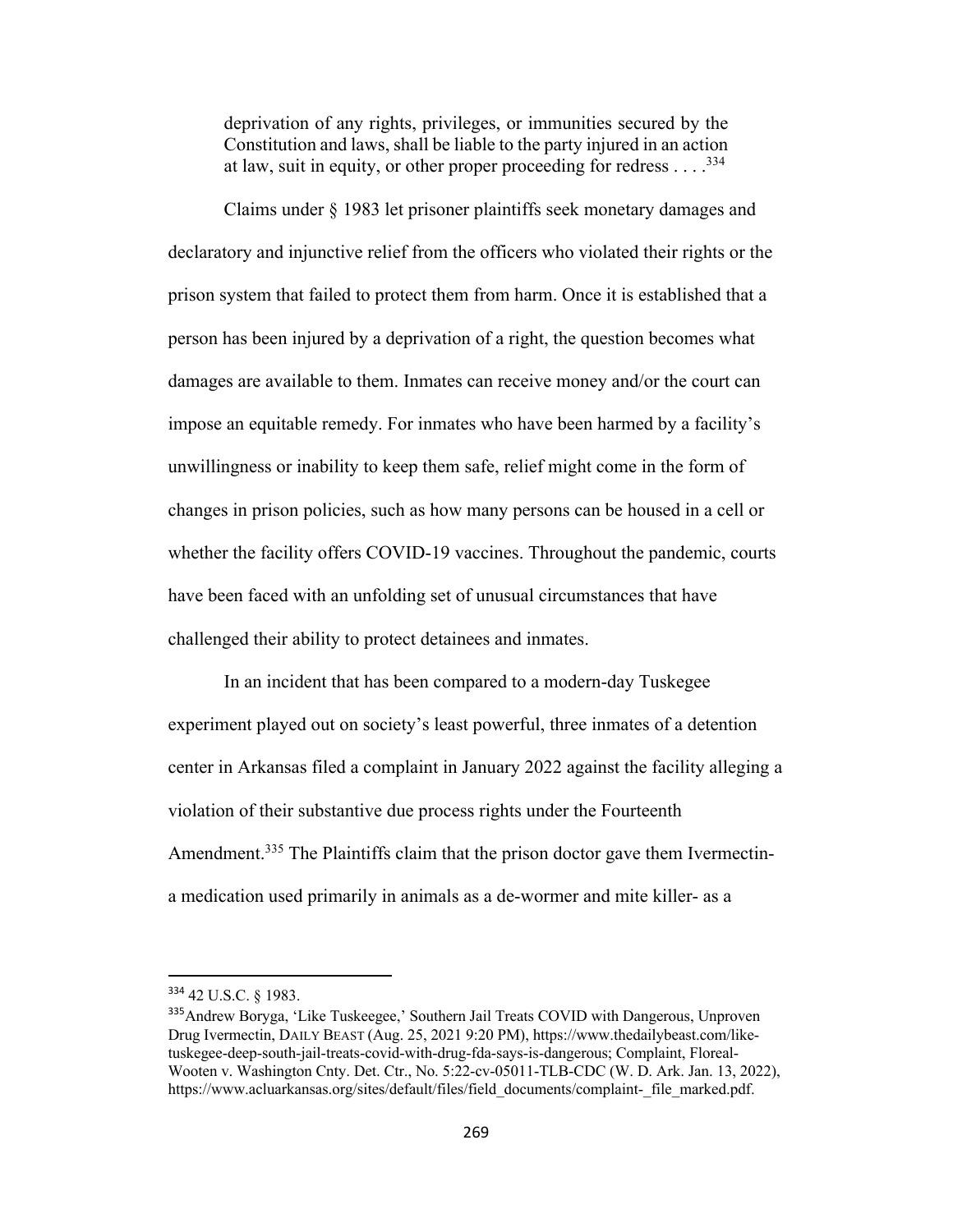> deprivation of any rights, privileges, or immunities secured by the Constitution and laws, shall be liable to the party injured in an action at law, suit in equity, or other proper proceeding for redress . . . .[334]

Claims under § 1983 let prisoner plaintiffs seek monetary damages and declaratory and injunctive relief from the officers who violated their rights or the prison system that failed to protect them from harm. Once it is established that a person has been injured by a deprivation of a right, the question becomes what damages are available to them. Inmates can receive money and/or the court can impose an equitable remedy. For inmates who have been harmed by a facility's unwillingness or inability to keep them safe, relief might come in the form of changes in prison policies, such as how many persons can be housed in a cell or whether the facility offers COVID-19 vaccines. Throughout the pandemic, courts have been faced with an unfolding set of unusual circumstances that have challenged their ability to protect detainees and inmates.

In an incident that has been compared to a modern-day Tuskegee experiment played out on society's least powerful, three inmates of a detention center in Arkansas filed a complaint in January 2022 against the facility alleging a violation of their substantive due process rights under the Fourteenth Amendment.[335] The Plaintiffs claim that the prison doctor gave them Ivermectin- a medication used primarily in animals as a de-wormer and mite killer- as a

---

[334] 42 U.S.C. § 1983.

[335] Andrew Boryga, 'Like Tuskeegee,' Southern Jail Treats COVID with Dangerous, Unproven Drug Ivermectin, DAILY BEAST (Aug. 25, 2021 9:20 PM), https://www.thedailybeast.com/like-tuskegee-deep-south-jail-treats-covid-with-drug-fda-says-is-dangerous; Complaint, Floreal-Wooten v. Washington Cnty. Det. Ctr., No. 5:22-cv-05011-TLB-CDC (W. D. Ark. Jan. 13, 2022), https://www.acluarkansas.org/sites/default/files/field_documents/complaint-_file_marked.pdf.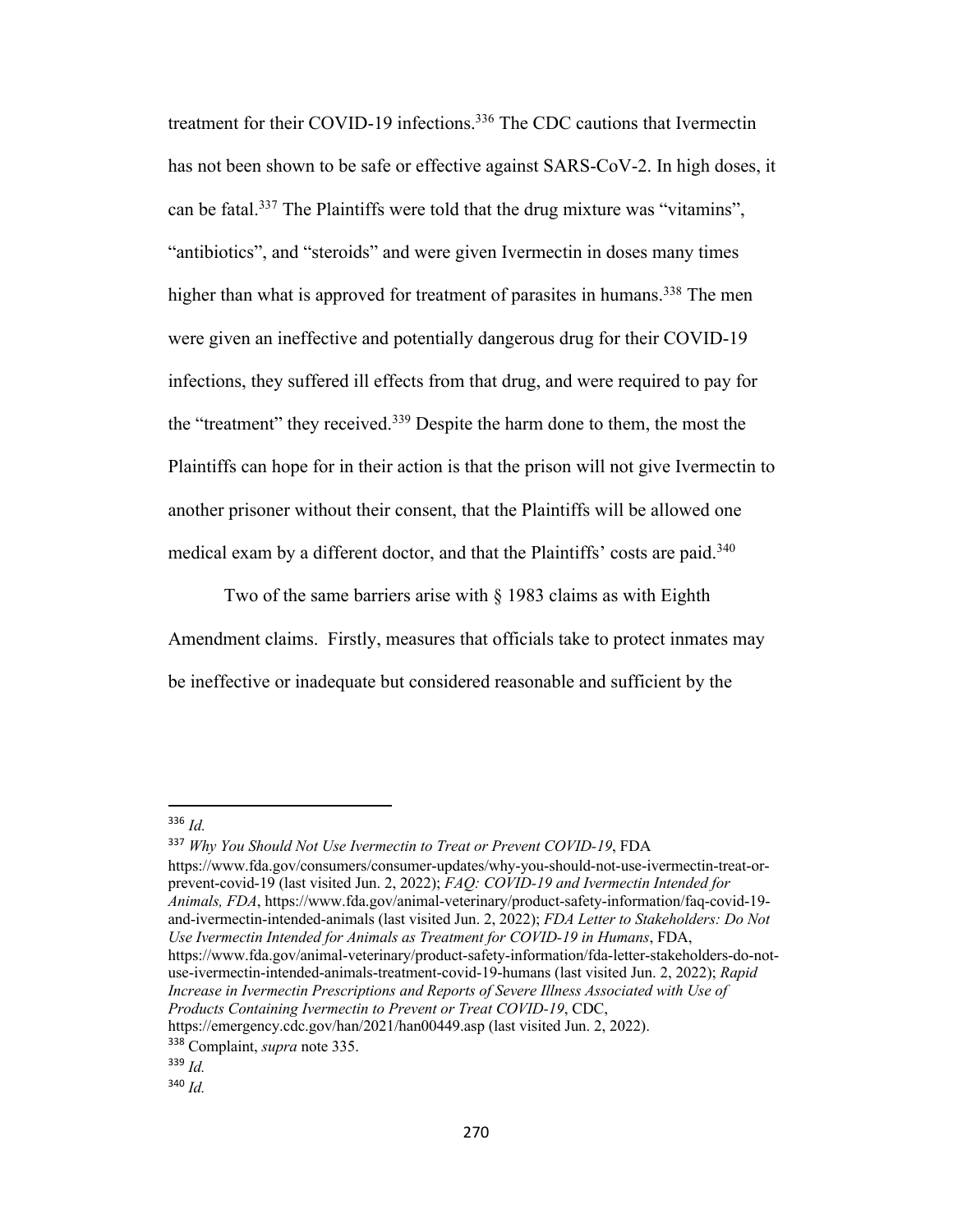treatment for their COVID-19 infections.[336] The CDC cautions that Ivermectin has not been shown to be safe or effective against SARS-CoV-2. In high doses, it can be fatal.[337] The Plaintiffs were told that the drug mixture was "vitamins", "antibiotics", and "steroids" and were given Ivermectin in doses many times higher than what is approved for treatment of parasites in humans.[338] The men were given an ineffective and potentially dangerous drug for their COVID-19 infections, they suffered ill effects from that drug, and were required to pay for the "treatment" they received.[339] Despite the harm done to them, the most the Plaintiffs can hope for in their action is that the prison will not give Ivermectin to another prisoner without their consent, that the Plaintiffs will be allowed one medical exam by a different doctor, and that the Plaintiffs' costs are paid.[340]

Two of the same barriers arise with § 1983 claims as with Eighth Amendment claims. Firstly, measures that officials take to protect inmates may be ineffective or inadequate but considered reasonable and sufficient by the

---

[336] *Id.*

[337] *Why You Should Not Use Ivermectin to Treat or Prevent COVID-19*, FDA https://www.fda.gov/consumers/consumer-updates/why-you-should-not-use-ivermectin-treat-or-prevent-covid-19 (last visited Jun. 2, 2022); *FAQ: COVID-19 and Ivermectin Intended for Animals, FDA*, https://www.fda.gov/animal-veterinary/product-safety-information/faq-covid-19-and-ivermectin-intended-animals (last visited Jun. 2, 2022); *FDA Letter to Stakeholders: Do Not Use Ivermectin Intended for Animals as Treatment for COVID-19 in Humans*, FDA, https://www.fda.gov/animal-veterinary/product-safety-information/fda-letter-stakeholders-do-not-use-ivermectin-intended-animals-treatment-covid-19-humans (last visited Jun. 2, 2022); *Rapid Increase in Ivermectin Prescriptions and Reports of Severe Illness Associated with Use of Products Containing Ivermectin to Prevent or Treat COVID-19*, CDC, https://emergency.cdc.gov/han/2021/han00449.asp (last visited Jun. 2, 2022).

[338] Complaint, *supra* note 335.

[339] *Id.*

[340] *Id.*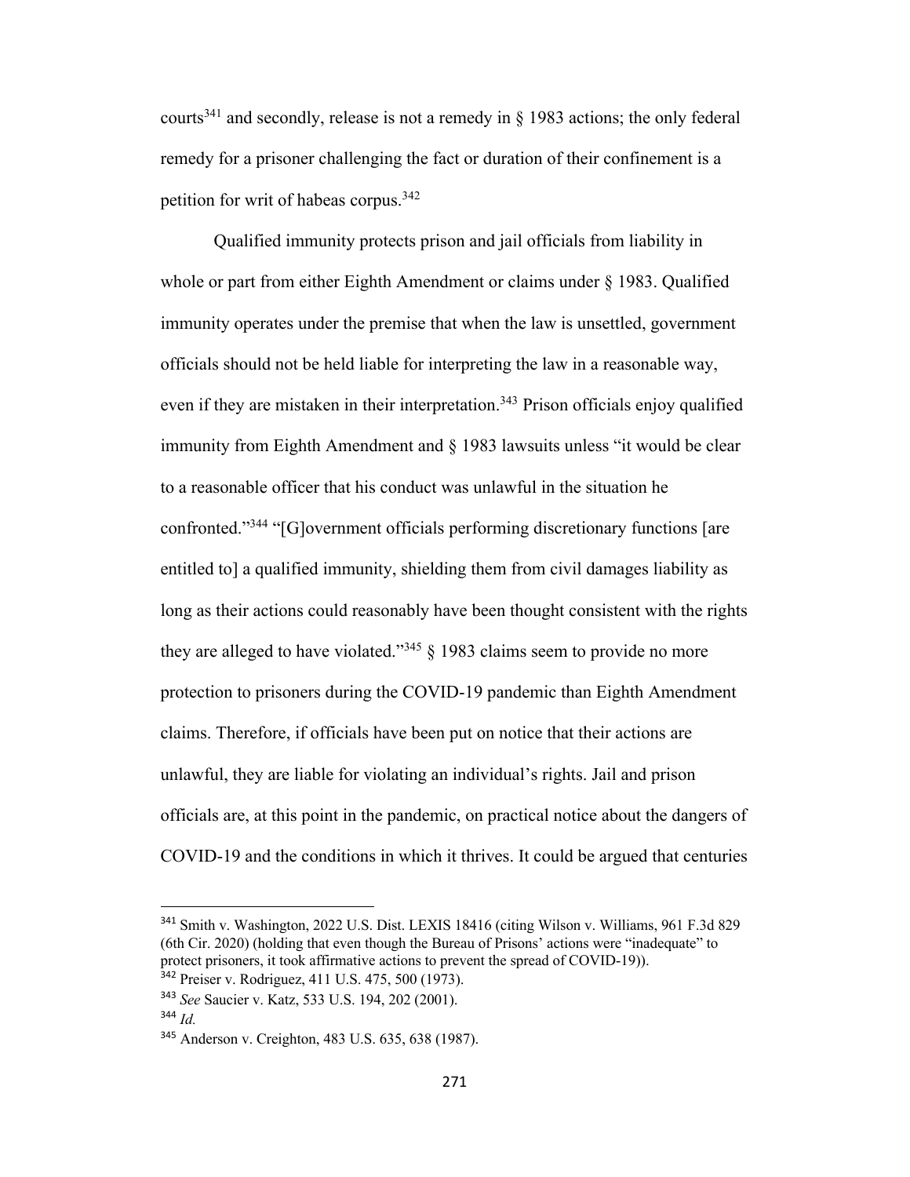courts[341] and secondly, release is not a remedy in § 1983 actions; the only federal remedy for a prisoner challenging the fact or duration of their confinement is a petition for writ of habeas corpus.[342]

Qualified immunity protects prison and jail officials from liability in whole or part from either Eighth Amendment or claims under § 1983. Qualified immunity operates under the premise that when the law is unsettled, government officials should not be held liable for interpreting the law in a reasonable way, even if they are mistaken in their interpretation.[343] Prison officials enjoy qualified immunity from Eighth Amendment and § 1983 lawsuits unless "it would be clear to a reasonable officer that his conduct was unlawful in the situation he confronted."[344] "[G]overnment officials performing discretionary functions [are entitled to] a qualified immunity, shielding them from civil damages liability as long as their actions could reasonably have been thought consistent with the rights they are alleged to have violated."[345] § 1983 claims seem to provide no more protection to prisoners during the COVID-19 pandemic than Eighth Amendment claims. Therefore, if officials have been put on notice that their actions are unlawful, they are liable for violating an individual's rights. Jail and prison officials are, at this point in the pandemic, on practical notice about the dangers of COVID-19 and the conditions in which it thrives. It could be argued that centuries

---

[341] Smith v. Washington, 2022 U.S. Dist. LEXIS 18416 (citing Wilson v. Williams, 961 F.3d 829 (6th Cir. 2020) (holding that even though the Bureau of Prisons' actions were "inadequate" to protect prisoners, it took affirmative actions to prevent the spread of COVID-19)).

[342] Preiser v. Rodriguez, 411 U.S. 475, 500 (1973).

[343] *See* Saucier v. Katz, 533 U.S. 194, 202 (2001).

[344] *Id.*

[345] Anderson v. Creighton, 483 U.S. 635, 638 (1987).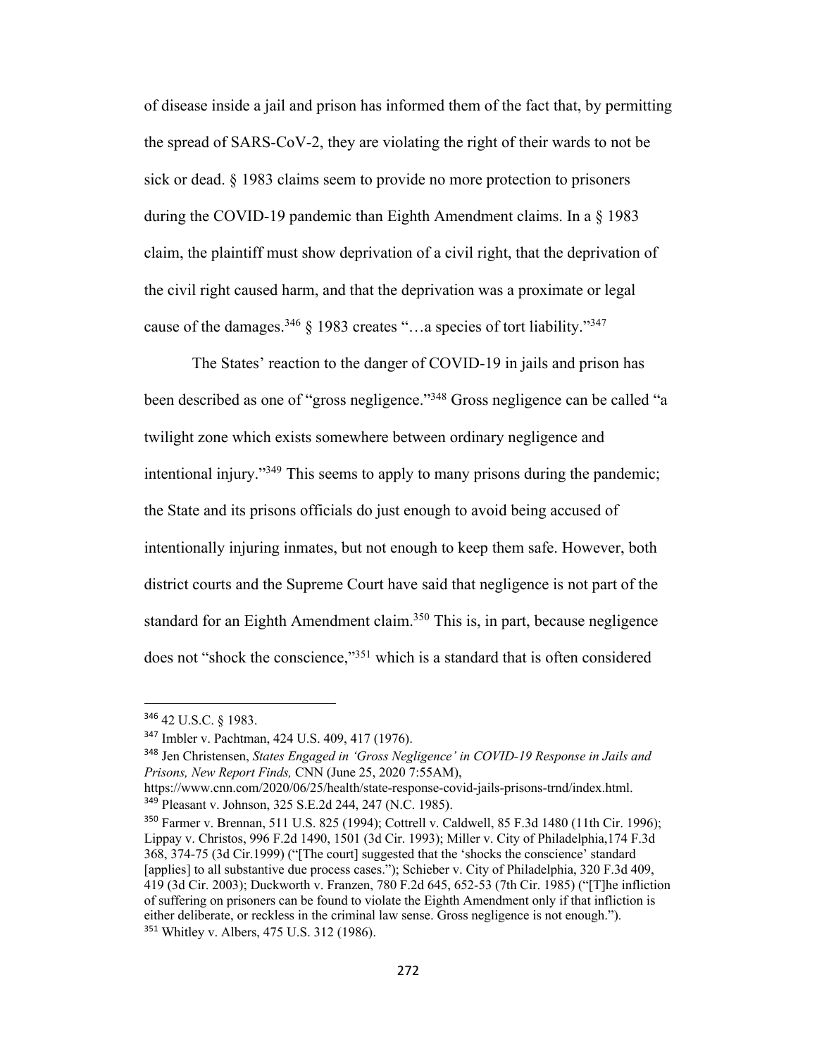of disease inside a jail and prison has informed them of the fact that, by permitting the spread of SARS-CoV-2, they are violating the right of their wards to not be sick or dead. § 1983 claims seem to provide no more protection to prisoners during the COVID-19 pandemic than Eighth Amendment claims. In a § 1983 claim, the plaintiff must show deprivation of a civil right, that the deprivation of the civil right caused harm, and that the deprivation was a proximate or legal cause of the damages.[346] § 1983 creates "…a species of tort liability."[347]

The States' reaction to the danger of COVID-19 in jails and prison has been described as one of "gross negligence."[348] Gross negligence can be called "a twilight zone which exists somewhere between ordinary negligence and intentional injury."[349] This seems to apply to many prisons during the pandemic; the State and its prisons officials do just enough to avoid being accused of intentionally injuring inmates, but not enough to keep them safe. However, both district courts and the Supreme Court have said that negligence is not part of the standard for an Eighth Amendment claim.[350] This is, in part, because negligence does not "shock the conscience,"[351] which is a standard that is often considered

---

[346] 42 U.S.C. § 1983.

[347] Imbler v. Pachtman, 424 U.S. 409, 417 (1976).

[348] Jen Christensen, *States Engaged in 'Gross Negligence' in COVID-19 Response in Jails and Prisons, New Report Finds,* CNN (June 25, 2020 7:55AM), https://www.cnn.com/2020/06/25/health/state-response-covid-jails-prisons-trnd/index.html.

[349] Pleasant v. Johnson, 325 S.E.2d 244, 247 (N.C. 1985).

[350] Farmer v. Brennan, 511 U.S. 825 (1994); Cottrell v. Caldwell, 85 F.3d 1480 (11th Cir. 1996); Lippay v. Christos, 996 F.2d 1490, 1501 (3d Cir. 1993); Miller v. City of Philadelphia,174 F.3d 368, 374-75 (3d Cir.1999) ("[The court] suggested that the 'shocks the conscience' standard [applies] to all substantive due process cases."); Schieber v. City of Philadelphia, 320 F.3d 409, 419 (3d Cir. 2003); Duckworth v. Franzen, 780 F.2d 645, 652-53 (7th Cir. 1985) ("[T]he infliction of suffering on prisoners can be found to violate the Eighth Amendment only if that infliction is either deliberate, or reckless in the criminal law sense. Gross negligence is not enough.").

[351] Whitley v. Albers, 475 U.S. 312 (1986).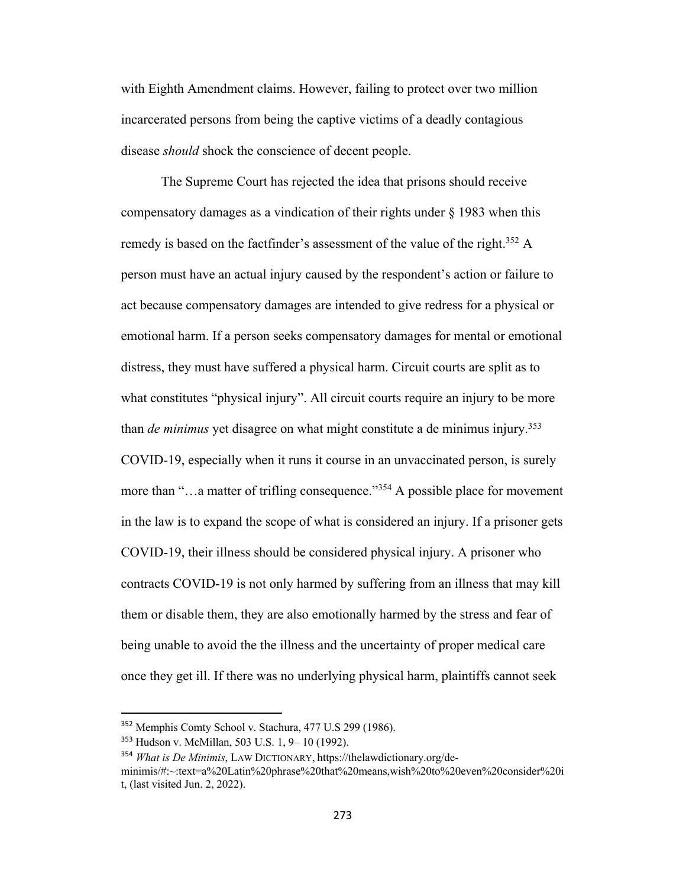with Eighth Amendment claims. However, failing to protect over two million incarcerated persons from being the captive victims of a deadly contagious disease *should* shock the conscience of decent people.

The Supreme Court has rejected the idea that prisons should receive compensatory damages as a vindication of their rights under § 1983 when this remedy is based on the factfinder's assessment of the value of the right.[352] A person must have an actual injury caused by the respondent's action or failure to act because compensatory damages are intended to give redress for a physical or emotional harm. If a person seeks compensatory damages for mental or emotional distress, they must have suffered a physical harm. Circuit courts are split as to what constitutes "physical injury". All circuit courts require an injury to be more than *de minimus* yet disagree on what might constitute a de minimus injury.[353] COVID-19, especially when it runs it course in an unvaccinated person, is surely more than "…a matter of trifling consequence."[354] A possible place for movement in the law is to expand the scope of what is considered an injury. If a prisoner gets COVID-19, their illness should be considered physical injury. A prisoner who contracts COVID-19 is not only harmed by suffering from an illness that may kill them or disable them, they are also emotionally harmed by the stress and fear of being unable to avoid the the illness and the uncertainty of proper medical care once they get ill. If there was no underlying physical harm, plaintiffs cannot seek

---

[352] Memphis Comty School v. Stachura, 477 U.S 299 (1986).

[353] Hudson v. McMillan, 503 U.S. 1, 9– 10 (1992).

[354] *What is De Minimis*, LAW DICTIONARY, https://thelawdictionary.org/de-minimis/#:~:text=a%20Latin%20phrase%20that%20means,wish%20to%20even%20consider%20it, (last visited Jun. 2, 2022).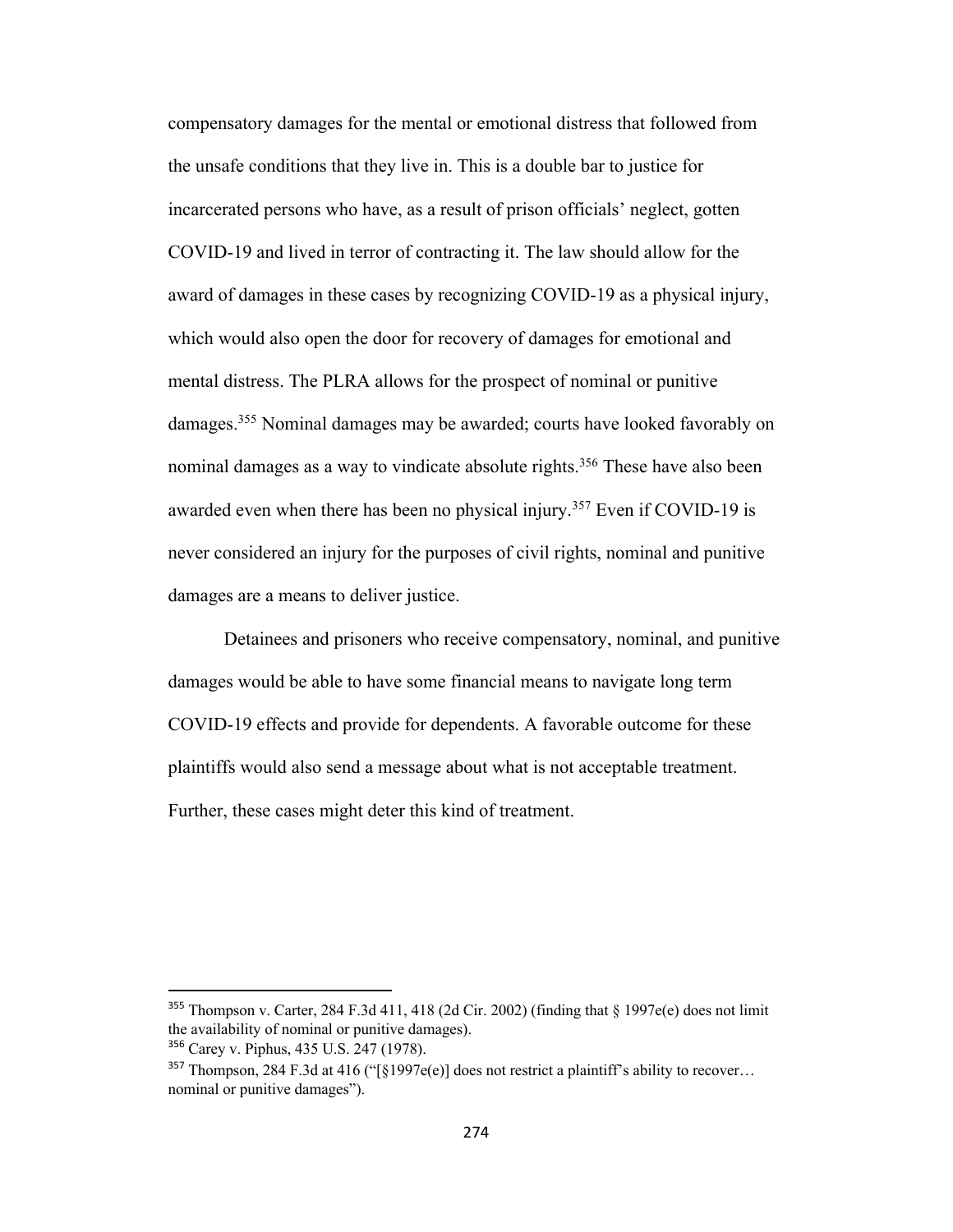compensatory damages for the mental or emotional distress that followed from the unsafe conditions that they live in. This is a double bar to justice for incarcerated persons who have, as a result of prison officials' neglect, gotten COVID-19 and lived in terror of contracting it. The law should allow for the award of damages in these cases by recognizing COVID-19 as a physical injury, which would also open the door for recovery of damages for emotional and mental distress. The PLRA allows for the prospect of nominal or punitive damages.[355] Nominal damages may be awarded; courts have looked favorably on nominal damages as a way to vindicate absolute rights.[356] These have also been awarded even when there has been no physical injury.[357] Even if COVID-19 is never considered an injury for the purposes of civil rights, nominal and punitive damages are a means to deliver justice.

Detainees and prisoners who receive compensatory, nominal, and punitive damages would be able to have some financial means to navigate long term COVID-19 effects and provide for dependents. A favorable outcome for these plaintiffs would also send a message about what is not acceptable treatment. Further, these cases might deter this kind of treatment.

---

[355] Thompson v. Carter, 284 F.3d 411, 418 (2d Cir. 2002) (finding that § 1997e(e) does not limit the availability of nominal or punitive damages).

[356] Carey v. Piphus, 435 U.S. 247 (1978).

[357] Thompson, 284 F.3d at 416 ("[§1997e(e)] does not restrict a plaintiff's ability to recover… nominal or punitive damages").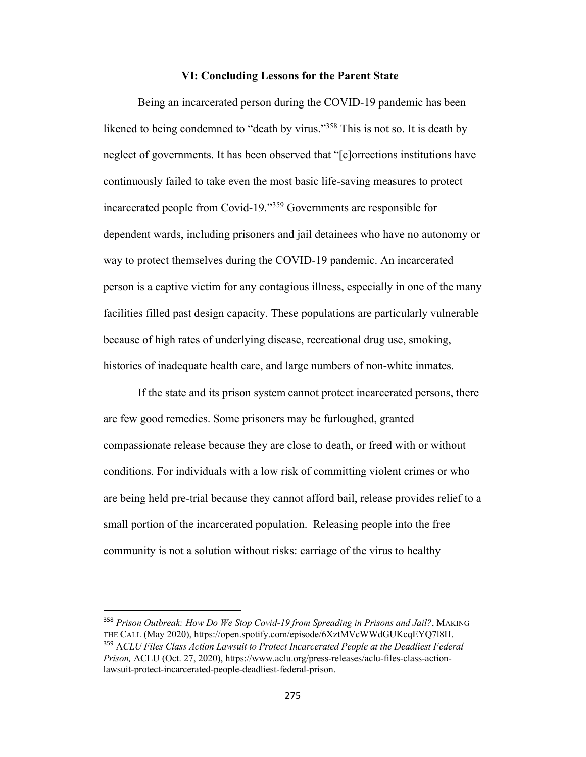## VI: Concluding Lessons for the Parent State

Being an incarcerated person during the COVID-19 pandemic has been likened to being condemned to "death by virus."[358] This is not so. It is death by neglect of governments. It has been observed that "[c]orrections institutions have continuously failed to take even the most basic life-saving measures to protect incarcerated people from Covid-19."[359] Governments are responsible for dependent wards, including prisoners and jail detainees who have no autonomy or way to protect themselves during the COVID-19 pandemic. An incarcerated person is a captive victim for any contagious illness, especially in one of the many facilities filled past design capacity. These populations are particularly vulnerable because of high rates of underlying disease, recreational drug use, smoking, histories of inadequate health care, and large numbers of non-white inmates.

If the state and its prison system cannot protect incarcerated persons, there are few good remedies. Some prisoners may be furloughed, granted compassionate release because they are close to death, or freed with or without conditions. For individuals with a low risk of committing violent crimes or who are being held pre-trial because they cannot afford bail, release provides relief to a small portion of the incarcerated population. Releasing people into the free community is not a solution without risks: carriage of the virus to healthy

---

[358] *Prison Outbreak: How Do We Stop Covid-19 from Spreading in Prisons and Jail?*, MAKING THE CALL (May 2020), https://open.spotify.com/episode/6XztMVcWWdGUKcqEYQ7l8H.

[359] *ACLU Files Class Action Lawsuit to Protect Incarcerated People at the Deadliest Federal Prison,* ACLU (Oct. 27, 2020), https://www.aclu.org/press-releases/aclu-files-class-action-lawsuit-protect-incarcerated-people-deadliest-federal-prison.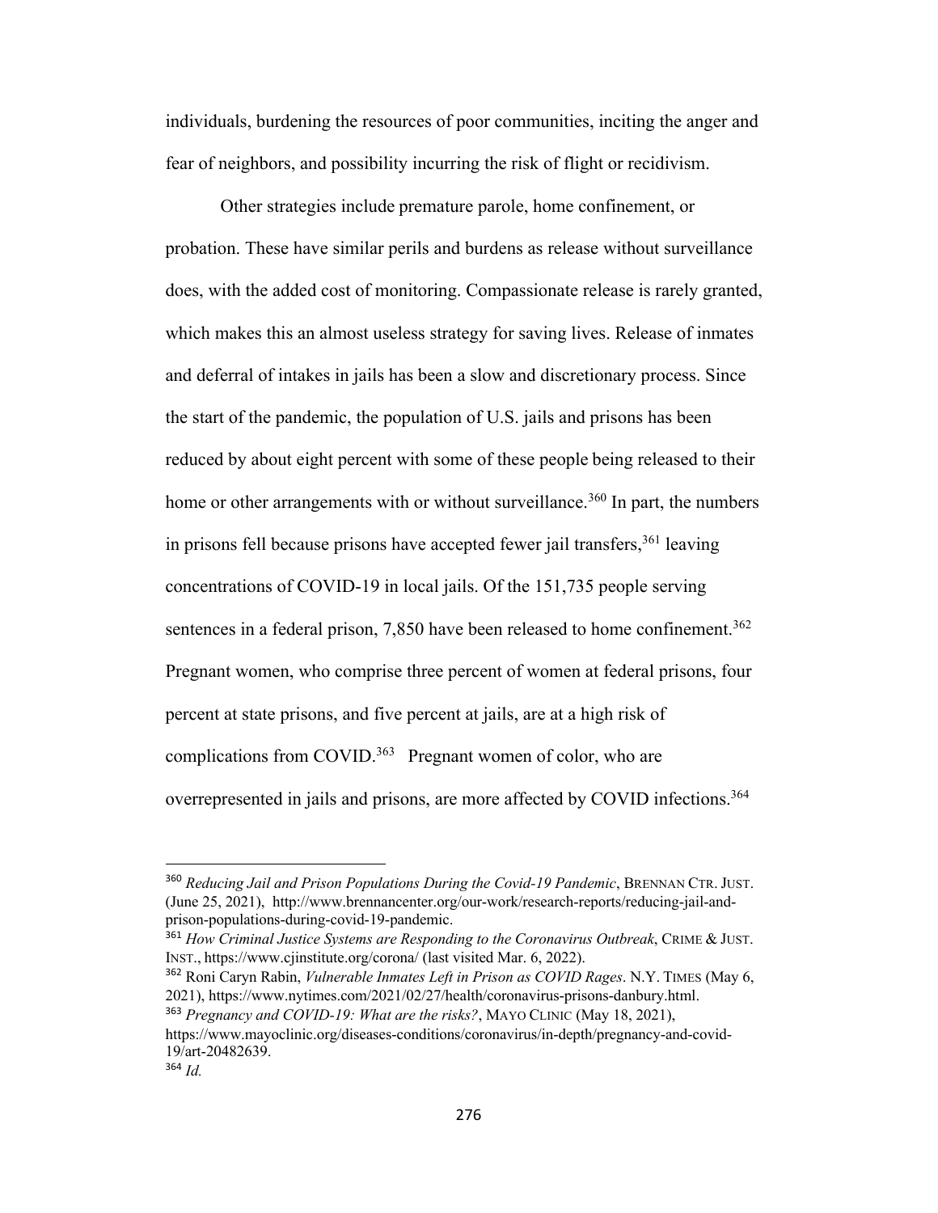individuals, burdening the resources of poor communities, inciting the anger and fear of neighbors, and possibility incurring the risk of flight or recidivism.

Other strategies include premature parole, home confinement, or probation. These have similar perils and burdens as release without surveillance does, with the added cost of monitoring. Compassionate release is rarely granted, which makes this an almost useless strategy for saving lives. Release of inmates and deferral of intakes in jails has been a slow and discretionary process. Since the start of the pandemic, the population of U.S. jails and prisons has been reduced by about eight percent with some of these people being released to their home or other arrangements with or without surveillance.[360] In part, the numbers in prisons fell because prisons have accepted fewer jail transfers,[361] leaving concentrations of COVID-19 in local jails. Of the 151,735 people serving sentences in a federal prison, 7,850 have been released to home confinement.[362] Pregnant women, who comprise three percent of women at federal prisons, four percent at state prisons, and five percent at jails, are at a high risk of complications from COVID.[363] Pregnant women of color, who are overrepresented in jails and prisons, are more affected by COVID infections.[364]

---

[360] *Reducing Jail and Prison Populations During the Covid-19 Pandemic*, BRENNAN CTR. JUST. (June 25, 2021), http://www.brennancenter.org/our-work/research-reports/reducing-jail-and-prison-populations-during-covid-19-pandemic.

[361] *How Criminal Justice Systems are Responding to the Coronavirus Outbreak*, CRIME & JUST. INST., https://www.cjinstitute.org/corona/ (last visited Mar. 6, 2022).

[362] Roni Caryn Rabin, *Vulnerable Inmates Left in Prison as COVID Rages*. N.Y. TIMES (May 6, 2021), https://www.nytimes.com/2021/02/27/health/coronavirus-prisons-danbury.html.

[363] *Pregnancy and COVID-19: What are the risks?*, MAYO CLINIC (May 18, 2021), https://www.mayoclinic.org/diseases-conditions/coronavirus/in-depth/pregnancy-and-covid-19/art-20482639.

[364] *Id.*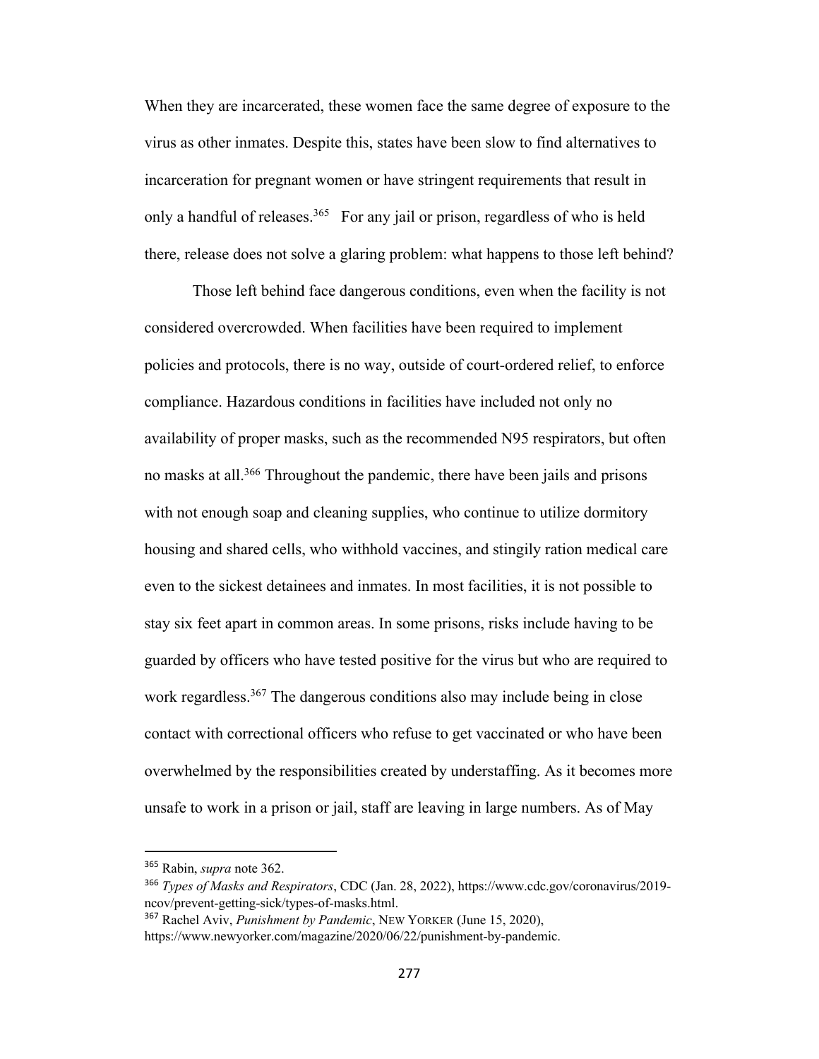When they are incarcerated, these women face the same degree of exposure to the virus as other inmates. Despite this, states have been slow to find alternatives to incarceration for pregnant women or have stringent requirements that result in only a handful of releases.[365] For any jail or prison, regardless of who is held there, release does not solve a glaring problem: what happens to those left behind?

Those left behind face dangerous conditions, even when the facility is not considered overcrowded. When facilities have been required to implement policies and protocols, there is no way, outside of court-ordered relief, to enforce compliance. Hazardous conditions in facilities have included not only no availability of proper masks, such as the recommended N95 respirators, but often no masks at all.[366] Throughout the pandemic, there have been jails and prisons with not enough soap and cleaning supplies, who continue to utilize dormitory housing and shared cells, who withhold vaccines, and stingily ration medical care even to the sickest detainees and inmates. In most facilities, it is not possible to stay six feet apart in common areas. In some prisons, risks include having to be guarded by officers who have tested positive for the virus but who are required to work regardless.[367] The dangerous conditions also may include being in close contact with correctional officers who refuse to get vaccinated or who have been overwhelmed by the responsibilities created by understaffing. As it becomes more unsafe to work in a prison or jail, staff are leaving in large numbers. As of May

---

[365] Rabin, *supra* note 362.

[366] *Types of Masks and Respirators*, CDC (Jan. 28, 2022), https://www.cdc.gov/coronavirus/2019-ncov/prevent-getting-sick/types-of-masks.html.

[367] Rachel Aviv, *Punishment by Pandemic*, NEW YORKER (June 15, 2020), https://www.newyorker.com/magazine/2020/06/22/punishment-by-pandemic.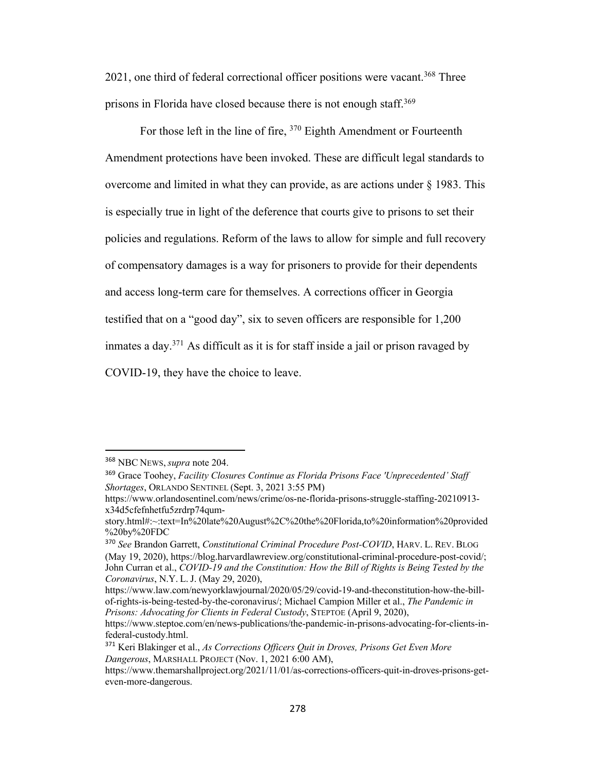2021, one third of federal correctional officer positions were vacant.[368] Three prisons in Florida have closed because there is not enough staff.[369]

For those left in the line of fire, [370] Eighth Amendment or Fourteenth Amendment protections have been invoked. These are difficult legal standards to overcome and limited in what they can provide, as are actions under § 1983. This is especially true in light of the deference that courts give to prisons to set their policies and regulations. Reform of the laws to allow for simple and full recovery of compensatory damages is a way for prisoners to provide for their dependents and access long-term care for themselves. A corrections officer in Georgia testified that on a "good day", six to seven officers are responsible for 1,200 inmates a day.[371] As difficult as it is for staff inside a jail or prison ravaged by COVID-19, they have the choice to leave.

---

[368] NBC NEWS, *supra* note 204.

[369] Grace Toohey, *Facility Closures Continue as Florida Prisons Face 'Unprecedented' Staff Shortages*, ORLANDO SENTINEL (Sept. 3, 2021 3:55 PM) https://www.orlandosentinel.com/news/crime/os-ne-florida-prisons-struggle-staffing-20210913-x34d5cfefnhetfu5zrdrp74qum-story.html#:~:text=In%20late%20August%2C%20the%20Florida,to%20information%20provided%20by%20FDC

[370] *See* Brandon Garrett, *Constitutional Criminal Procedure Post-COVID*, HARV. L. REV. BLOG (May 19, 2020), https://blog.harvardlawreview.org/constitutional-criminal-procedure-post-covid/; John Curran et al., *COVID-19 and the Constitution: How the Bill of Rights is Being Tested by the Coronavirus*, N.Y. L. J. (May 29, 2020), https://www.law.com/newyorklawjournal/2020/05/29/covid-19-and-theconstitution-how-the-bill-of-rights-is-being-tested-by-the-coronavirus/; Michael Campion Miller et al., *The Pandemic in Prisons: Advocating for Clients in Federal Custody*, STEPTOE (April 9, 2020), https://www.steptoe.com/en/news-publications/the-pandemic-in-prisons-advocating-for-clients-in-federal-custody.html.

[371] Keri Blakinger et al., *As Corrections Officers Quit in Droves, Prisons Get Even More Dangerous*, MARSHALL PROJECT (Nov. 1, 2021 6:00 AM), https://www.themarshallproject.org/2021/11/01/as-corrections-officers-quit-in-droves-prisons-get-even-more-dangerous.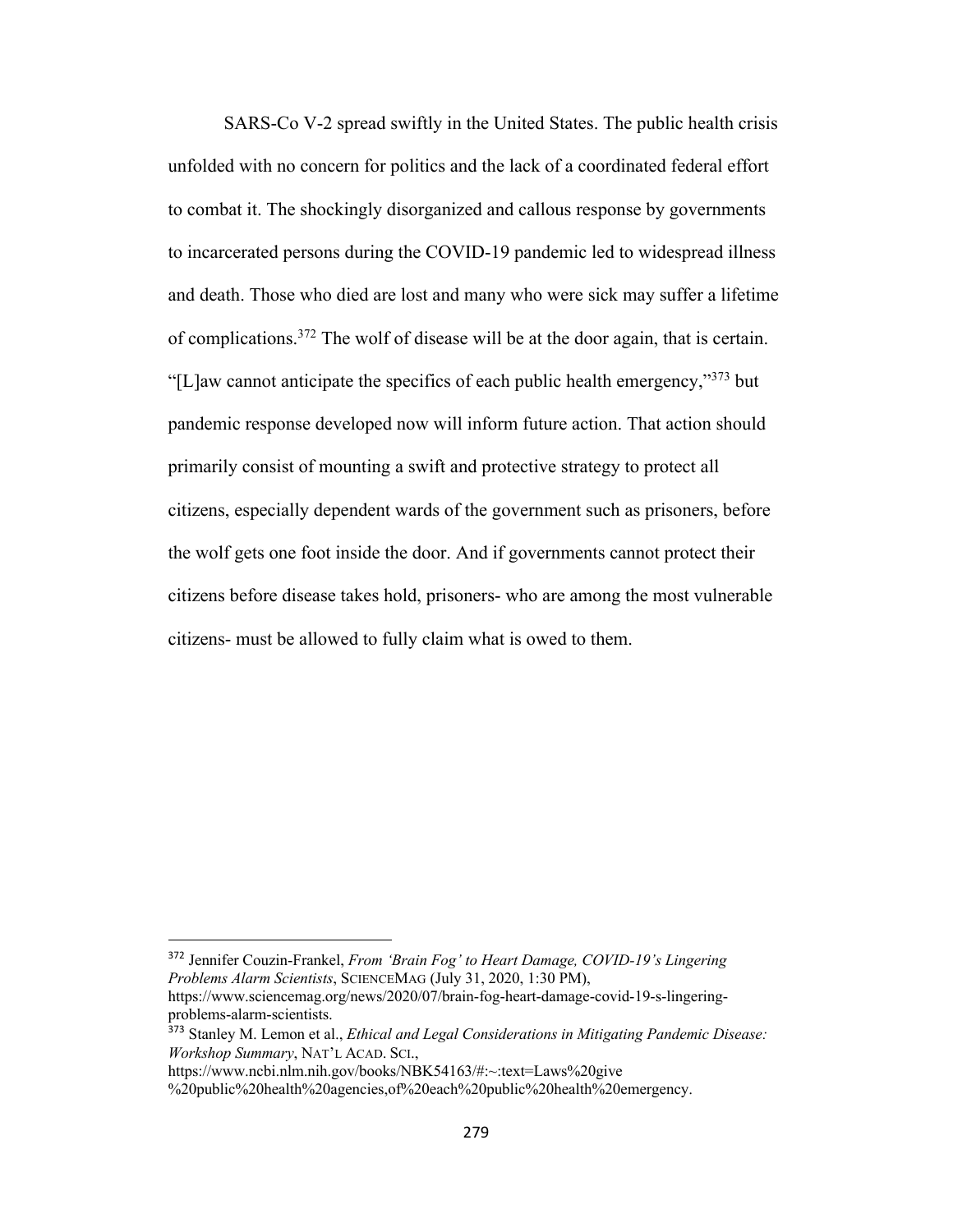SARS-Co V-2 spread swiftly in the United States. The public health crisis unfolded with no concern for politics and the lack of a coordinated federal effort to combat it. The shockingly disorganized and callous response by governments to incarcerated persons during the COVID-19 pandemic led to widespread illness and death. Those who died are lost and many who were sick may suffer a lifetime of complications.[372] The wolf of disease will be at the door again, that is certain. "[L]aw cannot anticipate the specifics of each public health emergency,"[373] but pandemic response developed now will inform future action. That action should primarily consist of mounting a swift and protective strategy to protect all citizens, especially dependent wards of the government such as prisoners, before the wolf gets one foot inside the door. And if governments cannot protect their citizens before disease takes hold, prisoners- who are among the most vulnerable citizens- must be allowed to fully claim what is owed to them.

---

[372] Jennifer Couzin-Frankel, *From 'Brain Fog' to Heart Damage, COVID-19's Lingering Problems Alarm Scientists*, SCIENCEMAG (July 31, 2020, 1:30 PM), https://www.sciencemag.org/news/2020/07/brain-fog-heart-damage-covid-19-s-lingering-problems-alarm-scientists.

[373] Stanley M. Lemon et al., *Ethical and Legal Considerations in Mitigating Pandemic Disease: Workshop Summary*, NAT'L ACAD. SCI., https://www.ncbi.nlm.nih.gov/books/NBK54163/#:~:text=Laws%20give%20public%20health%20agencies,of%20each%20public%20health%20emergency.